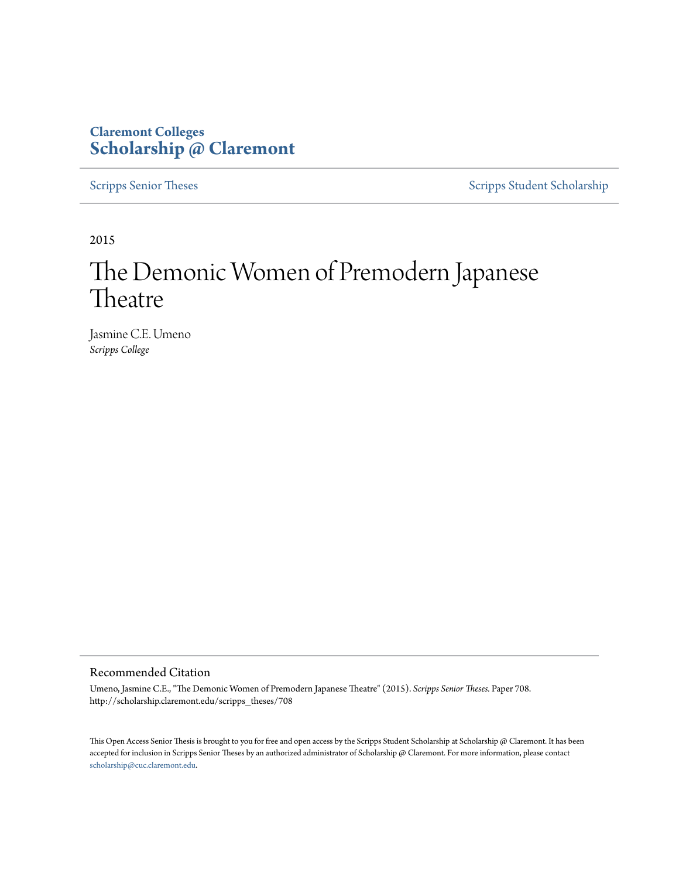Claremont Colleges
**Scholarship @ Claremont**

Scripps Senior Theses | Scripps Student Scholarship

2015

# The Demonic Women of Premodern Japanese Theatre

Jasmine C.E. Umeno
*Scripps College*

## Recommended Citation

Umeno, Jasmine C.E., "The Demonic Women of Premodern Japanese Theatre" (2015). *Scripps Senior Theses*. Paper 708. http://scholarship.claremont.edu/scripps_theses/708

This Open Access Senior Thesis is brought to you for free and open access by the Scripps Student Scholarship at Scholarship @ Claremont. It has been accepted for inclusion in Scripps Senior Theses by an authorized administrator of Scholarship @ Claremont. For more information, please contact scholarship@cuc.claremont.edu.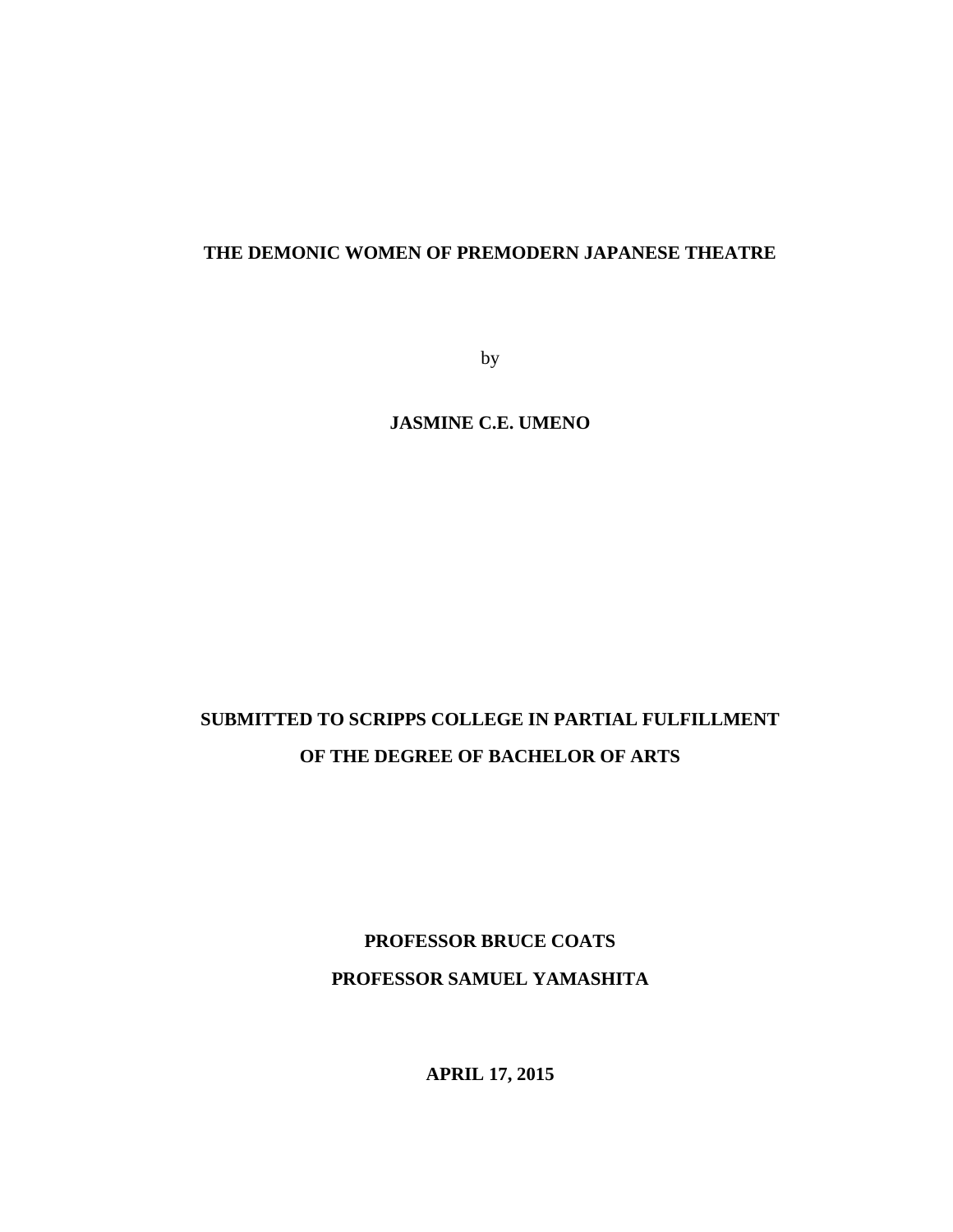# THE DEMONIC WOMEN OF PREMODERN JAPANESE THEATRE

by

**JASMINE C.E. UMENO**

**SUBMITTED TO SCRIPPS COLLEGE IN PARTIAL FULFILLMENT OF THE DEGREE OF BACHELOR OF ARTS**

**PROFESSOR BRUCE COATS**

**PROFESSOR SAMUEL YAMASHITA**

**APRIL 17, 2015**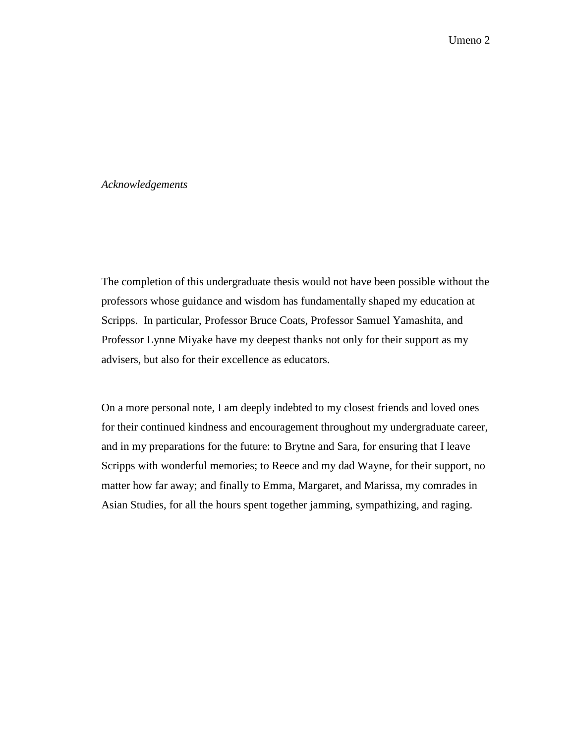*Acknowledgements*

The completion of this undergraduate thesis would not have been possible without the professors whose guidance and wisdom has fundamentally shaped my education at Scripps. In particular, Professor Bruce Coats, Professor Samuel Yamashita, and Professor Lynne Miyake have my deepest thanks not only for their support as my advisers, but also for their excellence as educators.

On a more personal note, I am deeply indebted to my closest friends and loved ones for their continued kindness and encouragement throughout my undergraduate career, and in my preparations for the future: to Brytne and Sara, for ensuring that I leave Scripps with wonderful memories; to Reece and my dad Wayne, for their support, no matter how far away; and finally to Emma, Margaret, and Marissa, my comrades in Asian Studies, for all the hours spent together jamming, sympathizing, and raging.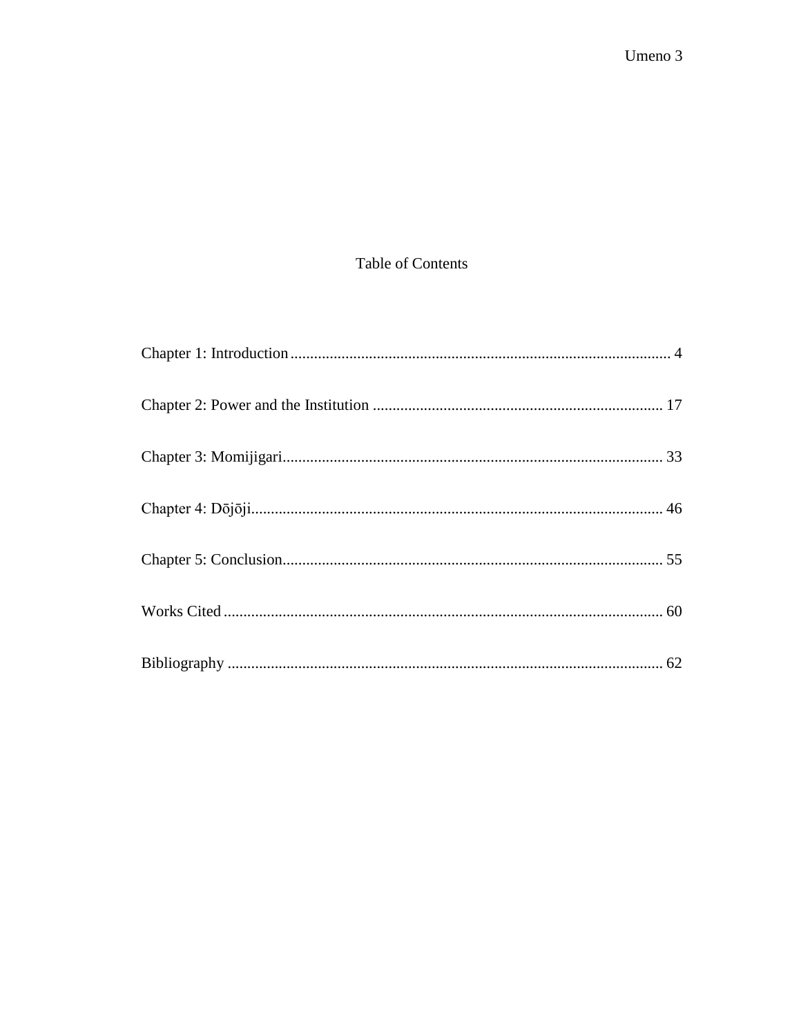# Table of Contents

Chapter 1: Introduction ..................................................................................... 4

Chapter 2: Power and the Institution ............................................................ 17

Chapter 3: Momijigari..................................................................................... 33

Chapter 4: Dōjōji............................................................................................ 46

Chapter 5: Conclusion..................................................................................... 55

Works Cited ..................................................................................................... 60

Bibliography .................................................................................................... 62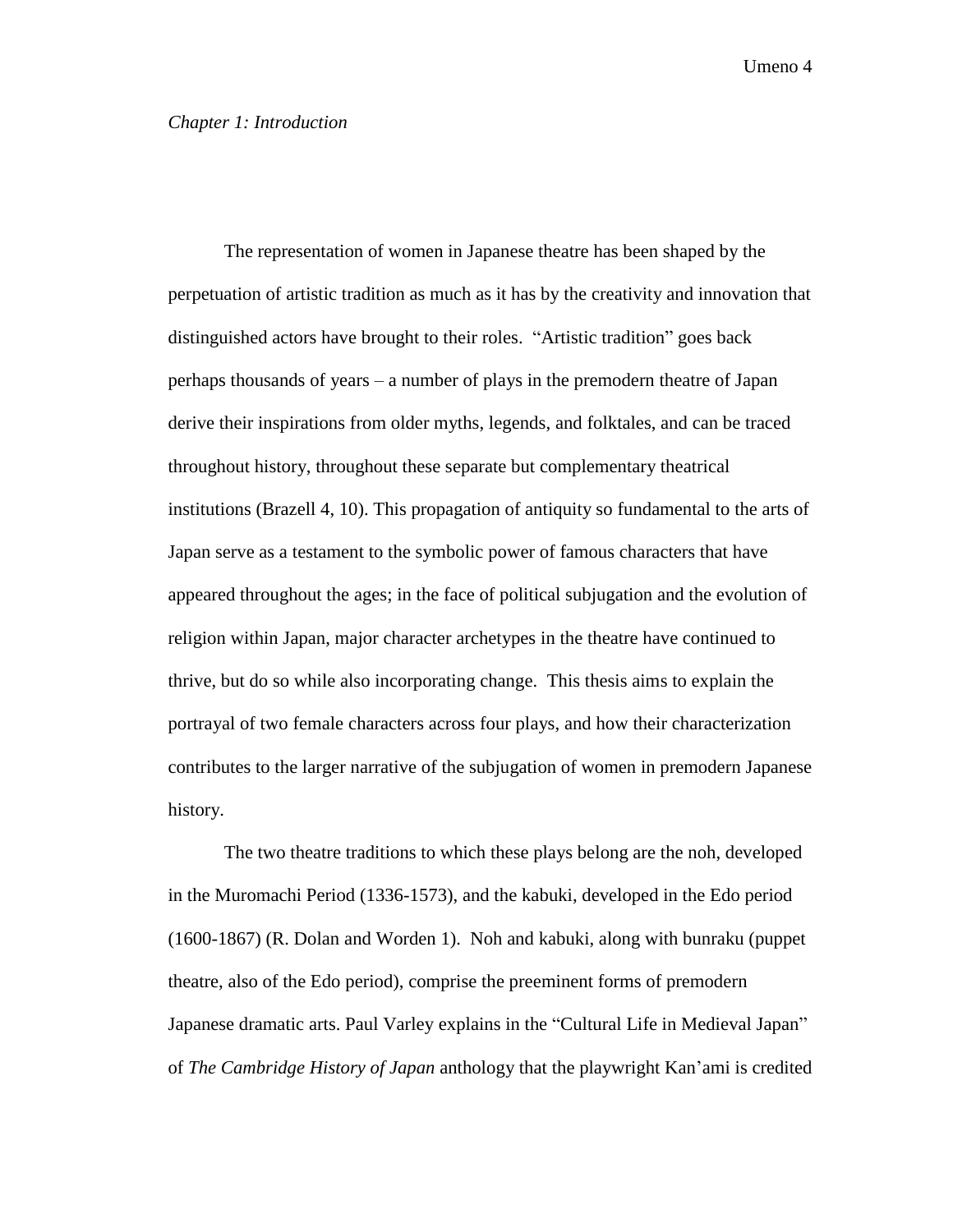*Chapter 1: Introduction*

The representation of women in Japanese theatre has been shaped by the perpetuation of artistic tradition as much as it has by the creativity and innovation that distinguished actors have brought to their roles. "Artistic tradition" goes back perhaps thousands of years – a number of plays in the premodern theatre of Japan derive their inspirations from older myths, legends, and folktales, and can be traced throughout history, throughout these separate but complementary theatrical institutions (Brazell 4, 10). This propagation of antiquity so fundamental to the arts of Japan serve as a testament to the symbolic power of famous characters that have appeared throughout the ages; in the face of political subjugation and the evolution of religion within Japan, major character archetypes in the theatre have continued to thrive, but do so while also incorporating change. This thesis aims to explain the portrayal of two female characters across four plays, and how their characterization contributes to the larger narrative of the subjugation of women in premodern Japanese history.

The two theatre traditions to which these plays belong are the noh, developed in the Muromachi Period (1336-1573), and the kabuki, developed in the Edo period (1600-1867) (R. Dolan and Worden 1). Noh and kabuki, along with bunraku (puppet theatre, also of the Edo period), comprise the preeminent forms of premodern Japanese dramatic arts. Paul Varley explains in the "Cultural Life in Medieval Japan" of *The Cambridge History of Japan* anthology that the playwright Kan'ami is credited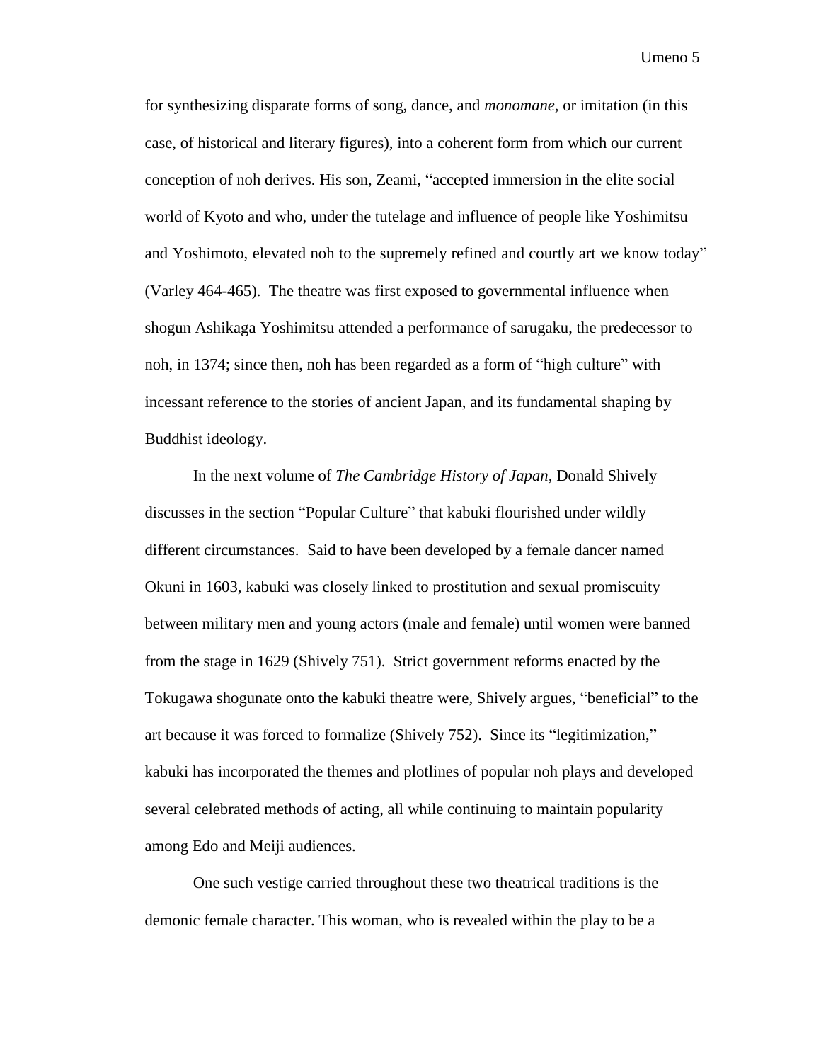for synthesizing disparate forms of song, dance, and *monomane*, or imitation (in this case, of historical and literary figures), into a coherent form from which our current conception of noh derives. His son, Zeami, "accepted immersion in the elite social world of Kyoto and who, under the tutelage and influence of people like Yoshimitsu and Yoshimoto, elevated noh to the supremely refined and courtly art we know today" (Varley 464-465). The theatre was first exposed to governmental influence when shogun Ashikaga Yoshimitsu attended a performance of sarugaku, the predecessor to noh, in 1374; since then, noh has been regarded as a form of "high culture" with incessant reference to the stories of ancient Japan, and its fundamental shaping by Buddhist ideology.

In the next volume of *The Cambridge History of Japan*, Donald Shively discusses in the section "Popular Culture" that kabuki flourished under wildly different circumstances. Said to have been developed by a female dancer named Okuni in 1603, kabuki was closely linked to prostitution and sexual promiscuity between military men and young actors (male and female) until women were banned from the stage in 1629 (Shively 751). Strict government reforms enacted by the Tokugawa shogunate onto the kabuki theatre were, Shively argues, "beneficial" to the art because it was forced to formalize (Shively 752). Since its "legitimization," kabuki has incorporated the themes and plotlines of popular noh plays and developed several celebrated methods of acting, all while continuing to maintain popularity among Edo and Meiji audiences.

One such vestige carried throughout these two theatrical traditions is the demonic female character. This woman, who is revealed within the play to be a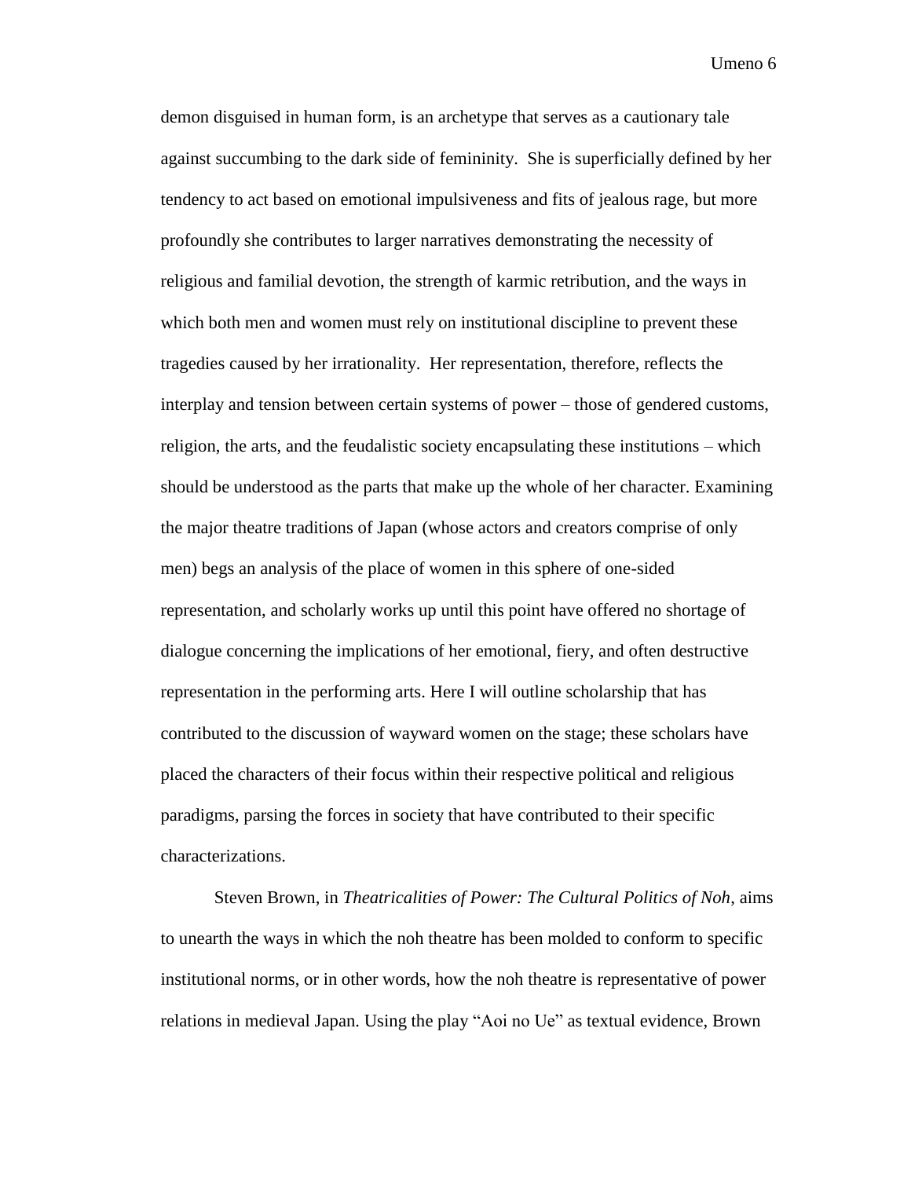demon disguised in human form, is an archetype that serves as a cautionary tale against succumbing to the dark side of femininity. She is superficially defined by her tendency to act based on emotional impulsiveness and fits of jealous rage, but more profoundly she contributes to larger narratives demonstrating the necessity of religious and familial devotion, the strength of karmic retribution, and the ways in which both men and women must rely on institutional discipline to prevent these tragedies caused by her irrationality. Her representation, therefore, reflects the interplay and tension between certain systems of power – those of gendered customs, religion, the arts, and the feudalistic society encapsulating these institutions – which should be understood as the parts that make up the whole of her character. Examining the major theatre traditions of Japan (whose actors and creators comprise of only men) begs an analysis of the place of women in this sphere of one-sided representation, and scholarly works up until this point have offered no shortage of dialogue concerning the implications of her emotional, fiery, and often destructive representation in the performing arts. Here I will outline scholarship that has contributed to the discussion of wayward women on the stage; these scholars have placed the characters of their focus within their respective political and religious paradigms, parsing the forces in society that have contributed to their specific characterizations.

Steven Brown, in *Theatricalities of Power: The Cultural Politics of Noh*, aims to unearth the ways in which the noh theatre has been molded to conform to specific institutional norms, or in other words, how the noh theatre is representative of power relations in medieval Japan. Using the play "Aoi no Ue" as textual evidence, Brown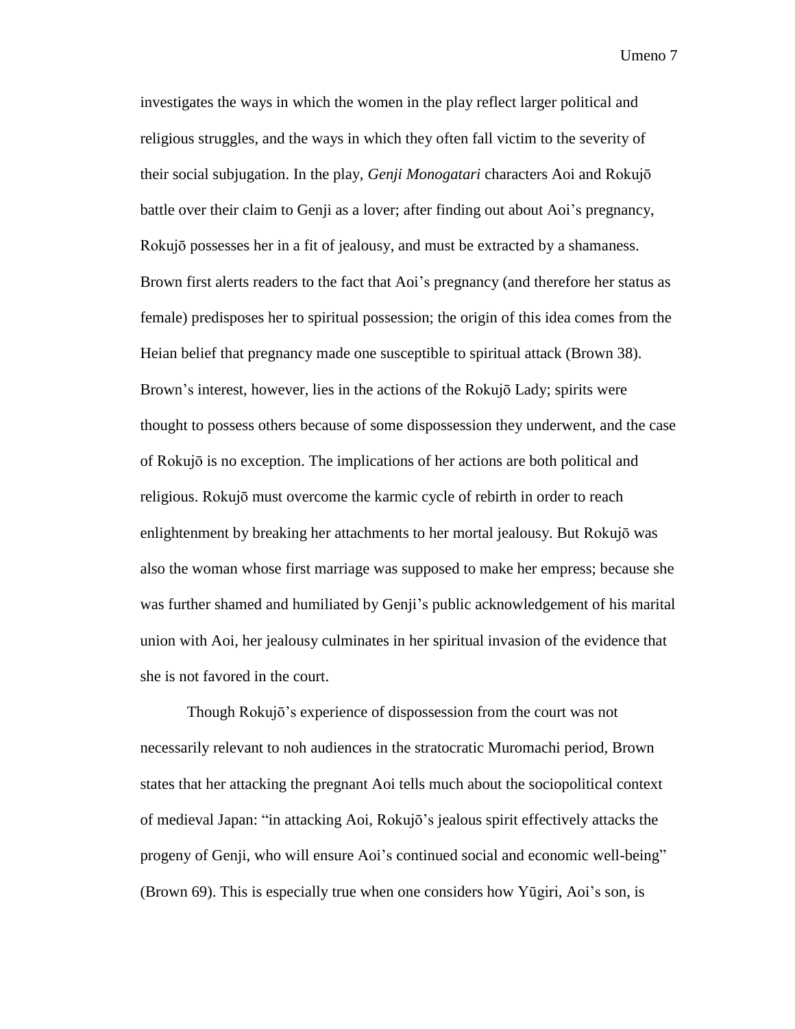investigates the ways in which the women in the play reflect larger political and religious struggles, and the ways in which they often fall victim to the severity of their social subjugation. In the play, *Genji Monogatari* characters Aoi and Rokujō battle over their claim to Genji as a lover; after finding out about Aoi's pregnancy, Rokujō possesses her in a fit of jealousy, and must be extracted by a shamaness. Brown first alerts readers to the fact that Aoi's pregnancy (and therefore her status as female) predisposes her to spiritual possession; the origin of this idea comes from the Heian belief that pregnancy made one susceptible to spiritual attack (Brown 38). Brown's interest, however, lies in the actions of the Rokujō Lady; spirits were thought to possess others because of some dispossession they underwent, and the case of Rokujō is no exception. The implications of her actions are both political and religious. Rokujō must overcome the karmic cycle of rebirth in order to reach enlightenment by breaking her attachments to her mortal jealousy. But Rokujō was also the woman whose first marriage was supposed to make her empress; because she was further shamed and humiliated by Genji's public acknowledgement of his marital union with Aoi, her jealousy culminates in her spiritual invasion of the evidence that she is not favored in the court.

Though Rokujō's experience of dispossession from the court was not necessarily relevant to noh audiences in the stratocratic Muromachi period, Brown states that her attacking the pregnant Aoi tells much about the sociopolitical context of medieval Japan: "in attacking Aoi, Rokujō's jealous spirit effectively attacks the progeny of Genji, who will ensure Aoi's continued social and economic well-being" (Brown 69). This is especially true when one considers how Yūgiri, Aoi's son, is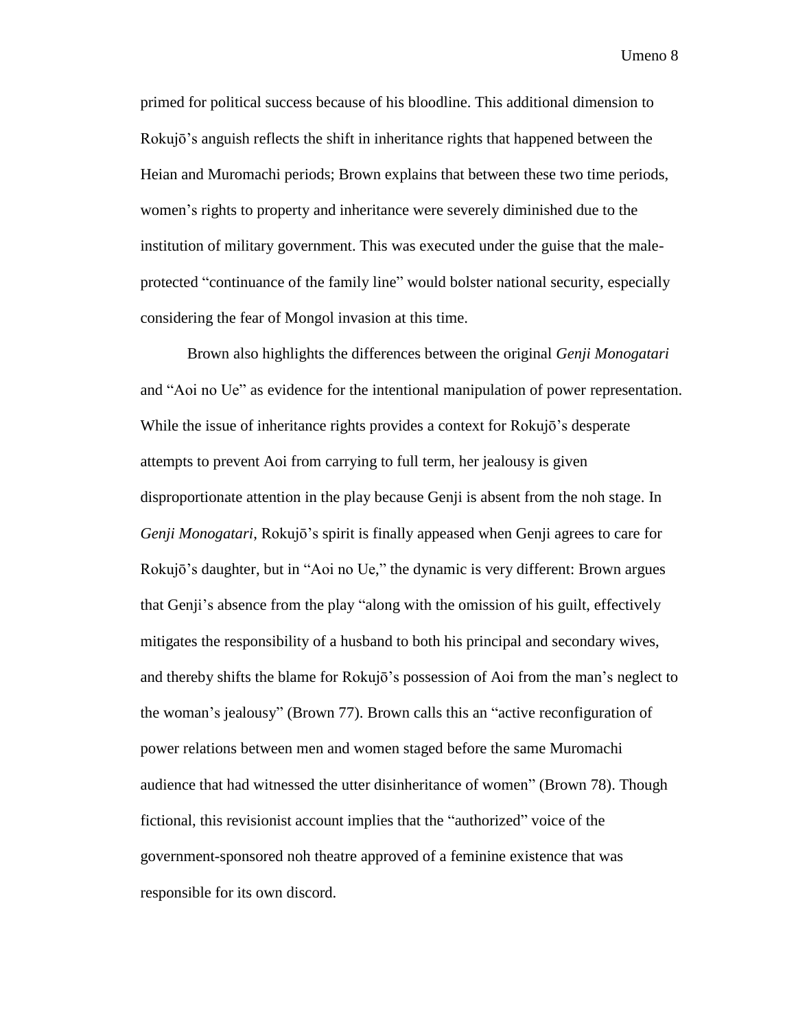primed for political success because of his bloodline. This additional dimension to Rokujō's anguish reflects the shift in inheritance rights that happened between the Heian and Muromachi periods; Brown explains that between these two time periods, women's rights to property and inheritance were severely diminished due to the institution of military government. This was executed under the guise that the male-protected "continuance of the family line" would bolster national security, especially considering the fear of Mongol invasion at this time.

Brown also highlights the differences between the original *Genji Monogatari* and "Aoi no Ue" as evidence for the intentional manipulation of power representation. While the issue of inheritance rights provides a context for Rokujō's desperate attempts to prevent Aoi from carrying to full term, her jealousy is given disproportionate attention in the play because Genji is absent from the noh stage. In *Genji Monogatari*, Rokujō's spirit is finally appeased when Genji agrees to care for Rokujō's daughter, but in "Aoi no Ue," the dynamic is very different: Brown argues that Genji's absence from the play "along with the omission of his guilt, effectively mitigates the responsibility of a husband to both his principal and secondary wives, and thereby shifts the blame for Rokujō's possession of Aoi from the man's neglect to the woman's jealousy" (Brown 77). Brown calls this an "active reconfiguration of power relations between men and women staged before the same Muromachi audience that had witnessed the utter disinheritance of women" (Brown 78). Though fictional, this revisionist account implies that the "authorized" voice of the government-sponsored noh theatre approved of a feminine existence that was responsible for its own discord.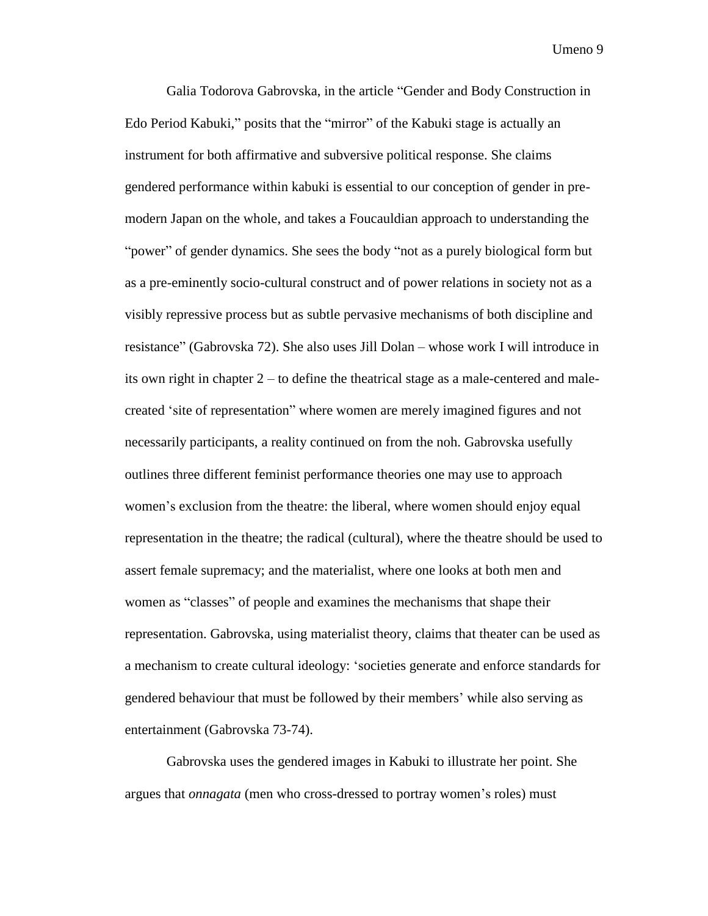Galia Todorova Gabrovska, in the article "Gender and Body Construction in Edo Period Kabuki," posits that the "mirror" of the Kabuki stage is actually an instrument for both affirmative and subversive political response. She claims gendered performance within kabuki is essential to our conception of gender in pre-modern Japan on the whole, and takes a Foucauldian approach to understanding the "power" of gender dynamics. She sees the body "not as a purely biological form but as a pre-eminently socio-cultural construct and of power relations in society not as a visibly repressive process but as subtle pervasive mechanisms of both discipline and resistance" (Gabrovska 72). She also uses Jill Dolan – whose work I will introduce in its own right in chapter 2 – to define the theatrical stage as a male-centered and male-created 'site of representation" where women are merely imagined figures and not necessarily participants, a reality continued on from the noh. Gabrovska usefully outlines three different feminist performance theories one may use to approach women's exclusion from the theatre: the liberal, where women should enjoy equal representation in the theatre; the radical (cultural), where the theatre should be used to assert female supremacy; and the materialist, where one looks at both men and women as "classes" of people and examines the mechanisms that shape their representation. Gabrovska, using materialist theory, claims that theater can be used as a mechanism to create cultural ideology: 'societies generate and enforce standards for gendered behaviour that must be followed by their members' while also serving as entertainment (Gabrovska 73-74).

Gabrovska uses the gendered images in Kabuki to illustrate her point. She argues that *onnagata* (men who cross-dressed to portray women's roles) must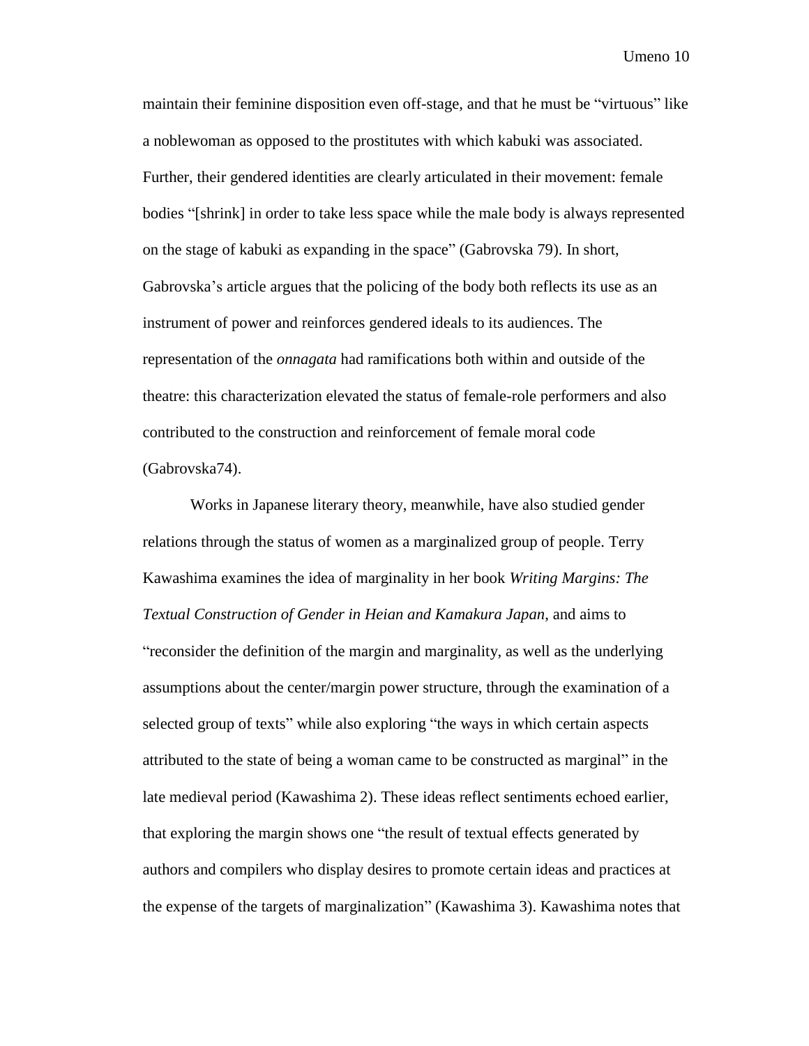maintain their feminine disposition even off-stage, and that he must be "virtuous" like a noblewoman as opposed to the prostitutes with which kabuki was associated. Further, their gendered identities are clearly articulated in their movement: female bodies "[shrink] in order to take less space while the male body is always represented on the stage of kabuki as expanding in the space" (Gabrovska 79). In short, Gabrovska's article argues that the policing of the body both reflects its use as an instrument of power and reinforces gendered ideals to its audiences. The representation of the *onnagata* had ramifications both within and outside of the theatre: this characterization elevated the status of female-role performers and also contributed to the construction and reinforcement of female moral code (Gabrovska74).

Works in Japanese literary theory, meanwhile, have also studied gender relations through the status of women as a marginalized group of people. Terry Kawashima examines the idea of marginality in her book *Writing Margins: The Textual Construction of Gender in Heian and Kamakura Japan*, and aims to "reconsider the definition of the margin and marginality, as well as the underlying assumptions about the center/margin power structure, through the examination of a selected group of texts" while also exploring "the ways in which certain aspects attributed to the state of being a woman came to be constructed as marginal" in the late medieval period (Kawashima 2). These ideas reflect sentiments echoed earlier, that exploring the margin shows one "the result of textual effects generated by authors and compilers who display desires to promote certain ideas and practices at the expense of the targets of marginalization" (Kawashima 3). Kawashima notes that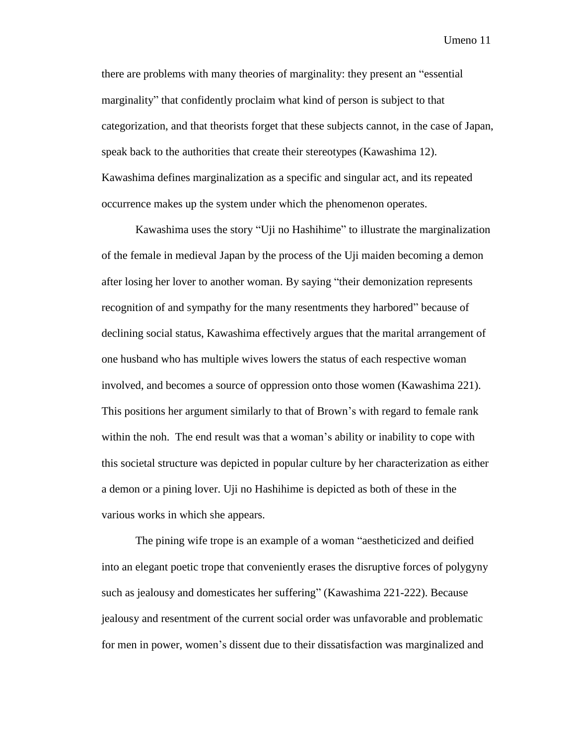there are problems with many theories of marginality: they present an "essential marginality" that confidently proclaim what kind of person is subject to that categorization, and that theorists forget that these subjects cannot, in the case of Japan, speak back to the authorities that create their stereotypes (Kawashima 12). Kawashima defines marginalization as a specific and singular act, and its repeated occurrence makes up the system under which the phenomenon operates.

Kawashima uses the story "Uji no Hashihime" to illustrate the marginalization of the female in medieval Japan by the process of the Uji maiden becoming a demon after losing her lover to another woman. By saying "their demonization represents recognition of and sympathy for the many resentments they harbored" because of declining social status, Kawashima effectively argues that the marital arrangement of one husband who has multiple wives lowers the status of each respective woman involved, and becomes a source of oppression onto those women (Kawashima 221). This positions her argument similarly to that of Brown's with regard to female rank within the noh. The end result was that a woman's ability or inability to cope with this societal structure was depicted in popular culture by her characterization as either a demon or a pining lover. Uji no Hashihime is depicted as both of these in the various works in which she appears.

The pining wife trope is an example of a woman "aestheticized and deified into an elegant poetic trope that conveniently erases the disruptive forces of polygyny such as jealousy and domesticates her suffering" (Kawashima 221-222). Because jealousy and resentment of the current social order was unfavorable and problematic for men in power, women's dissent due to their dissatisfaction was marginalized and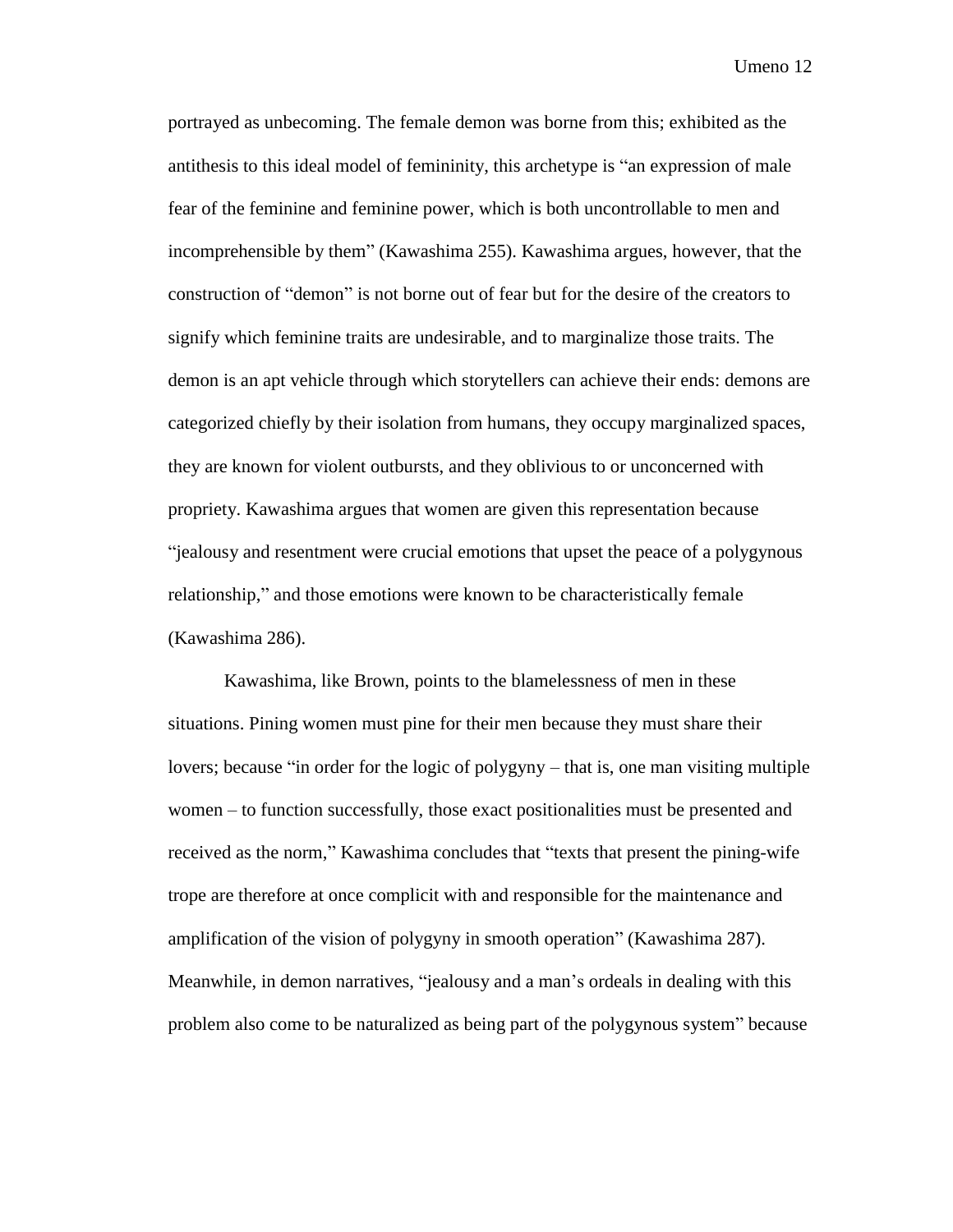portrayed as unbecoming. The female demon was borne from this; exhibited as the antithesis to this ideal model of femininity, this archetype is "an expression of male fear of the feminine and feminine power, which is both uncontrollable to men and incomprehensible by them" (Kawashima 255). Kawashima argues, however, that the construction of "demon" is not borne out of fear but for the desire of the creators to signify which feminine traits are undesirable, and to marginalize those traits. The demon is an apt vehicle through which storytellers can achieve their ends: demons are categorized chiefly by their isolation from humans, they occupy marginalized spaces, they are known for violent outbursts, and they oblivious to or unconcerned with propriety. Kawashima argues that women are given this representation because "jealousy and resentment were crucial emotions that upset the peace of a polygynous relationship," and those emotions were known to be characteristically female (Kawashima 286).

Kawashima, like Brown, points to the blamelessness of men in these situations. Pining women must pine for their men because they must share their lovers; because "in order for the logic of polygyny – that is, one man visiting multiple women – to function successfully, those exact positionalities must be presented and received as the norm," Kawashima concludes that "texts that present the pining-wife trope are therefore at once complicit with and responsible for the maintenance and amplification of the vision of polygyny in smooth operation" (Kawashima 287). Meanwhile, in demon narratives, "jealousy and a man's ordeals in dealing with this problem also come to be naturalized as being part of the polygynous system" because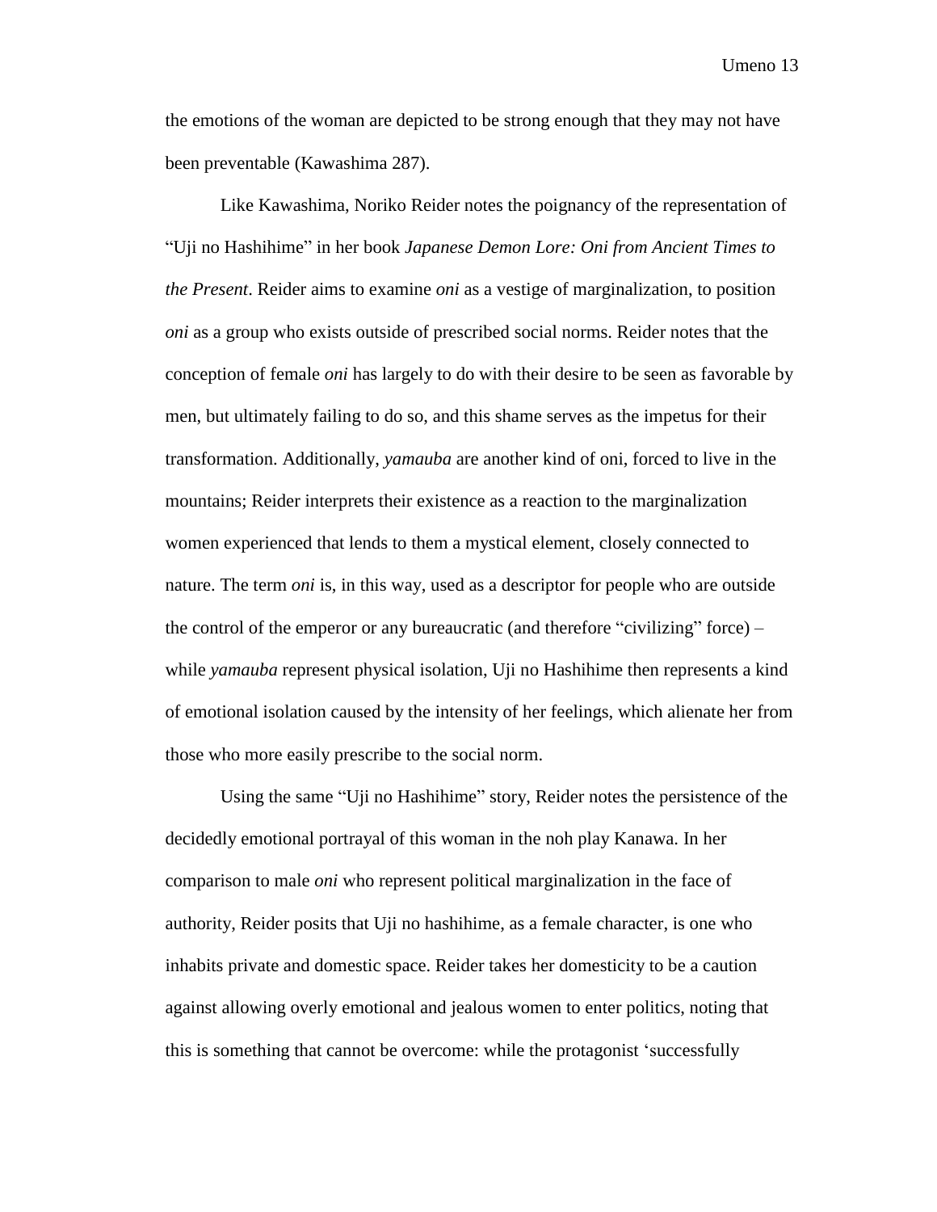the emotions of the woman are depicted to be strong enough that they may not have been preventable (Kawashima 287).

Like Kawashima, Noriko Reider notes the poignancy of the representation of "Uji no Hashihime" in her book *Japanese Demon Lore: Oni from Ancient Times to the Present*. Reider aims to examine *oni* as a vestige of marginalization, to position *oni* as a group who exists outside of prescribed social norms. Reider notes that the conception of female *oni* has largely to do with their desire to be seen as favorable by men, but ultimately failing to do so, and this shame serves as the impetus for their transformation. Additionally, *yamauba* are another kind of oni, forced to live in the mountains; Reider interprets their existence as a reaction to the marginalization women experienced that lends to them a mystical element, closely connected to nature. The term *oni* is, in this way, used as a descriptor for people who are outside the control of the emperor or any bureaucratic (and therefore "civilizing" force) – while *yamauba* represent physical isolation, Uji no Hashihime then represents a kind of emotional isolation caused by the intensity of her feelings, which alienate her from those who more easily prescribe to the social norm.

Using the same "Uji no Hashihime" story, Reider notes the persistence of the decidedly emotional portrayal of this woman in the noh play Kanawa. In her comparison to male *oni* who represent political marginalization in the face of authority, Reider posits that Uji no hashihime, as a female character, is one who inhabits private and domestic space. Reider takes her domesticity to be a caution against allowing overly emotional and jealous women to enter politics, noting that this is something that cannot be overcome: while the protagonist 'successfully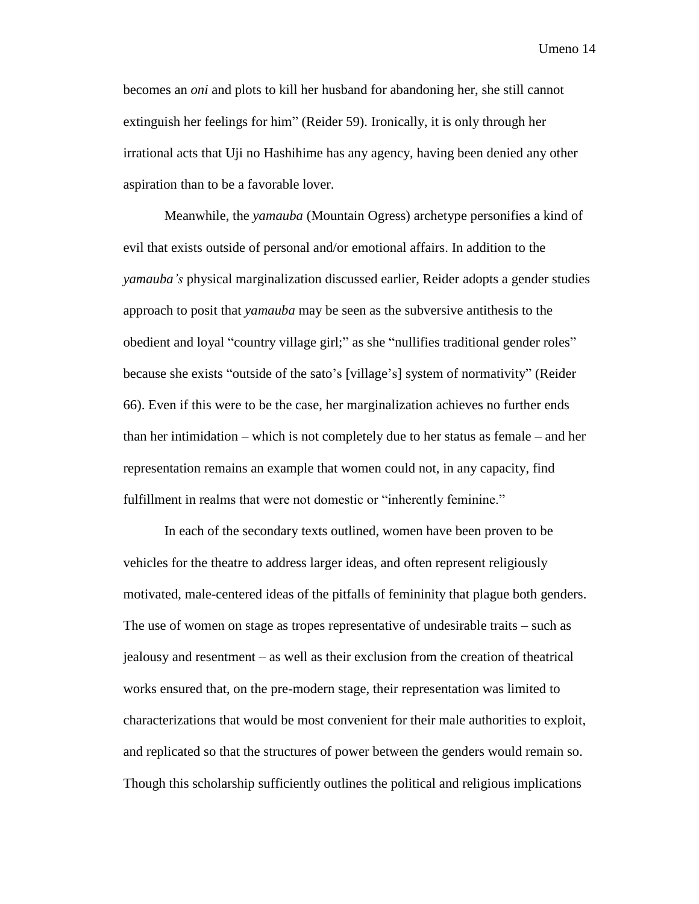becomes an *oni* and plots to kill her husband for abandoning her, she still cannot extinguish her feelings for him" (Reider 59). Ironically, it is only through her irrational acts that Uji no Hashihime has any agency, having been denied any other aspiration than to be a favorable lover.

Meanwhile, the *yamauba* (Mountain Ogress) archetype personifies a kind of evil that exists outside of personal and/or emotional affairs. In addition to the *yamauba's* physical marginalization discussed earlier, Reider adopts a gender studies approach to posit that *yamauba* may be seen as the subversive antithesis to the obedient and loyal "country village girl;" as she "nullifies traditional gender roles" because she exists "outside of the sato's [village's] system of normativity" (Reider 66). Even if this were to be the case, her marginalization achieves no further ends than her intimidation – which is not completely due to her status as female – and her representation remains an example that women could not, in any capacity, find fulfillment in realms that were not domestic or "inherently feminine."

In each of the secondary texts outlined, women have been proven to be vehicles for the theatre to address larger ideas, and often represent religiously motivated, male-centered ideas of the pitfalls of femininity that plague both genders. The use of women on stage as tropes representative of undesirable traits – such as jealousy and resentment – as well as their exclusion from the creation of theatrical works ensured that, on the pre-modern stage, their representation was limited to characterizations that would be most convenient for their male authorities to exploit, and replicated so that the structures of power between the genders would remain so. Though this scholarship sufficiently outlines the political and religious implications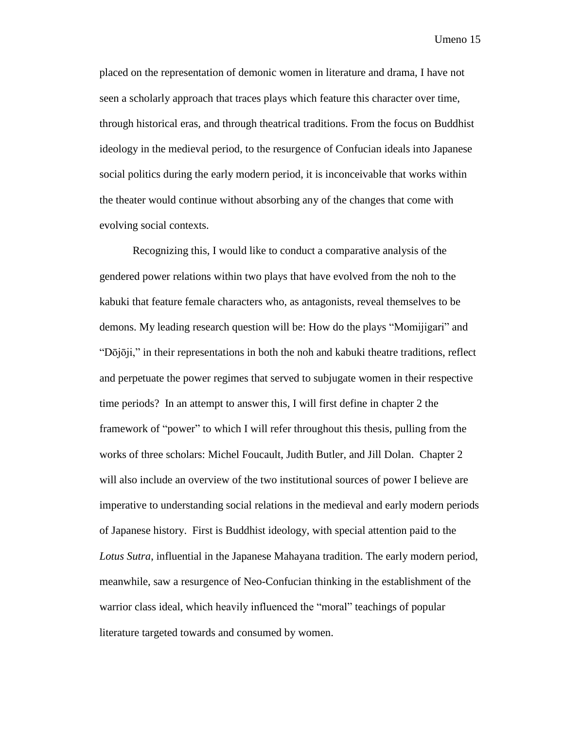placed on the representation of demonic women in literature and drama, I have not seen a scholarly approach that traces plays which feature this character over time, through historical eras, and through theatrical traditions. From the focus on Buddhist ideology in the medieval period, to the resurgence of Confucian ideals into Japanese social politics during the early modern period, it is inconceivable that works within the theater would continue without absorbing any of the changes that come with evolving social contexts.

Recognizing this, I would like to conduct a comparative analysis of the gendered power relations within two plays that have evolved from the noh to the kabuki that feature female characters who, as antagonists, reveal themselves to be demons. My leading research question will be: How do the plays "Momijigari" and "Dōjōji," in their representations in both the noh and kabuki theatre traditions, reflect and perpetuate the power regimes that served to subjugate women in their respective time periods? In an attempt to answer this, I will first define in chapter 2 the framework of "power" to which I will refer throughout this thesis, pulling from the works of three scholars: Michel Foucault, Judith Butler, and Jill Dolan. Chapter 2 will also include an overview of the two institutional sources of power I believe are imperative to understanding social relations in the medieval and early modern periods of Japanese history. First is Buddhist ideology, with special attention paid to the *Lotus Sutra*, influential in the Japanese Mahayana tradition. The early modern period, meanwhile, saw a resurgence of Neo-Confucian thinking in the establishment of the warrior class ideal, which heavily influenced the "moral" teachings of popular literature targeted towards and consumed by women.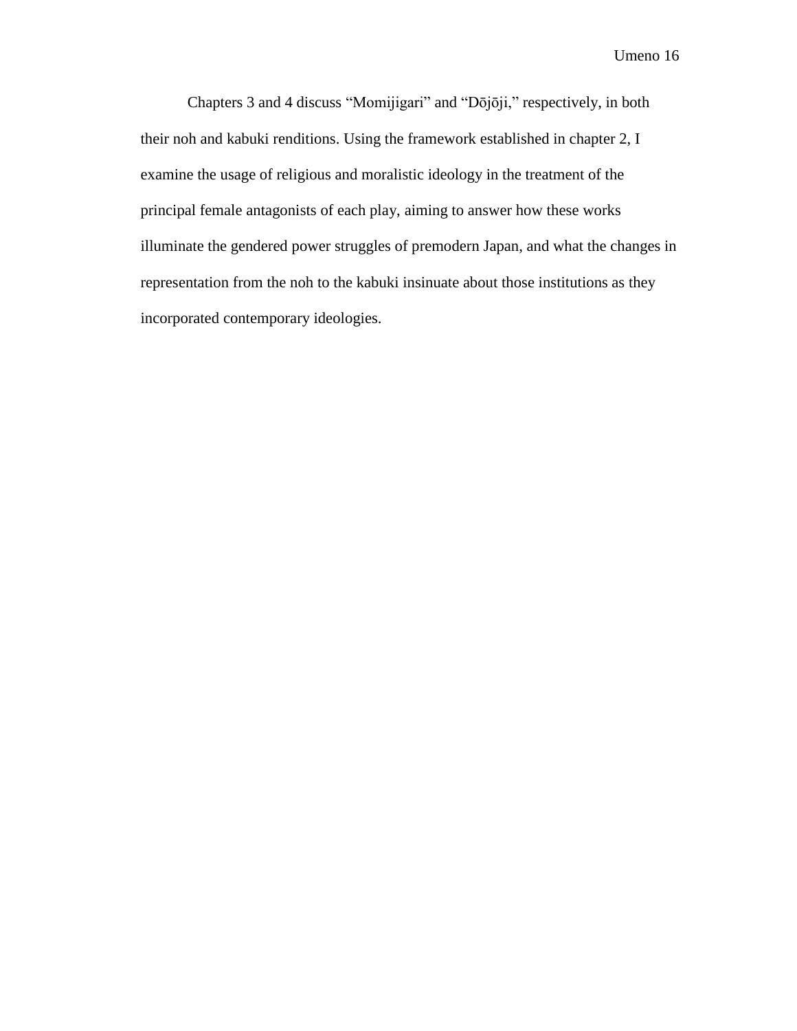Chapters 3 and 4 discuss "Momijigari" and "Dōjōji," respectively, in both their noh and kabuki renditions. Using the framework established in chapter 2, I examine the usage of religious and moralistic ideology in the treatment of the principal female antagonists of each play, aiming to answer how these works illuminate the gendered power struggles of premodern Japan, and what the changes in representation from the noh to the kabuki insinuate about those institutions as they incorporated contemporary ideologies.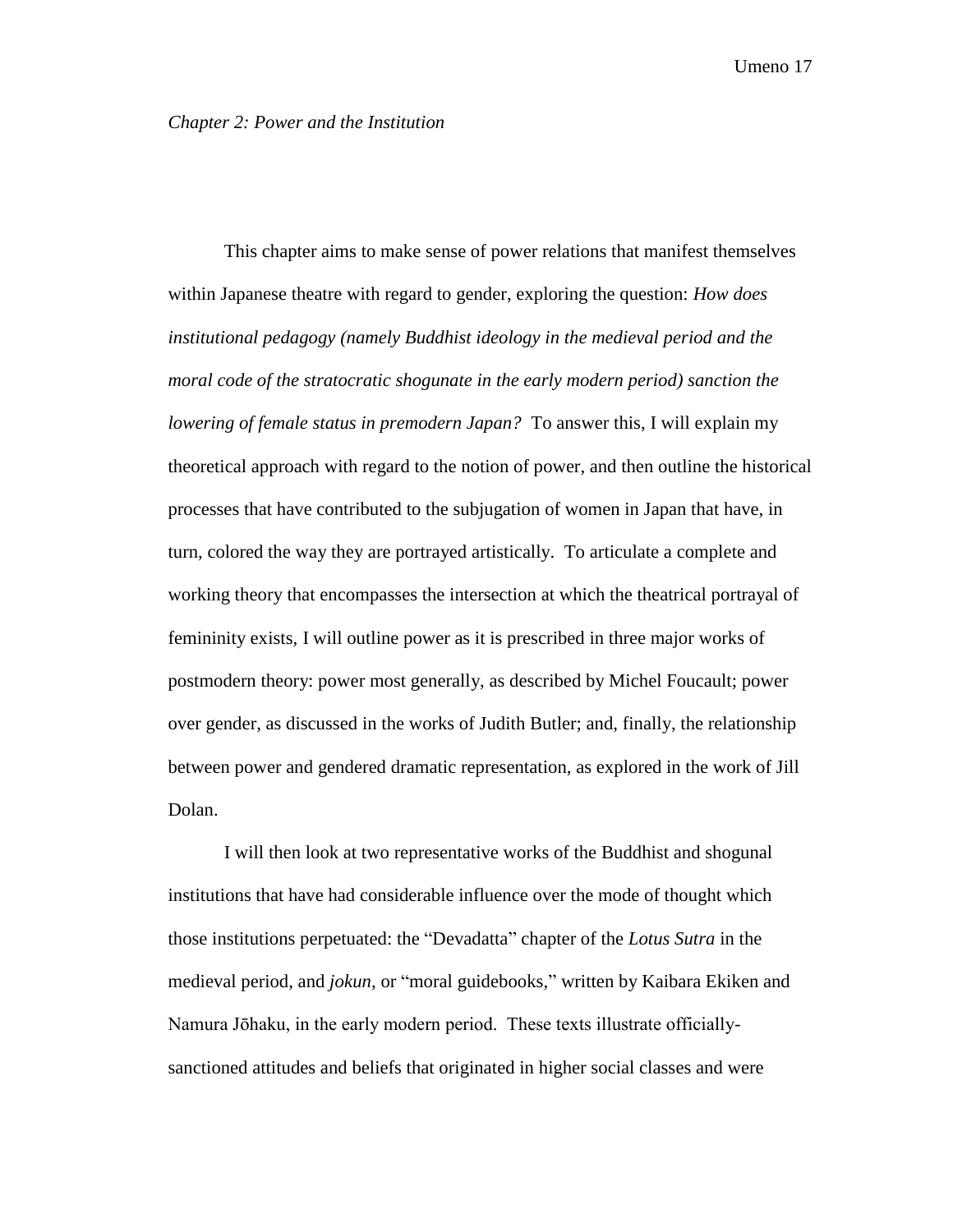*Chapter 2: Power and the Institution*

This chapter aims to make sense of power relations that manifest themselves within Japanese theatre with regard to gender, exploring the question: *How does institutional pedagogy (namely Buddhist ideology in the medieval period and the moral code of the stratocratic shogunate in the early modern period) sanction the lowering of female status in premodern Japan?* To answer this, I will explain my theoretical approach with regard to the notion of power, and then outline the historical processes that have contributed to the subjugation of women in Japan that have, in turn, colored the way they are portrayed artistically. To articulate a complete and working theory that encompasses the intersection at which the theatrical portrayal of femininity exists, I will outline power as it is prescribed in three major works of postmodern theory: power most generally, as described by Michel Foucault; power over gender, as discussed in the works of Judith Butler; and, finally, the relationship between power and gendered dramatic representation, as explored in the work of Jill Dolan.

I will then look at two representative works of the Buddhist and shogunal institutions that have had considerable influence over the mode of thought which those institutions perpetuated: the "Devadatta" chapter of the *Lotus Sutra* in the medieval period, and *jokun*, or "moral guidebooks," written by Kaibara Ekiken and Namura Jōhaku, in the early modern period. These texts illustrate officially-sanctioned attitudes and beliefs that originated in higher social classes and were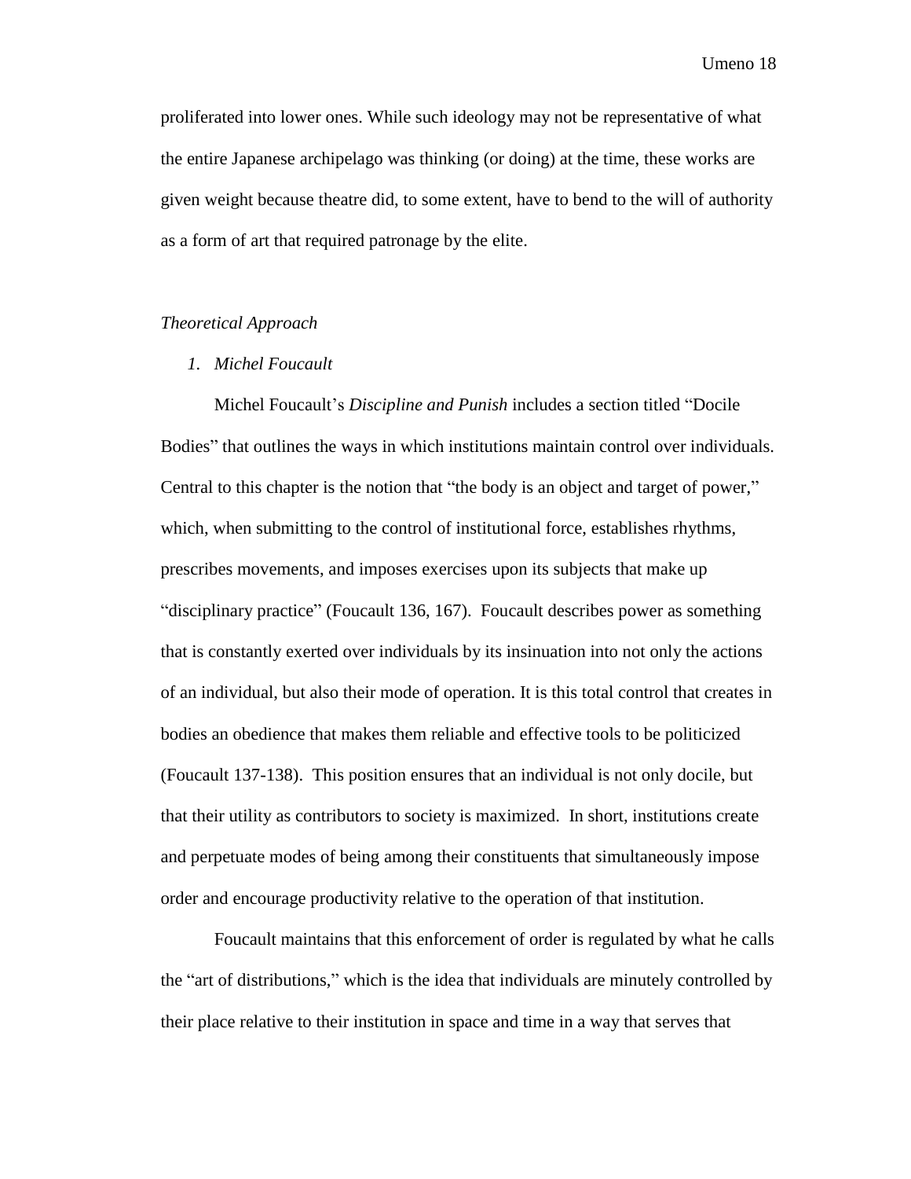proliferated into lower ones. While such ideology may not be representative of what the entire Japanese archipelago was thinking (or doing) at the time, these works are given weight because theatre did, to some extent, have to bend to the will of authority as a form of art that required patronage by the elite.

*Theoretical Approach*

1. *Michel Foucault*

Michel Foucault's *Discipline and Punish* includes a section titled "Docile Bodies" that outlines the ways in which institutions maintain control over individuals. Central to this chapter is the notion that "the body is an object and target of power," which, when submitting to the control of institutional force, establishes rhythms, prescribes movements, and imposes exercises upon its subjects that make up "disciplinary practice" (Foucault 136, 167). Foucault describes power as something that is constantly exerted over individuals by its insinuation into not only the actions of an individual, but also their mode of operation. It is this total control that creates in bodies an obedience that makes them reliable and effective tools to be politicized (Foucault 137-138). This position ensures that an individual is not only docile, but that their utility as contributors to society is maximized. In short, institutions create and perpetuate modes of being among their constituents that simultaneously impose order and encourage productivity relative to the operation of that institution.

Foucault maintains that this enforcement of order is regulated by what he calls the "art of distributions," which is the idea that individuals are minutely controlled by their place relative to their institution in space and time in a way that serves that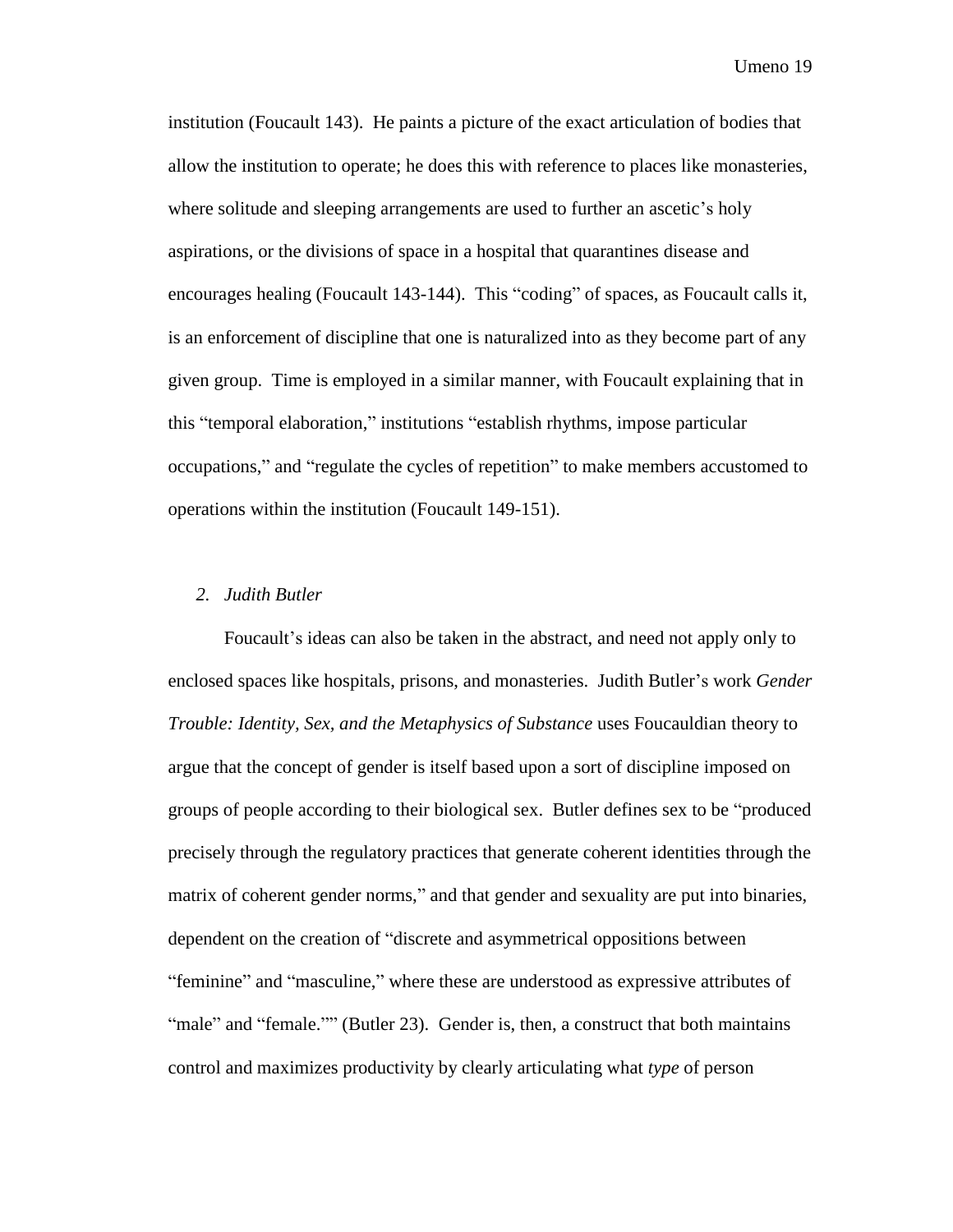institution (Foucault 143). He paints a picture of the exact articulation of bodies that allow the institution to operate; he does this with reference to places like monasteries, where solitude and sleeping arrangements are used to further an ascetic's holy aspirations, or the divisions of space in a hospital that quarantines disease and encourages healing (Foucault 143-144). This "coding" of spaces, as Foucault calls it, is an enforcement of discipline that one is naturalized into as they become part of any given group. Time is employed in a similar manner, with Foucault explaining that in this "temporal elaboration," institutions "establish rhythms, impose particular occupations," and "regulate the cycles of repetition" to make members accustomed to operations within the institution (Foucault 149-151).

### *2. Judith Butler*

Foucault's ideas can also be taken in the abstract, and need not apply only to enclosed spaces like hospitals, prisons, and monasteries. Judith Butler's work *Gender Trouble: Identity, Sex, and the Metaphysics of Substance* uses Foucauldian theory to argue that the concept of gender is itself based upon a sort of discipline imposed on groups of people according to their biological sex. Butler defines sex to be "produced precisely through the regulatory practices that generate coherent identities through the matrix of coherent gender norms," and that gender and sexuality are put into binaries, dependent on the creation of "discrete and asymmetrical oppositions between "feminine" and "masculine," where these are understood as expressive attributes of "male" and "female."" (Butler 23). Gender is, then, a construct that both maintains control and maximizes productivity by clearly articulating what *type* of person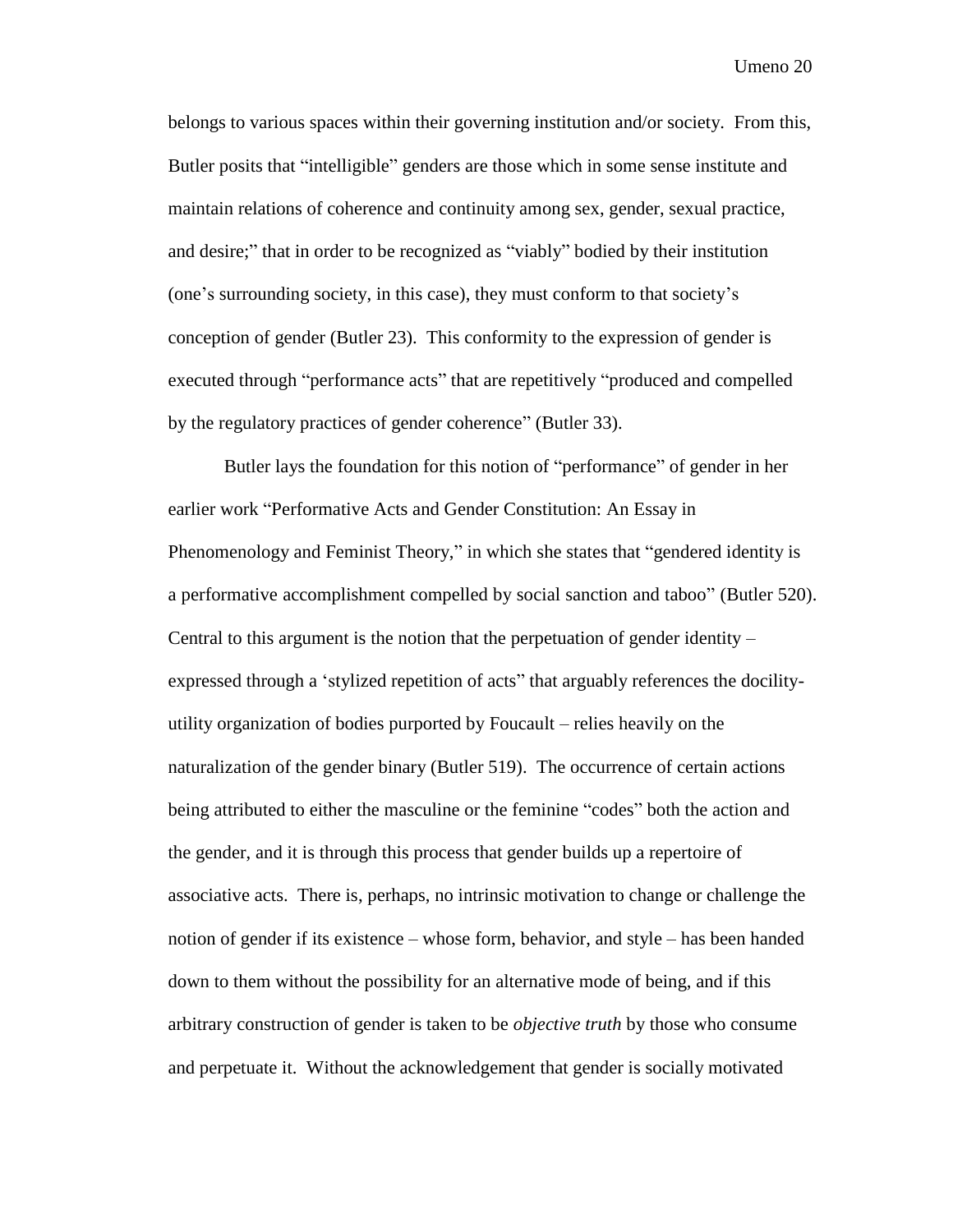belongs to various spaces within their governing institution and/or society. From this, Butler posits that "intelligible" genders are those which in some sense institute and maintain relations of coherence and continuity among sex, gender, sexual practice, and desire;" that in order to be recognized as "viably" bodied by their institution (one's surrounding society, in this case), they must conform to that society's conception of gender (Butler 23). This conformity to the expression of gender is executed through "performance acts" that are repetitively "produced and compelled by the regulatory practices of gender coherence" (Butler 33).

Butler lays the foundation for this notion of "performance" of gender in her earlier work "Performative Acts and Gender Constitution: An Essay in Phenomenology and Feminist Theory," in which she states that "gendered identity is a performative accomplishment compelled by social sanction and taboo" (Butler 520). Central to this argument is the notion that the perpetuation of gender identity – expressed through a 'stylized repetition of acts" that arguably references the docility-utility organization of bodies purported by Foucault – relies heavily on the naturalization of the gender binary (Butler 519). The occurrence of certain actions being attributed to either the masculine or the feminine "codes" both the action and the gender, and it is through this process that gender builds up a repertoire of associative acts. There is, perhaps, no intrinsic motivation to change or challenge the notion of gender if its existence – whose form, behavior, and style – has been handed down to them without the possibility for an alternative mode of being, and if this arbitrary construction of gender is taken to be *objective truth* by those who consume and perpetuate it. Without the acknowledgement that gender is socially motivated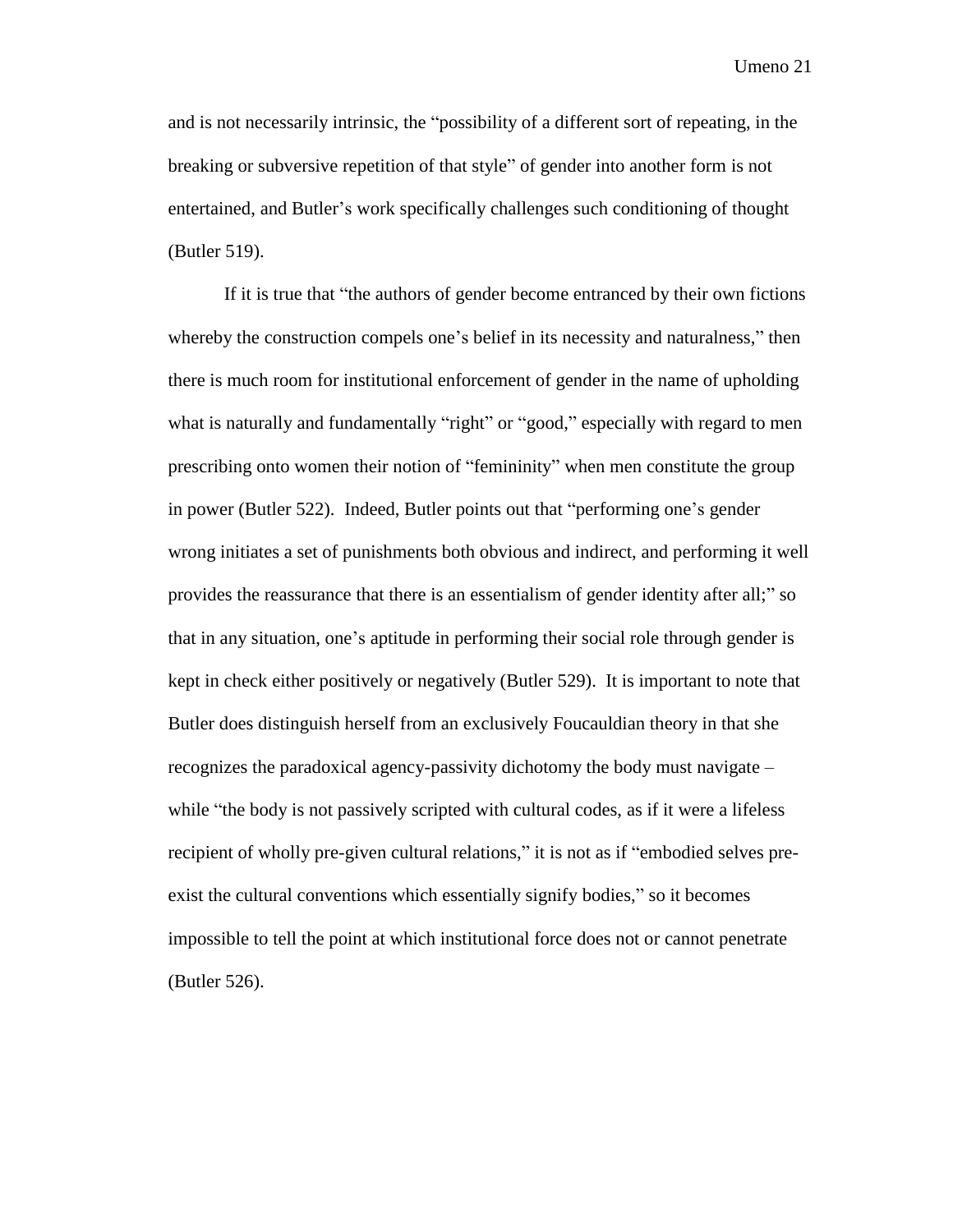and is not necessarily intrinsic, the "possibility of a different sort of repeating, in the breaking or subversive repetition of that style" of gender into another form is not entertained, and Butler's work specifically challenges such conditioning of thought (Butler 519).

If it is true that "the authors of gender become entranced by their own fictions whereby the construction compels one's belief in its necessity and naturalness," then there is much room for institutional enforcement of gender in the name of upholding what is naturally and fundamentally "right" or "good," especially with regard to men prescribing onto women their notion of "femininity" when men constitute the group in power (Butler 522). Indeed, Butler points out that "performing one's gender wrong initiates a set of punishments both obvious and indirect, and performing it well provides the reassurance that there is an essentialism of gender identity after all;" so that in any situation, one's aptitude in performing their social role through gender is kept in check either positively or negatively (Butler 529). It is important to note that Butler does distinguish herself from an exclusively Foucauldian theory in that she recognizes the paradoxical agency-passivity dichotomy the body must navigate – while "the body is not passively scripted with cultural codes, as if it were a lifeless recipient of wholly pre-given cultural relations," it is not as if "embodied selves pre-exist the cultural conventions which essentially signify bodies," so it becomes impossible to tell the point at which institutional force does not or cannot penetrate (Butler 526).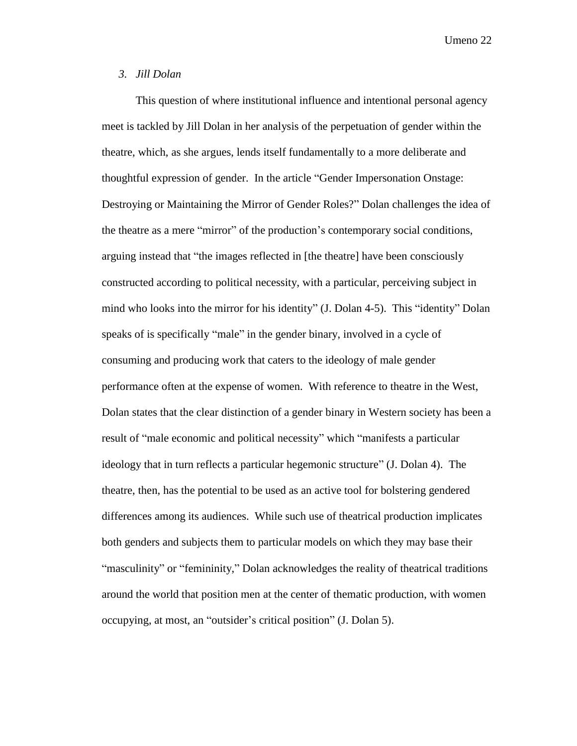### 3. *Jill Dolan*

This question of where institutional influence and intentional personal agency meet is tackled by Jill Dolan in her analysis of the perpetuation of gender within the theatre, which, as she argues, lends itself fundamentally to a more deliberate and thoughtful expression of gender. In the article "Gender Impersonation Onstage: Destroying or Maintaining the Mirror of Gender Roles?" Dolan challenges the idea of the theatre as a mere "mirror" of the production's contemporary social conditions, arguing instead that "the images reflected in [the theatre] have been consciously constructed according to political necessity, with a particular, perceiving subject in mind who looks into the mirror for his identity" (J. Dolan 4-5). This "identity" Dolan speaks of is specifically "male" in the gender binary, involved in a cycle of consuming and producing work that caters to the ideology of male gender performance often at the expense of women. With reference to theatre in the West, Dolan states that the clear distinction of a gender binary in Western society has been a result of "male economic and political necessity" which "manifests a particular ideology that in turn reflects a particular hegemonic structure" (J. Dolan 4). The theatre, then, has the potential to be used as an active tool for bolstering gendered differences among its audiences. While such use of theatrical production implicates both genders and subjects them to particular models on which they may base their "masculinity" or "femininity," Dolan acknowledges the reality of theatrical traditions around the world that position men at the center of thematic production, with women occupying, at most, an "outsider's critical position" (J. Dolan 5).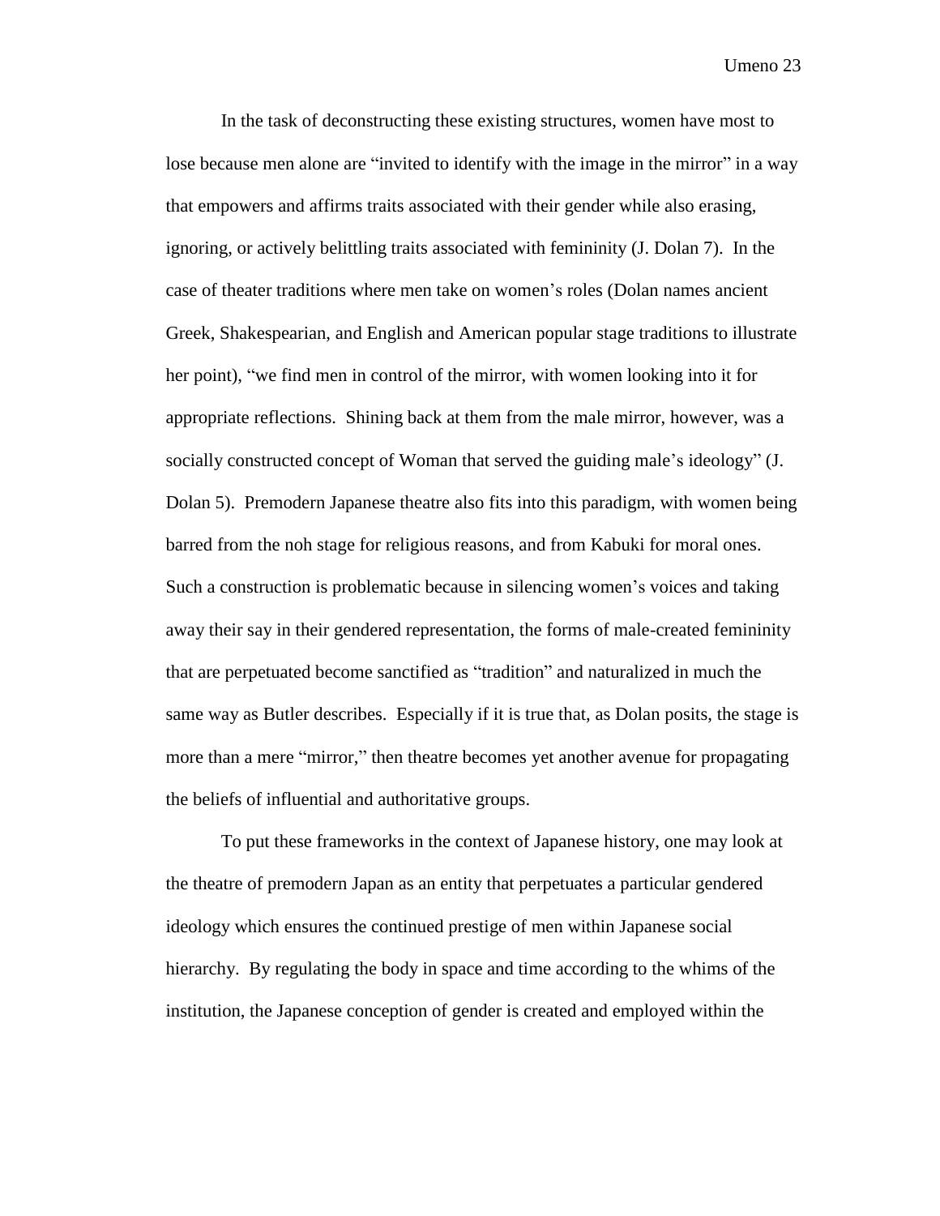In the task of deconstructing these existing structures, women have most to lose because men alone are "invited to identify with the image in the mirror" in a way that empowers and affirms traits associated with their gender while also erasing, ignoring, or actively belittling traits associated with femininity (J. Dolan 7). In the case of theater traditions where men take on women's roles (Dolan names ancient Greek, Shakespearian, and English and American popular stage traditions to illustrate her point), "we find men in control of the mirror, with women looking into it for appropriate reflections. Shining back at them from the male mirror, however, was a socially constructed concept of Woman that served the guiding male's ideology" (J. Dolan 5). Premodern Japanese theatre also fits into this paradigm, with women being barred from the noh stage for religious reasons, and from Kabuki for moral ones. Such a construction is problematic because in silencing women's voices and taking away their say in their gendered representation, the forms of male-created femininity that are perpetuated become sanctified as "tradition" and naturalized in much the same way as Butler describes. Especially if it is true that, as Dolan posits, the stage is more than a mere "mirror," then theatre becomes yet another avenue for propagating the beliefs of influential and authoritative groups.

To put these frameworks in the context of Japanese history, one may look at the theatre of premodern Japan as an entity that perpetuates a particular gendered ideology which ensures the continued prestige of men within Japanese social hierarchy. By regulating the body in space and time according to the whims of the institution, the Japanese conception of gender is created and employed within the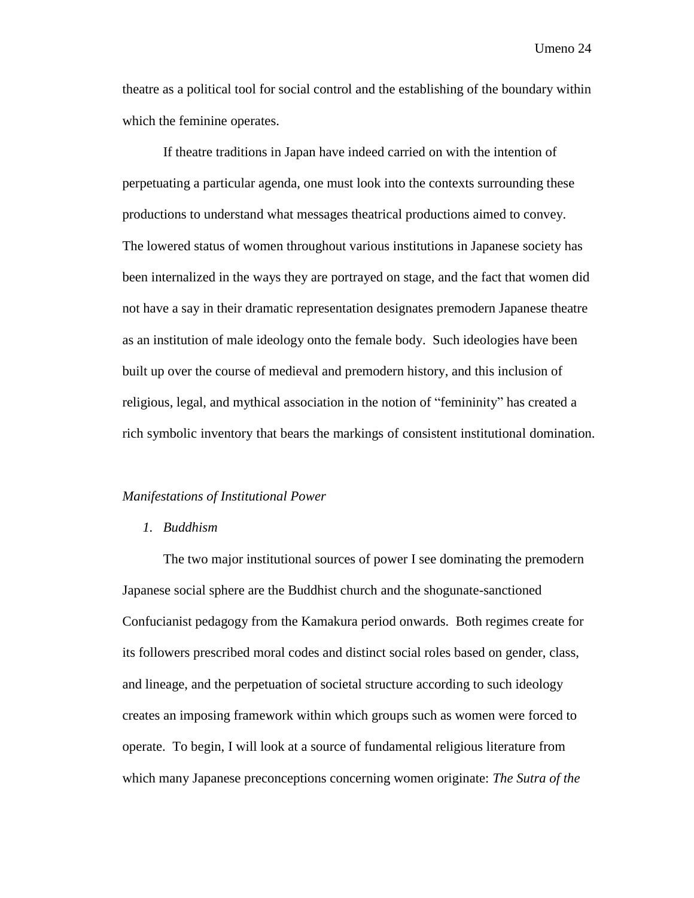theatre as a political tool for social control and the establishing of the boundary within which the feminine operates.

If theatre traditions in Japan have indeed carried on with the intention of perpetuating a particular agenda, one must look into the contexts surrounding these productions to understand what messages theatrical productions aimed to convey. The lowered status of women throughout various institutions in Japanese society has been internalized in the ways they are portrayed on stage, and the fact that women did not have a say in their dramatic representation designates premodern Japanese theatre as an institution of male ideology onto the female body. Such ideologies have been built up over the course of medieval and premodern history, and this inclusion of religious, legal, and mythical association in the notion of "femininity" has created a rich symbolic inventory that bears the markings of consistent institutional domination.

*Manifestations of Institutional Power*

1. *Buddhism*

The two major institutional sources of power I see dominating the premodern Japanese social sphere are the Buddhist church and the shogunate-sanctioned Confucianist pedagogy from the Kamakura period onwards. Both regimes create for its followers prescribed moral codes and distinct social roles based on gender, class, and lineage, and the perpetuation of societal structure according to such ideology creates an imposing framework within which groups such as women were forced to operate. To begin, I will look at a source of fundamental religious literature from which many Japanese preconceptions concerning women originate: *The Sutra of the*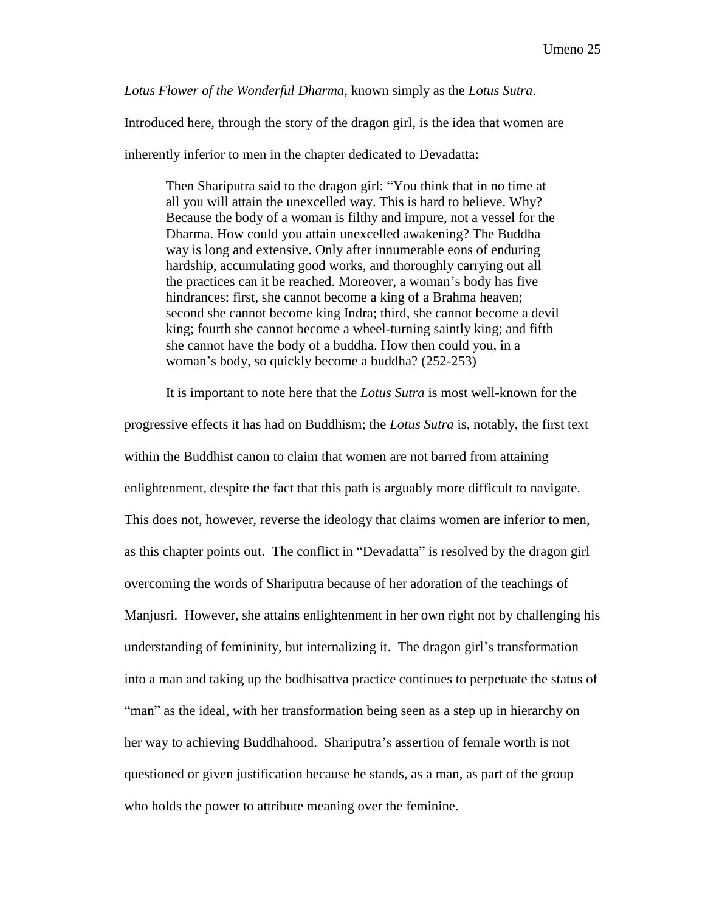*Lotus Flower of the Wonderful Dharma*, known simply as the *Lotus Sutra*. Introduced here, through the story of the dragon girl, is the idea that women are inherently inferior to men in the chapter dedicated to Devadatta:

> Then Shariputra said to the dragon girl: "You think that in no time at all you will attain the unexcelled way. This is hard to believe. Why? Because the body of a woman is filthy and impure, not a vessel for the Dharma. How could you attain unexcelled awakening? The Buddha way is long and extensive. Only after innumerable eons of enduring hardship, accumulating good works, and thoroughly carrying out all the practices can it be reached. Moreover, a woman's body has five hindrances: first, she cannot become a king of a Brahma heaven; second she cannot become king Indra; third, she cannot become a devil king; fourth she cannot become a wheel-turning saintly king; and fifth she cannot have the body of a buddha. How then could you, in a woman's body, so quickly become a buddha? (252-253)

It is important to note here that the *Lotus Sutra* is most well-known for the progressive effects it has had on Buddhism; the *Lotus Sutra* is, notably, the first text within the Buddhist canon to claim that women are not barred from attaining enlightenment, despite the fact that this path is arguably more difficult to navigate. This does not, however, reverse the ideology that claims women are inferior to men, as this chapter points out. The conflict in "Devadatta" is resolved by the dragon girl overcoming the words of Shariputra because of her adoration of the teachings of Manjusri. However, she attains enlightenment in her own right not by challenging his understanding of femininity, but internalizing it. The dragon girl's transformation into a man and taking up the bodhisattva practice continues to perpetuate the status of "man" as the ideal, with her transformation being seen as a step up in hierarchy on her way to achieving Buddhahood. Shariputra's assertion of female worth is not questioned or given justification because he stands, as a man, as part of the group who holds the power to attribute meaning over the feminine.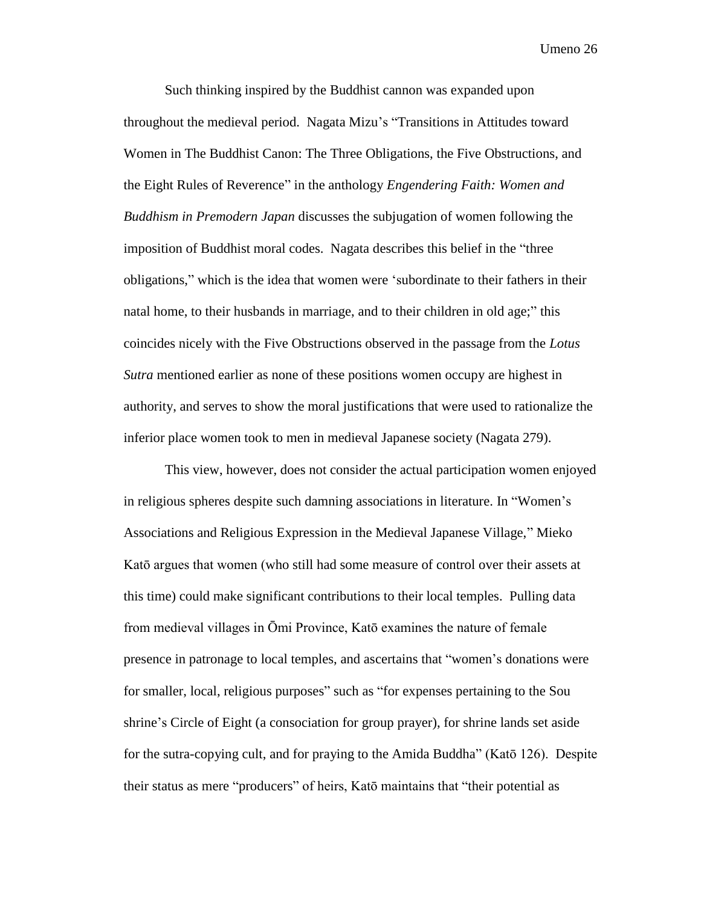Such thinking inspired by the Buddhist cannon was expanded upon throughout the medieval period. Nagata Mizu's "Transitions in Attitudes toward Women in The Buddhist Canon: The Three Obligations, the Five Obstructions, and the Eight Rules of Reverence" in the anthology *Engendering Faith: Women and Buddhism in Premodern Japan* discusses the subjugation of women following the imposition of Buddhist moral codes. Nagata describes this belief in the "three obligations," which is the idea that women were 'subordinate to their fathers in their natal home, to their husbands in marriage, and to their children in old age;" this coincides nicely with the Five Obstructions observed in the passage from the *Lotus Sutra* mentioned earlier as none of these positions women occupy are highest in authority, and serves to show the moral justifications that were used to rationalize the inferior place women took to men in medieval Japanese society (Nagata 279).

This view, however, does not consider the actual participation women enjoyed in religious spheres despite such damning associations in literature. In "Women's Associations and Religious Expression in the Medieval Japanese Village," Mieko Katō argues that women (who still had some measure of control over their assets at this time) could make significant contributions to their local temples. Pulling data from medieval villages in Ōmi Province, Katō examines the nature of female presence in patronage to local temples, and ascertains that "women's donations were for smaller, local, religious purposes" such as "for expenses pertaining to the Sou shrine's Circle of Eight (a consociation for group prayer), for shrine lands set aside for the sutra-copying cult, and for praying to the Amida Buddha" (Katō 126). Despite their status as mere "producers" of heirs, Katō maintains that "their potential as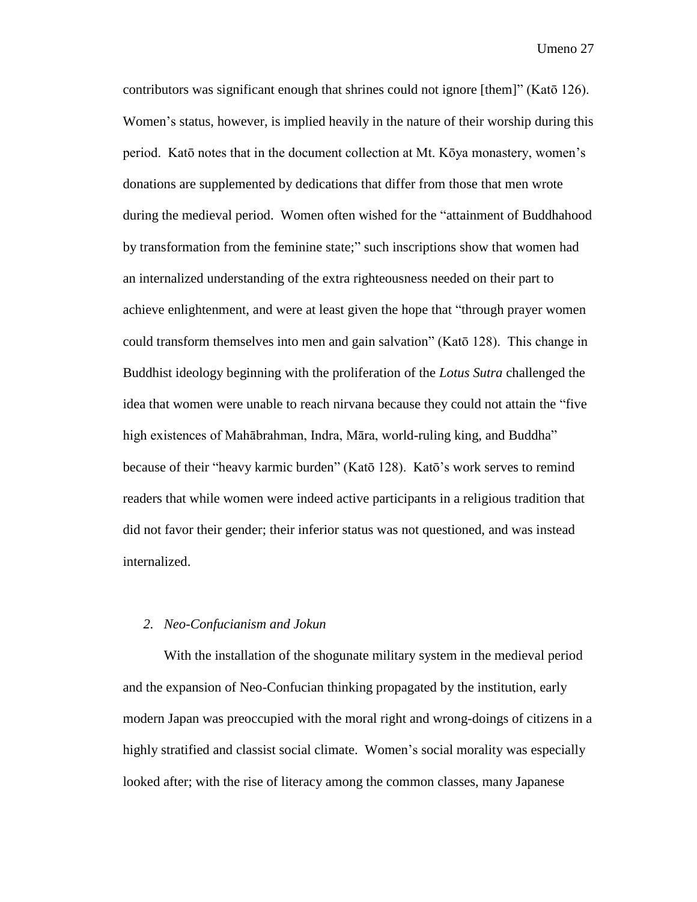contributors was significant enough that shrines could not ignore [them]" (Katō 126). Women's status, however, is implied heavily in the nature of their worship during this period. Katō notes that in the document collection at Mt. Kōya monastery, women's donations are supplemented by dedications that differ from those that men wrote during the medieval period. Women often wished for the "attainment of Buddhahood by transformation from the feminine state;" such inscriptions show that women had an internalized understanding of the extra righteousness needed on their part to achieve enlightenment, and were at least given the hope that "through prayer women could transform themselves into men and gain salvation" (Katō 128). This change in Buddhist ideology beginning with the proliferation of the *Lotus Sutra* challenged the idea that women were unable to reach nirvana because they could not attain the "five high existences of Mahābrahman, Indra, Māra, world-ruling king, and Buddha" because of their "heavy karmic burden" (Katō 128). Katō's work serves to remind readers that while women were indeed active participants in a religious tradition that did not favor their gender; their inferior status was not questioned, and was instead internalized.

### *2. Neo-Confucianism and Jokun*

With the installation of the shogunate military system in the medieval period and the expansion of Neo-Confucian thinking propagated by the institution, early modern Japan was preoccupied with the moral right and wrong-doings of citizens in a highly stratified and classist social climate. Women's social morality was especially looked after; with the rise of literacy among the common classes, many Japanese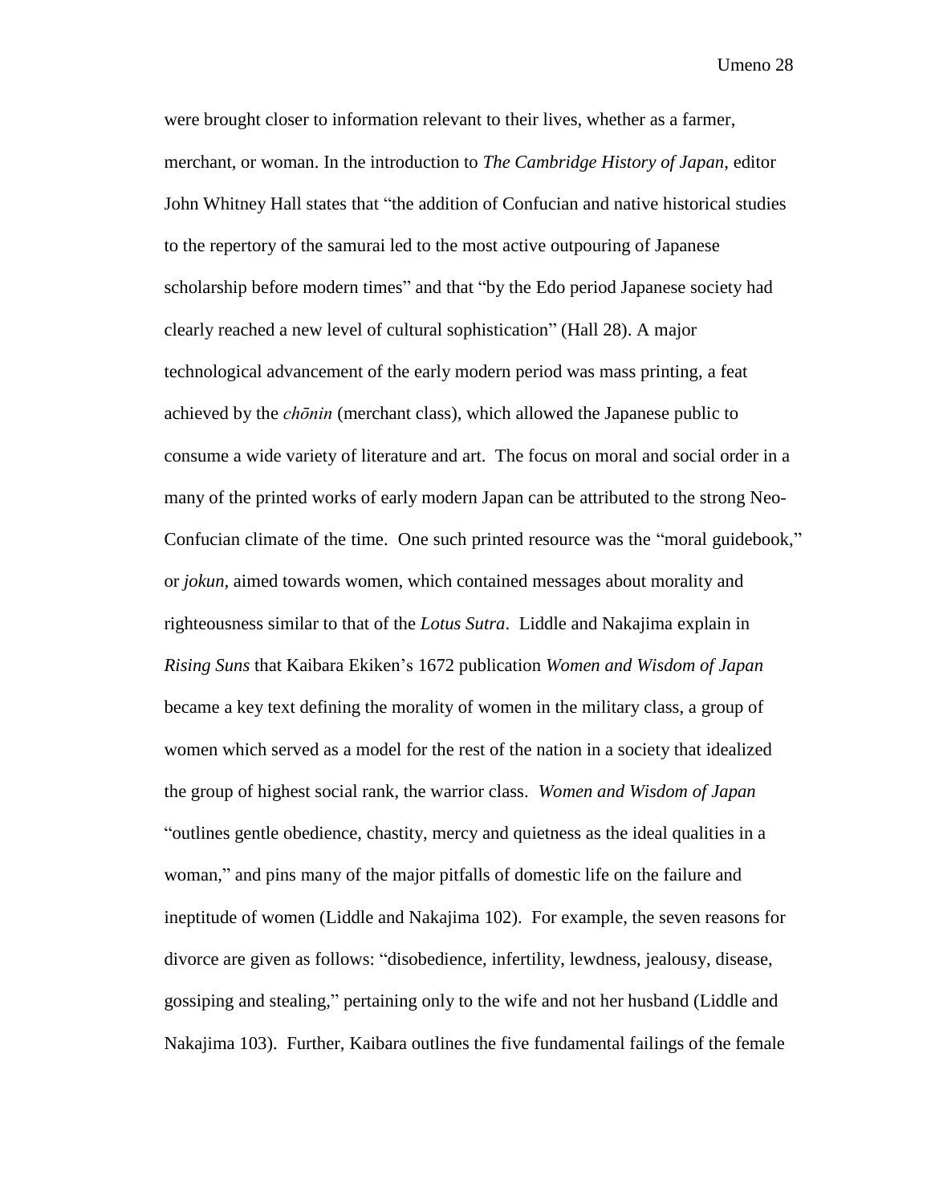were brought closer to information relevant to their lives, whether as a farmer, merchant, or woman. In the introduction to *The Cambridge History of Japan*, editor John Whitney Hall states that "the addition of Confucian and native historical studies to the repertory of the samurai led to the most active outpouring of Japanese scholarship before modern times" and that "by the Edo period Japanese society had clearly reached a new level of cultural sophistication" (Hall 28). A major technological advancement of the early modern period was mass printing, a feat achieved by the *chōnin* (merchant class), which allowed the Japanese public to consume a wide variety of literature and art. The focus on moral and social order in a many of the printed works of early modern Japan can be attributed to the strong Neo-Confucian climate of the time. One such printed resource was the "moral guidebook," or *jokun*, aimed towards women, which contained messages about morality and righteousness similar to that of the *Lotus Sutra*. Liddle and Nakajima explain in *Rising Suns* that Kaibara Ekiken's 1672 publication *Women and Wisdom of Japan* became a key text defining the morality of women in the military class, a group of women which served as a model for the rest of the nation in a society that idealized the group of highest social rank, the warrior class. *Women and Wisdom of Japan* "outlines gentle obedience, chastity, mercy and quietness as the ideal qualities in a woman," and pins many of the major pitfalls of domestic life on the failure and ineptitude of women (Liddle and Nakajima 102). For example, the seven reasons for divorce are given as follows: "disobedience, infertility, lewdness, jealousy, disease, gossiping and stealing," pertaining only to the wife and not her husband (Liddle and Nakajima 103). Further, Kaibara outlines the five fundamental failings of the female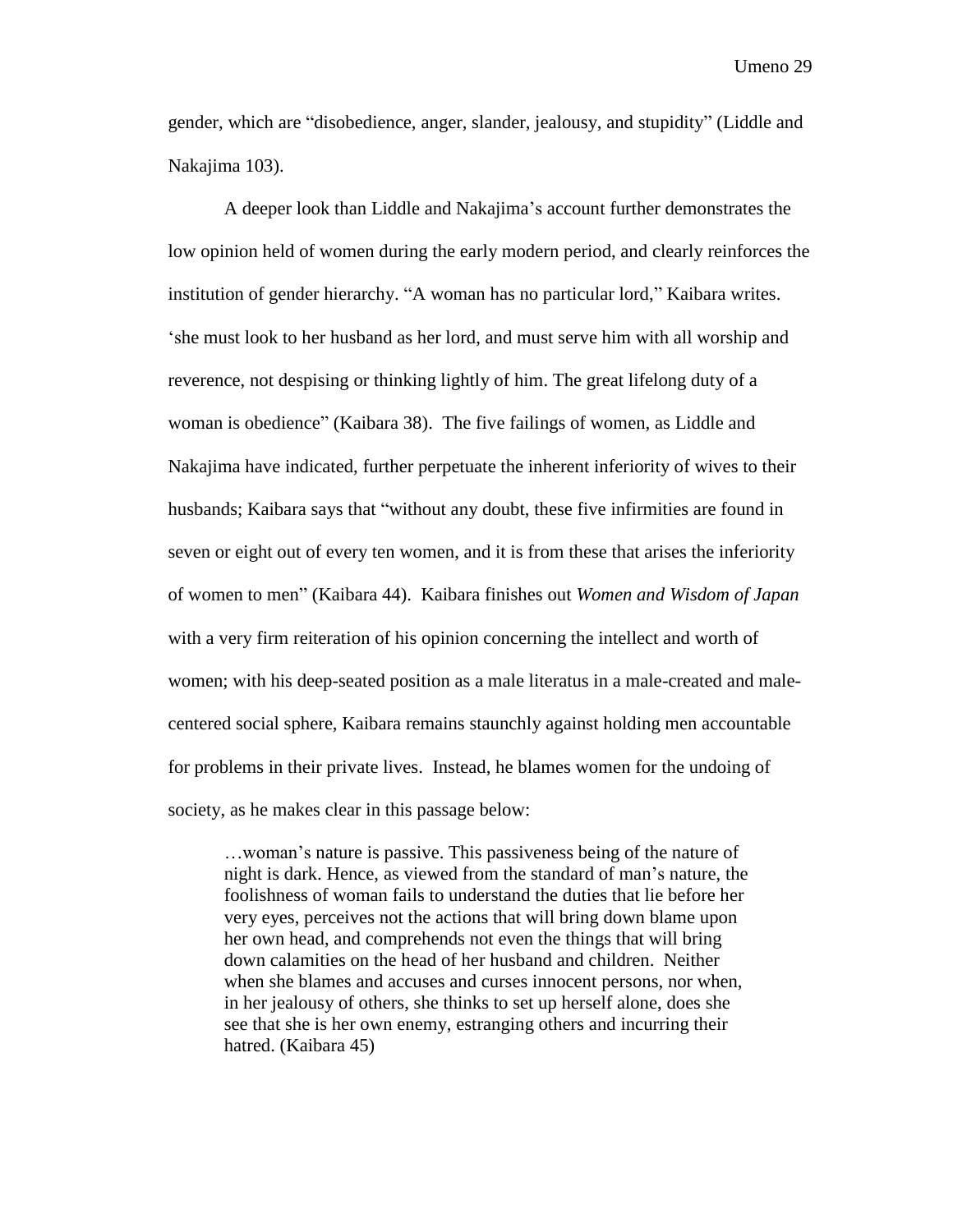gender, which are "disobedience, anger, slander, jealousy, and stupidity" (Liddle and Nakajima 103).

A deeper look than Liddle and Nakajima's account further demonstrates the low opinion held of women during the early modern period, and clearly reinforces the institution of gender hierarchy. "A woman has no particular lord," Kaibara writes. 'she must look to her husband as her lord, and must serve him with all worship and reverence, not despising or thinking lightly of him. The great lifelong duty of a woman is obedience" (Kaibara 38). The five failings of women, as Liddle and Nakajima have indicated, further perpetuate the inherent inferiority of wives to their husbands; Kaibara says that "without any doubt, these five infirmities are found in seven or eight out of every ten women, and it is from these that arises the inferiority of women to men" (Kaibara 44). Kaibara finishes out *Women and Wisdom of Japan* with a very firm reiteration of his opinion concerning the intellect and worth of women; with his deep-seated position as a male literatus in a male-created and male-centered social sphere, Kaibara remains staunchly against holding men accountable for problems in their private lives. Instead, he blames women for the undoing of society, as he makes clear in this passage below:

> …woman's nature is passive. This passiveness being of the nature of night is dark. Hence, as viewed from the standard of man's nature, the foolishness of woman fails to understand the duties that lie before her very eyes, perceives not the actions that will bring down blame upon her own head, and comprehends not even the things that will bring down calamities on the head of her husband and children. Neither when she blames and accuses and curses innocent persons, nor when, in her jealousy of others, she thinks to set up herself alone, does she see that she is her own enemy, estranging others and incurring their hatred. (Kaibara 45)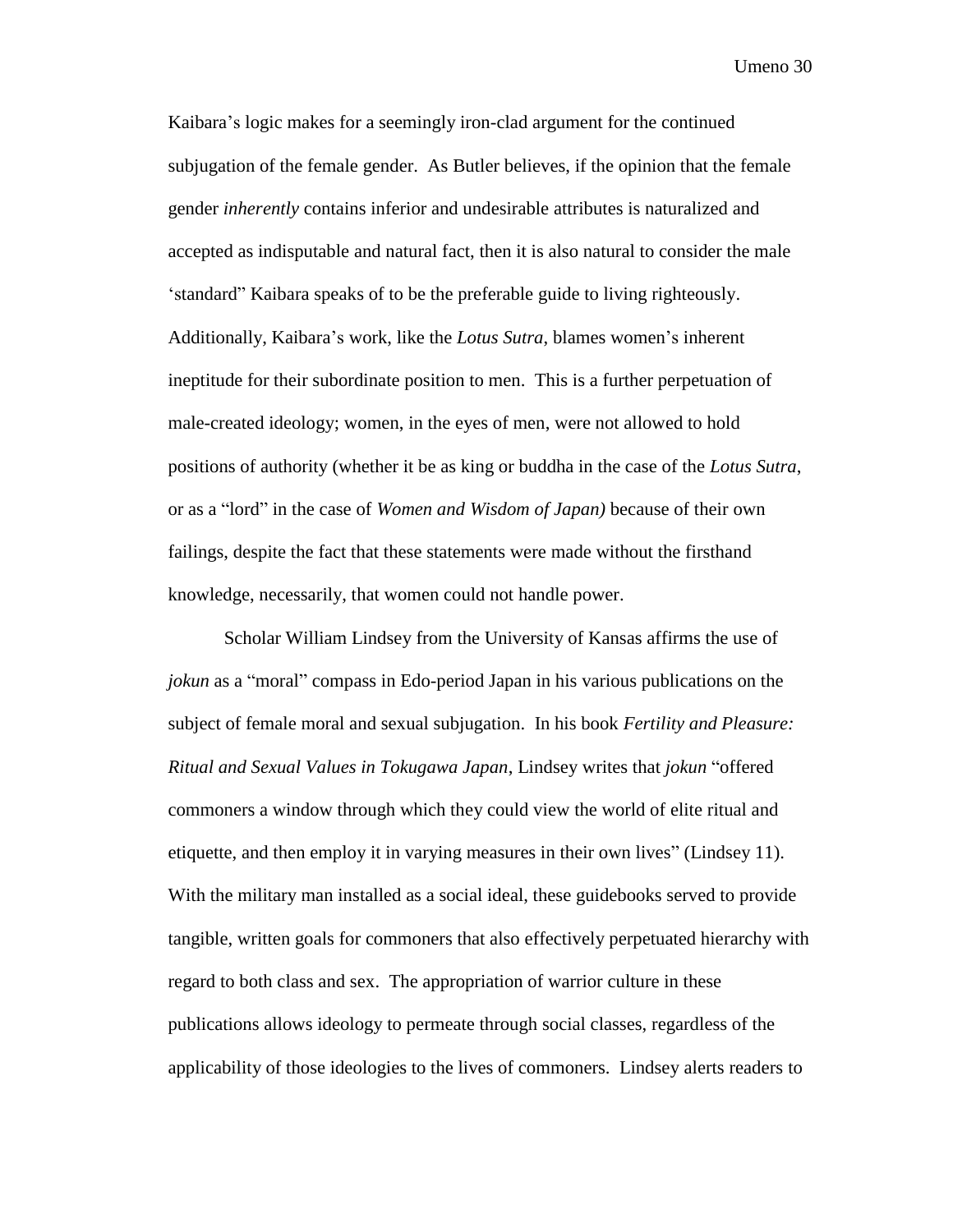Kaibara's logic makes for a seemingly iron-clad argument for the continued subjugation of the female gender. As Butler believes, if the opinion that the female gender *inherently* contains inferior and undesirable attributes is naturalized and accepted as indisputable and natural fact, then it is also natural to consider the male 'standard" Kaibara speaks of to be the preferable guide to living righteously. Additionally, Kaibara's work, like the *Lotus Sutra*, blames women's inherent ineptitude for their subordinate position to men. This is a further perpetuation of male-created ideology; women, in the eyes of men, were not allowed to hold positions of authority (whether it be as king or buddha in the case of the *Lotus Sutra*, or as a "lord" in the case of *Women and Wisdom of Japan)* because of their own failings, despite the fact that these statements were made without the firsthand knowledge, necessarily, that women could not handle power.

Scholar William Lindsey from the University of Kansas affirms the use of *jokun* as a "moral" compass in Edo-period Japan in his various publications on the subject of female moral and sexual subjugation. In his book *Fertility and Pleasure: Ritual and Sexual Values in Tokugawa Japan*, Lindsey writes that *jokun* "offered commoners a window through which they could view the world of elite ritual and etiquette, and then employ it in varying measures in their own lives" (Lindsey 11). With the military man installed as a social ideal, these guidebooks served to provide tangible, written goals for commoners that also effectively perpetuated hierarchy with regard to both class and sex. The appropriation of warrior culture in these publications allows ideology to permeate through social classes, regardless of the applicability of those ideologies to the lives of commoners. Lindsey alerts readers to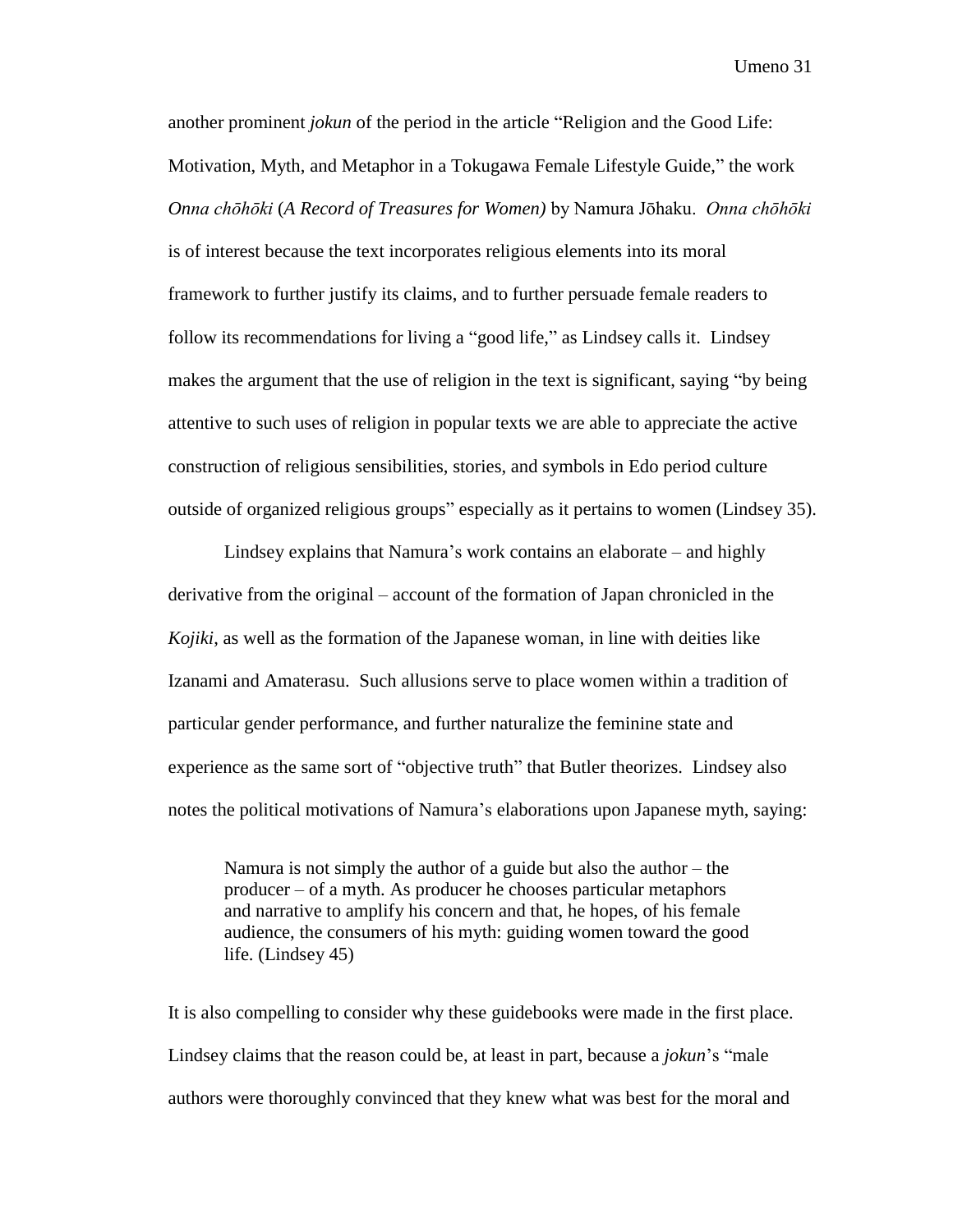another prominent *jokun* of the period in the article "Religion and the Good Life: Motivation, Myth, and Metaphor in a Tokugawa Female Lifestyle Guide," the work *Onna chōhōki* (*A Record of Treasures for Women)* by Namura Jōhaku. *Onna chōhōki* is of interest because the text incorporates religious elements into its moral framework to further justify its claims, and to further persuade female readers to follow its recommendations for living a "good life," as Lindsey calls it. Lindsey makes the argument that the use of religion in the text is significant, saying "by being attentive to such uses of religion in popular texts we are able to appreciate the active construction of religious sensibilities, stories, and symbols in Edo period culture outside of organized religious groups" especially as it pertains to women (Lindsey 35).

Lindsey explains that Namura's work contains an elaborate – and highly derivative from the original – account of the formation of Japan chronicled in the *Kojiki*, as well as the formation of the Japanese woman, in line with deities like Izanami and Amaterasu. Such allusions serve to place women within a tradition of particular gender performance, and further naturalize the feminine state and experience as the same sort of "objective truth" that Butler theorizes. Lindsey also notes the political motivations of Namura's elaborations upon Japanese myth, saying:

> Namura is not simply the author of a guide but also the author – the producer – of a myth. As producer he chooses particular metaphors and narrative to amplify his concern and that, he hopes, of his female audience, the consumers of his myth: guiding women toward the good life. (Lindsey 45)

It is also compelling to consider why these guidebooks were made in the first place. Lindsey claims that the reason could be, at least in part, because a *jokun*'s "male authors were thoroughly convinced that they knew what was best for the moral and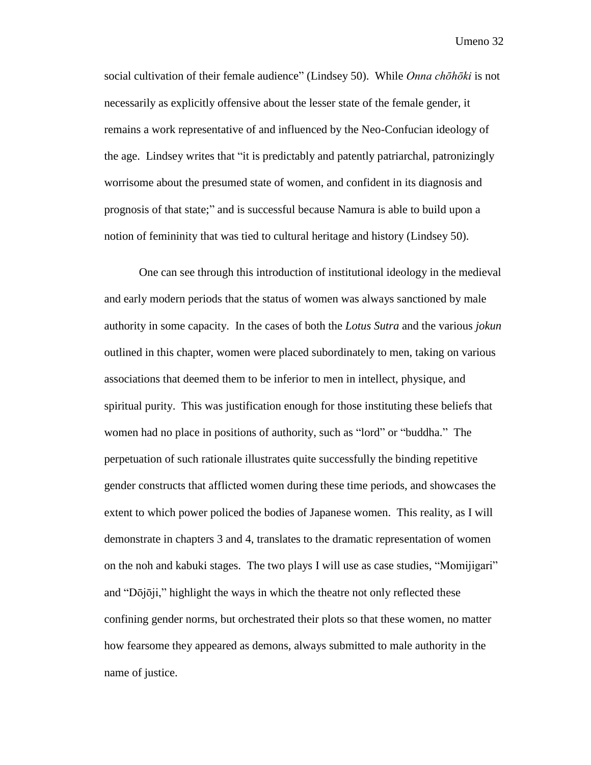social cultivation of their female audience" (Lindsey 50). While *Onna chōhōki* is not necessarily as explicitly offensive about the lesser state of the female gender, it remains a work representative of and influenced by the Neo-Confucian ideology of the age. Lindsey writes that "it is predictably and patently patriarchal, patronizingly worrisome about the presumed state of women, and confident in its diagnosis and prognosis of that state;" and is successful because Namura is able to build upon a notion of femininity that was tied to cultural heritage and history (Lindsey 50).

One can see through this introduction of institutional ideology in the medieval and early modern periods that the status of women was always sanctioned by male authority in some capacity. In the cases of both the *Lotus Sutra* and the various *jokun* outlined in this chapter, women were placed subordinately to men, taking on various associations that deemed them to be inferior to men in intellect, physique, and spiritual purity. This was justification enough for those instituting these beliefs that women had no place in positions of authority, such as "lord" or "buddha." The perpetuation of such rationale illustrates quite successfully the binding repetitive gender constructs that afflicted women during these time periods, and showcases the extent to which power policed the bodies of Japanese women. This reality, as I will demonstrate in chapters 3 and 4, translates to the dramatic representation of women on the noh and kabuki stages. The two plays I will use as case studies, "Momijigari" and "Dōjōji," highlight the ways in which the theatre not only reflected these confining gender norms, but orchestrated their plots so that these women, no matter how fearsome they appeared as demons, always submitted to male authority in the name of justice.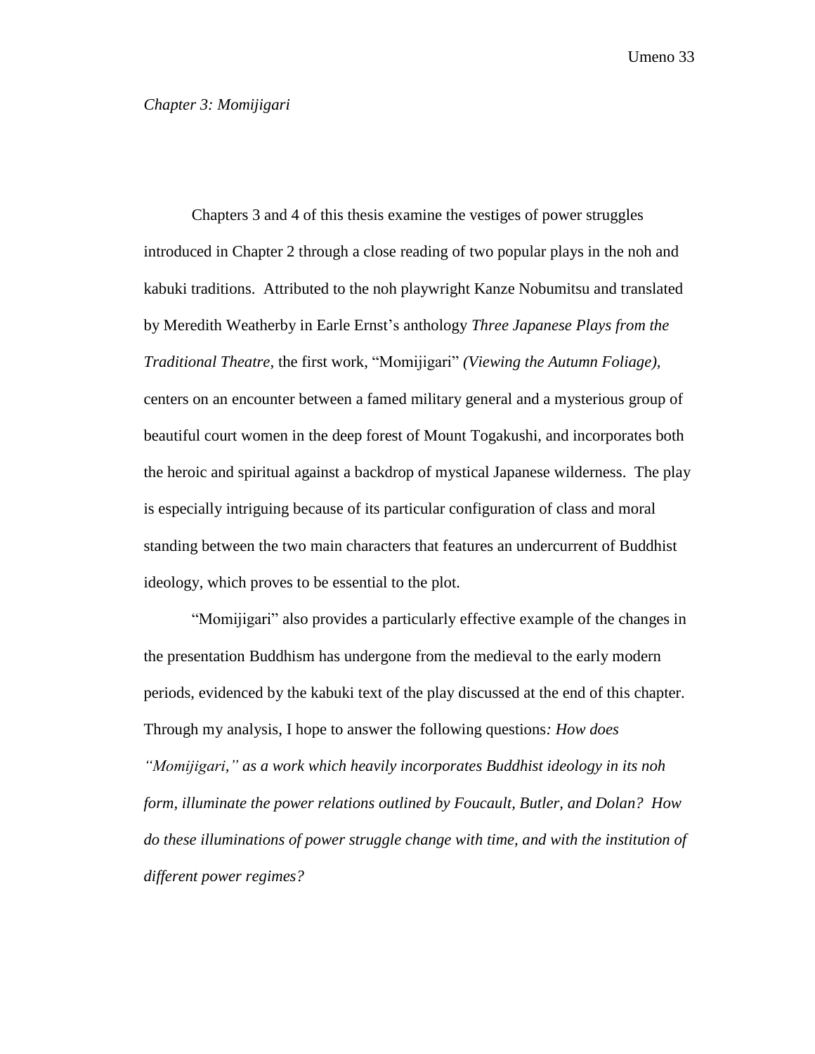## *Chapter 3: Momijigari*

Chapters 3 and 4 of this thesis examine the vestiges of power struggles introduced in Chapter 2 through a close reading of two popular plays in the noh and kabuki traditions. Attributed to the noh playwright Kanze Nobumitsu and translated by Meredith Weatherby in Earle Ernst's anthology *Three Japanese Plays from the Traditional Theatre,* the first work, "Momijigari" *(Viewing the Autumn Foliage),* centers on an encounter between a famed military general and a mysterious group of beautiful court women in the deep forest of Mount Togakushi, and incorporates both the heroic and spiritual against a backdrop of mystical Japanese wilderness. The play is especially intriguing because of its particular configuration of class and moral standing between the two main characters that features an undercurrent of Buddhist ideology, which proves to be essential to the plot.

"Momijigari" also provides a particularly effective example of the changes in the presentation Buddhism has undergone from the medieval to the early modern periods, evidenced by the kabuki text of the play discussed at the end of this chapter. Through my analysis, I hope to answer the following questions*: How does "Momijigari," as a work which heavily incorporates Buddhist ideology in its noh form, illuminate the power relations outlined by Foucault, Butler, and Dolan? How do these illuminations of power struggle change with time, and with the institution of different power regimes?*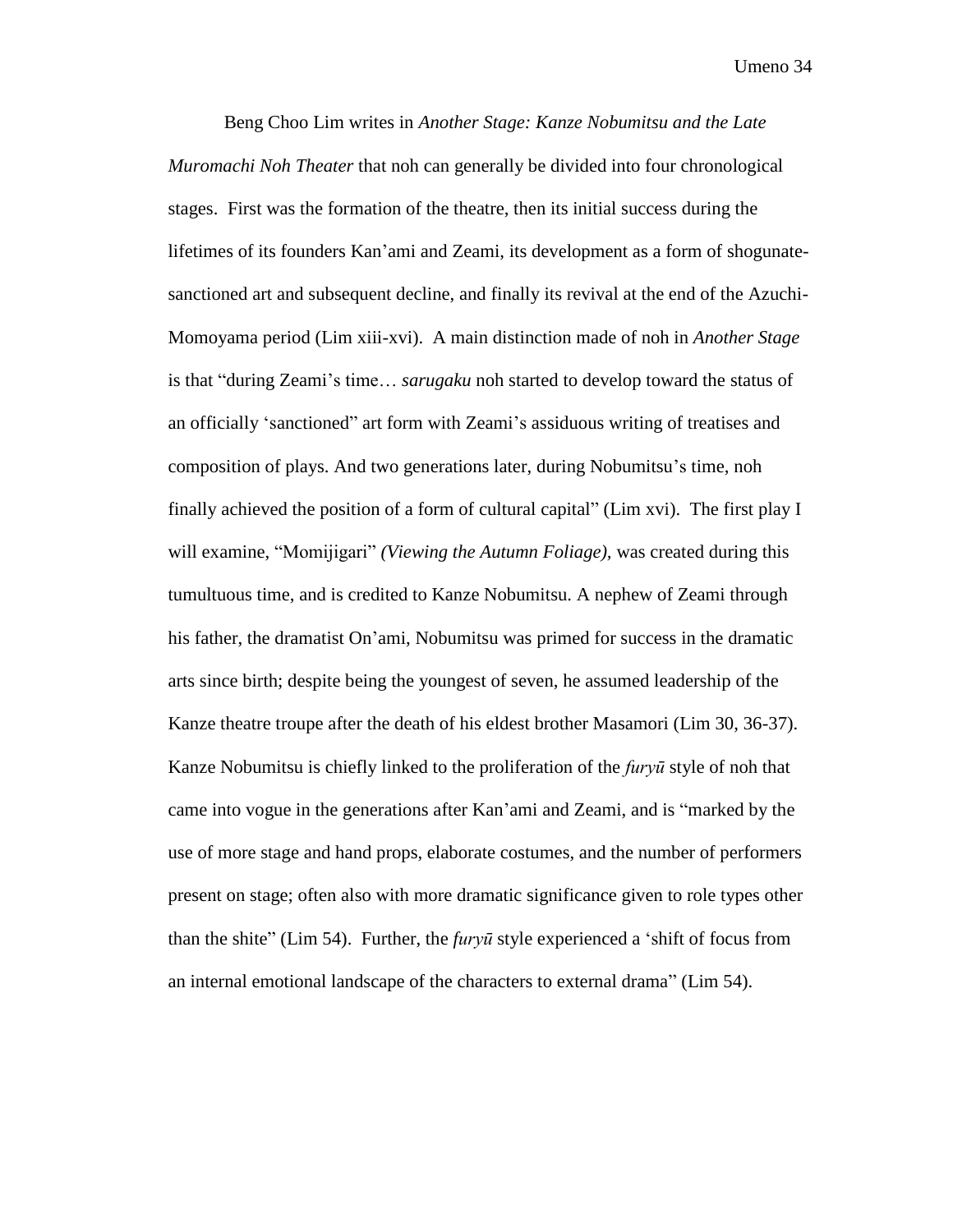Beng Choo Lim writes in *Another Stage: Kanze Nobumitsu and the Late Muromachi Noh Theater* that noh can generally be divided into four chronological stages. First was the formation of the theatre, then its initial success during the lifetimes of its founders Kan'ami and Zeami, its development as a form of shogunate-sanctioned art and subsequent decline, and finally its revival at the end of the Azuchi-Momoyama period (Lim xiii-xvi). A main distinction made of noh in *Another Stage* is that "during Zeami's time… *sarugaku* noh started to develop toward the status of an officially 'sanctioned" art form with Zeami's assiduous writing of treatises and composition of plays. And two generations later, during Nobumitsu's time, noh finally achieved the position of a form of cultural capital" (Lim xvi). The first play I will examine, "Momijigari" *(Viewing the Autumn Foliage),* was created during this tumultuous time, and is credited to Kanze Nobumitsu. A nephew of Zeami through his father, the dramatist On'ami, Nobumitsu was primed for success in the dramatic arts since birth; despite being the youngest of seven, he assumed leadership of the Kanze theatre troupe after the death of his eldest brother Masamori (Lim 30, 36-37). Kanze Nobumitsu is chiefly linked to the proliferation of the *furyū* style of noh that came into vogue in the generations after Kan'ami and Zeami, and is "marked by the use of more stage and hand props, elaborate costumes, and the number of performers present on stage; often also with more dramatic significance given to role types other than the shite" (Lim 54). Further, the *furyū* style experienced a 'shift of focus from an internal emotional landscape of the characters to external drama" (Lim 54).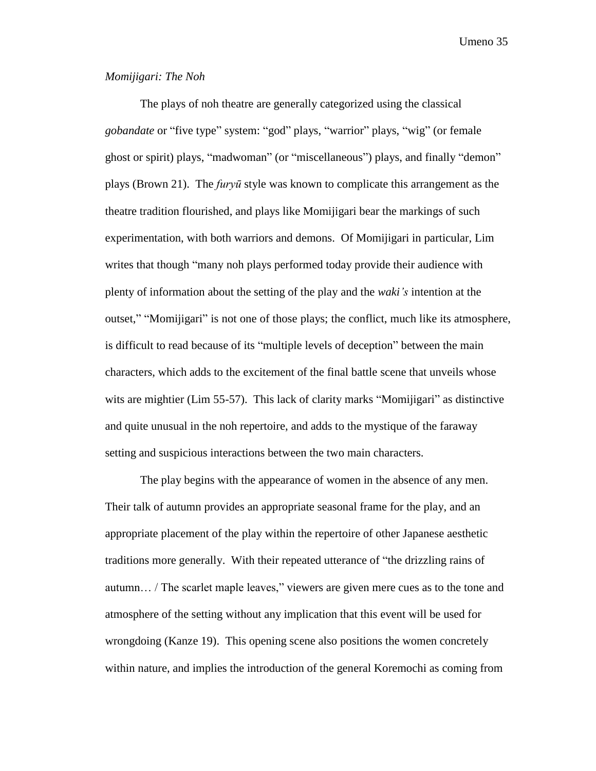*Momijigari: The Noh*

The plays of noh theatre are generally categorized using the classical *gobandate* or "five type" system: "god" plays, "warrior" plays, "wig" (or female ghost or spirit) plays, "madwoman" (or "miscellaneous") plays, and finally "demon" plays (Brown 21). The *furyū* style was known to complicate this arrangement as the theatre tradition flourished, and plays like Momijigari bear the markings of such experimentation, with both warriors and demons. Of Momijigari in particular, Lim writes that though "many noh plays performed today provide their audience with plenty of information about the setting of the play and the *waki's* intention at the outset," "Momijigari" is not one of those plays; the conflict, much like its atmosphere, is difficult to read because of its "multiple levels of deception" between the main characters, which adds to the excitement of the final battle scene that unveils whose wits are mightier (Lim 55-57). This lack of clarity marks "Momijigari" as distinctive and quite unusual in the noh repertoire, and adds to the mystique of the faraway setting and suspicious interactions between the two main characters.

The play begins with the appearance of women in the absence of any men. Their talk of autumn provides an appropriate seasonal frame for the play, and an appropriate placement of the play within the repertoire of other Japanese aesthetic traditions more generally. With their repeated utterance of "the drizzling rains of autumn… / The scarlet maple leaves," viewers are given mere cues as to the tone and atmosphere of the setting without any implication that this event will be used for wrongdoing (Kanze 19). This opening scene also positions the women concretely within nature, and implies the introduction of the general Koremochi as coming from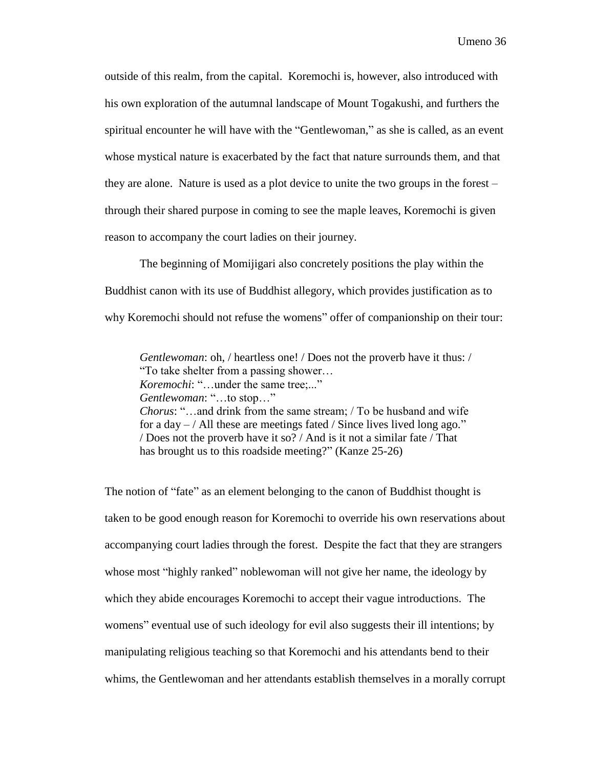outside of this realm, from the capital. Koremochi is, however, also introduced with his own exploration of the autumnal landscape of Mount Togakushi, and furthers the spiritual encounter he will have with the "Gentlewoman," as she is called, as an event whose mystical nature is exacerbated by the fact that nature surrounds them, and that they are alone. Nature is used as a plot device to unite the two groups in the forest – through their shared purpose in coming to see the maple leaves, Koremochi is given reason to accompany the court ladies on their journey.

The beginning of Momijigari also concretely positions the play within the Buddhist canon with its use of Buddhist allegory, which provides justification as to why Koremochi should not refuse the womens" offer of companionship on their tour:

> *Gentlewoman*: oh, / heartless one! / Does not the proverb have it thus: / "To take shelter from a passing shower…
> *Koremochi*: "…under the same tree;..."
> *Gentlewoman*: "…to stop…"
> *Chorus*: "…and drink from the same stream; / To be husband and wife for a day – / All these are meetings fated / Since lives lived long ago." / Does not the proverb have it so? / And is it not a similar fate / That has brought us to this roadside meeting?" (Kanze 25-26)

The notion of "fate" as an element belonging to the canon of Buddhist thought is taken to be good enough reason for Koremochi to override his own reservations about accompanying court ladies through the forest. Despite the fact that they are strangers whose most "highly ranked" noblewoman will not give her name, the ideology by which they abide encourages Koremochi to accept their vague introductions. The womens" eventual use of such ideology for evil also suggests their ill intentions; by manipulating religious teaching so that Koremochi and his attendants bend to their whims, the Gentlewoman and her attendants establish themselves in a morally corrupt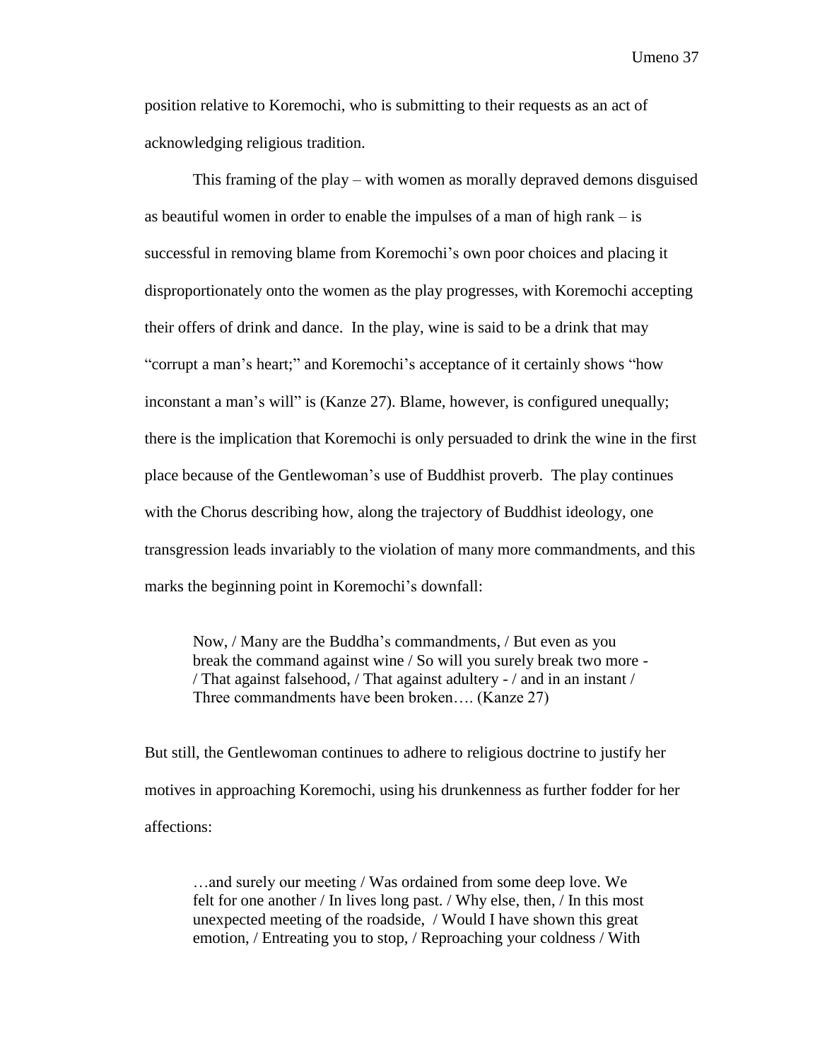position relative to Koremochi, who is submitting to their requests as an act of acknowledging religious tradition.

This framing of the play – with women as morally depraved demons disguised as beautiful women in order to enable the impulses of a man of high rank – is successful in removing blame from Koremochi's own poor choices and placing it disproportionately onto the women as the play progresses, with Koremochi accepting their offers of drink and dance. In the play, wine is said to be a drink that may "corrupt a man's heart;" and Koremochi's acceptance of it certainly shows "how inconstant a man's will" is (Kanze 27). Blame, however, is configured unequally; there is the implication that Koremochi is only persuaded to drink the wine in the first place because of the Gentlewoman's use of Buddhist proverb. The play continues with the Chorus describing how, along the trajectory of Buddhist ideology, one transgression leads invariably to the violation of many more commandments, and this marks the beginning point in Koremochi's downfall:

> Now, / Many are the Buddha's commandments, / But even as you break the command against wine / So will you surely break two more - / That against falsehood, / That against adultery - / and in an instant / Three commandments have been broken…. (Kanze 27)

But still, the Gentlewoman continues to adhere to religious doctrine to justify her motives in approaching Koremochi, using his drunkenness as further fodder for her affections:

> …and surely our meeting / Was ordained from some deep love. We felt for one another / In lives long past. / Why else, then, / In this most unexpected meeting of the roadside, / Would I have shown this great emotion, / Entreating you to stop, / Reproaching your coldness / With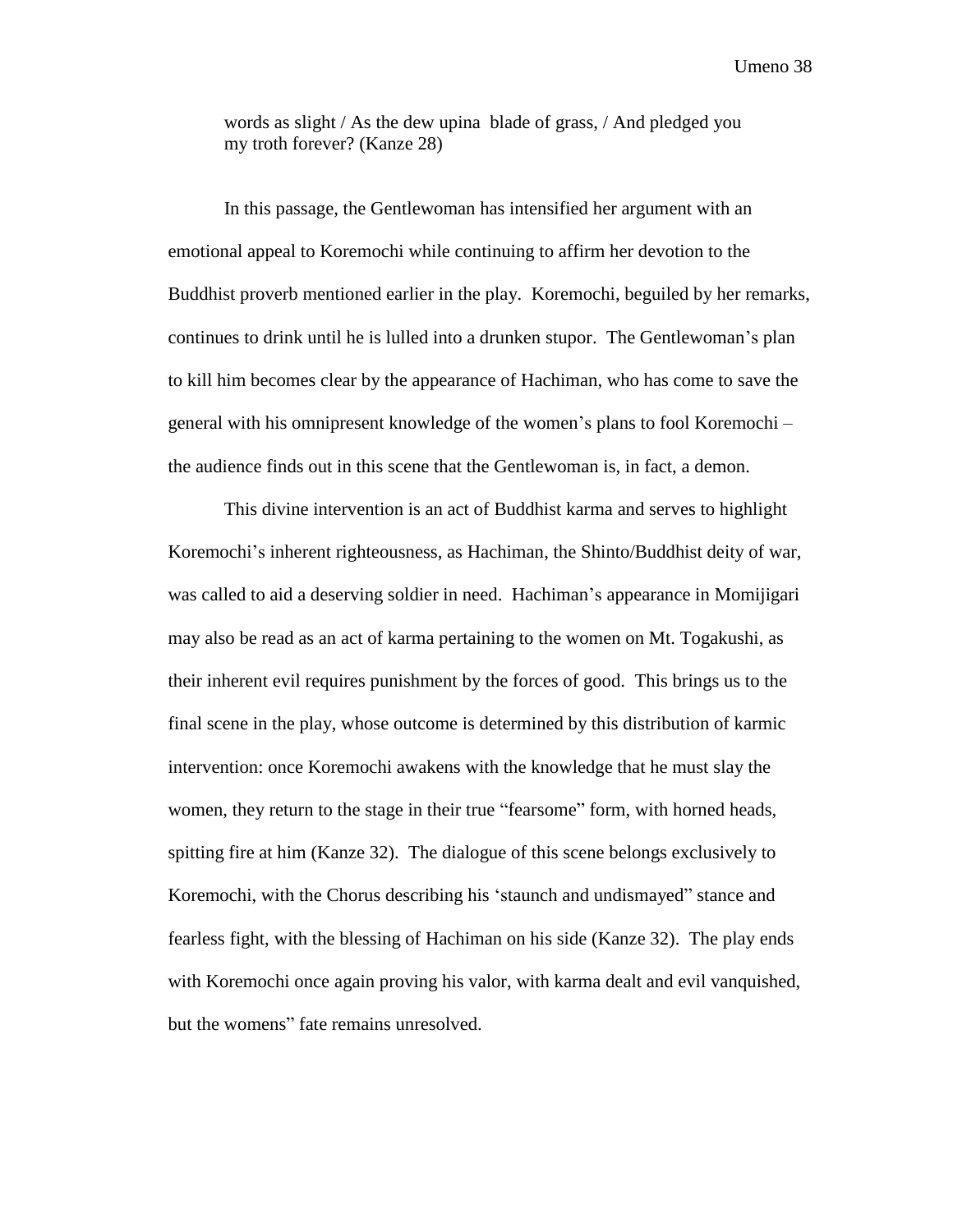> words as slight / As the dew upina blade of grass, / And pledged you my troth forever? (Kanze 28)

In this passage, the Gentlewoman has intensified her argument with an emotional appeal to Koremochi while continuing to affirm her devotion to the Buddhist proverb mentioned earlier in the play. Koremochi, beguiled by her remarks, continues to drink until he is lulled into a drunken stupor. The Gentlewoman's plan to kill him becomes clear by the appearance of Hachiman, who has come to save the general with his omnipresent knowledge of the women's plans to fool Koremochi – the audience finds out in this scene that the Gentlewoman is, in fact, a demon.

This divine intervention is an act of Buddhist karma and serves to highlight Koremochi's inherent righteousness, as Hachiman, the Shinto/Buddhist deity of war, was called to aid a deserving soldier in need. Hachiman's appearance in Momijigari may also be read as an act of karma pertaining to the women on Mt. Togakushi, as their inherent evil requires punishment by the forces of good. This brings us to the final scene in the play, whose outcome is determined by this distribution of karmic intervention: once Koremochi awakens with the knowledge that he must slay the women, they return to the stage in their true "fearsome" form, with horned heads, spitting fire at him (Kanze 32). The dialogue of this scene belongs exclusively to Koremochi, with the Chorus describing his 'staunch and undismayed" stance and fearless fight, with the blessing of Hachiman on his side (Kanze 32). The play ends with Koremochi once again proving his valor, with karma dealt and evil vanquished, but the womens" fate remains unresolved.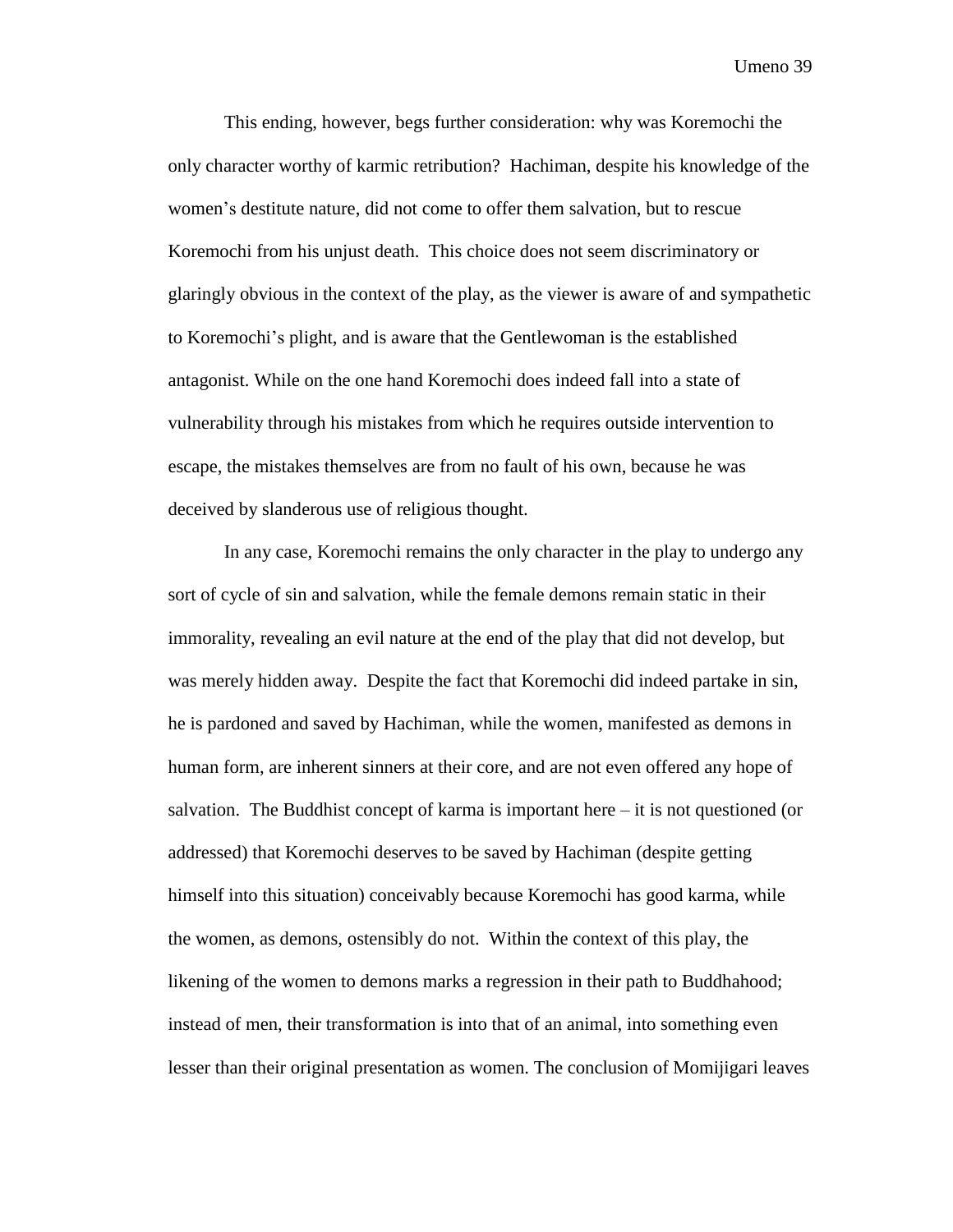This ending, however, begs further consideration: why was Koremochi the only character worthy of karmic retribution? Hachiman, despite his knowledge of the women's destitute nature, did not come to offer them salvation, but to rescue Koremochi from his unjust death. This choice does not seem discriminatory or glaringly obvious in the context of the play, as the viewer is aware of and sympathetic to Koremochi's plight, and is aware that the Gentlewoman is the established antagonist. While on the one hand Koremochi does indeed fall into a state of vulnerability through his mistakes from which he requires outside intervention to escape, the mistakes themselves are from no fault of his own, because he was deceived by slanderous use of religious thought.

In any case, Koremochi remains the only character in the play to undergo any sort of cycle of sin and salvation, while the female demons remain static in their immorality, revealing an evil nature at the end of the play that did not develop, but was merely hidden away. Despite the fact that Koremochi did indeed partake in sin, he is pardoned and saved by Hachiman, while the women, manifested as demons in human form, are inherent sinners at their core, and are not even offered any hope of salvation. The Buddhist concept of karma is important here – it is not questioned (or addressed) that Koremochi deserves to be saved by Hachiman (despite getting himself into this situation) conceivably because Koremochi has good karma, while the women, as demons, ostensibly do not. Within the context of this play, the likening of the women to demons marks a regression in their path to Buddhahood; instead of men, their transformation is into that of an animal, into something even lesser than their original presentation as women. The conclusion of Momijigari leaves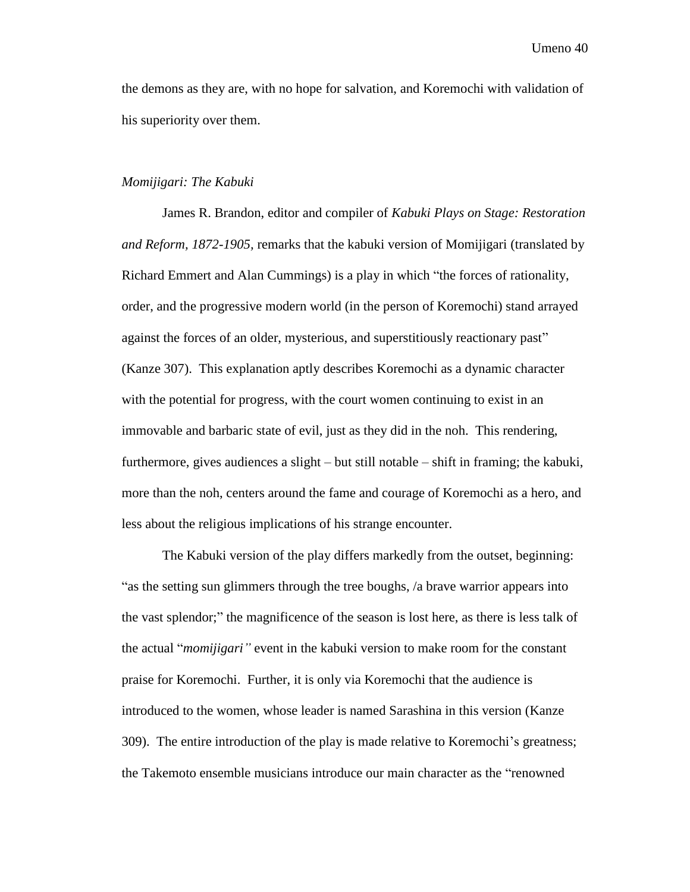the demons as they are, with no hope for salvation, and Koremochi with validation of his superiority over them.

*Momijigari: The Kabuki*

James R. Brandon, editor and compiler of *Kabuki Plays on Stage: Restoration and Reform, 1872-1905,* remarks that the kabuki version of Momijigari (translated by Richard Emmert and Alan Cummings) is a play in which "the forces of rationality, order, and the progressive modern world (in the person of Koremochi) stand arrayed against the forces of an older, mysterious, and superstitiously reactionary past" (Kanze 307). This explanation aptly describes Koremochi as a dynamic character with the potential for progress, with the court women continuing to exist in an immovable and barbaric state of evil, just as they did in the noh. This rendering, furthermore, gives audiences a slight – but still notable – shift in framing; the kabuki, more than the noh, centers around the fame and courage of Koremochi as a hero, and less about the religious implications of his strange encounter.

The Kabuki version of the play differs markedly from the outset, beginning: "as the setting sun glimmers through the tree boughs, /a brave warrior appears into the vast splendor;" the magnificence of the season is lost here, as there is less talk of the actual "*momijigari"* event in the kabuki version to make room for the constant praise for Koremochi. Further, it is only via Koremochi that the audience is introduced to the women, whose leader is named Sarashina in this version (Kanze 309). The entire introduction of the play is made relative to Koremochi's greatness; the Takemoto ensemble musicians introduce our main character as the "renowned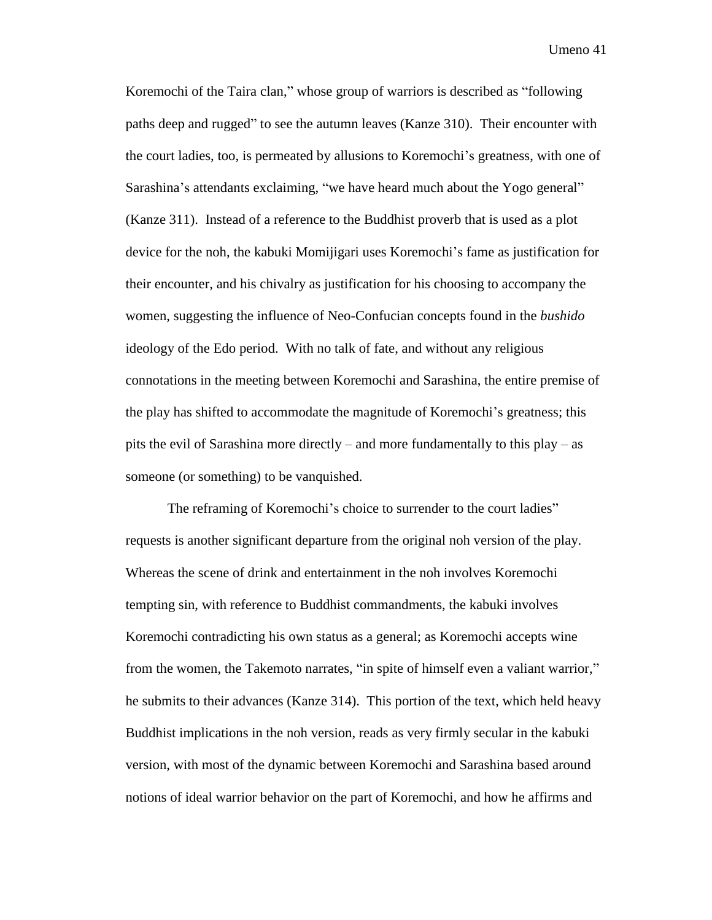Koremochi of the Taira clan," whose group of warriors is described as "following paths deep and rugged" to see the autumn leaves (Kanze 310). Their encounter with the court ladies, too, is permeated by allusions to Koremochi's greatness, with one of Sarashina's attendants exclaiming, "we have heard much about the Yogo general" (Kanze 311). Instead of a reference to the Buddhist proverb that is used as a plot device for the noh, the kabuki Momijigari uses Koremochi's fame as justification for their encounter, and his chivalry as justification for his choosing to accompany the women, suggesting the influence of Neo-Confucian concepts found in the *bushido* ideology of the Edo period. With no talk of fate, and without any religious connotations in the meeting between Koremochi and Sarashina, the entire premise of the play has shifted to accommodate the magnitude of Koremochi's greatness; this pits the evil of Sarashina more directly – and more fundamentally to this play – as someone (or something) to be vanquished.

The reframing of Koremochi's choice to surrender to the court ladies" requests is another significant departure from the original noh version of the play. Whereas the scene of drink and entertainment in the noh involves Koremochi tempting sin, with reference to Buddhist commandments, the kabuki involves Koremochi contradicting his own status as a general; as Koremochi accepts wine from the women, the Takemoto narrates, "in spite of himself even a valiant warrior," he submits to their advances (Kanze 314). This portion of the text, which held heavy Buddhist implications in the noh version, reads as very firmly secular in the kabuki version, with most of the dynamic between Koremochi and Sarashina based around notions of ideal warrior behavior on the part of Koremochi, and how he affirms and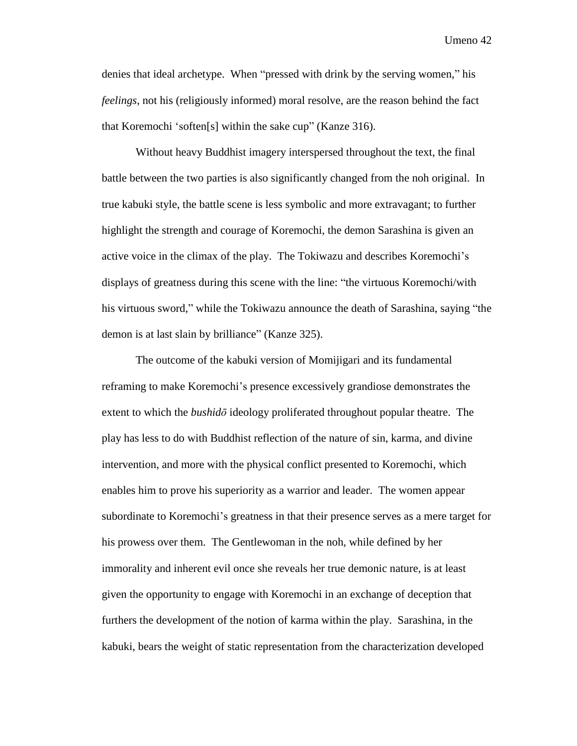denies that ideal archetype. When "pressed with drink by the serving women," his *feelings*, not his (religiously informed) moral resolve, are the reason behind the fact that Koremochi 'soften[s] within the sake cup" (Kanze 316).

Without heavy Buddhist imagery interspersed throughout the text, the final battle between the two parties is also significantly changed from the noh original. In true kabuki style, the battle scene is less symbolic and more extravagant; to further highlight the strength and courage of Koremochi, the demon Sarashina is given an active voice in the climax of the play. The Tokiwazu and describes Koremochi's displays of greatness during this scene with the line: "the virtuous Koremochi/with his virtuous sword," while the Tokiwazu announce the death of Sarashina, saying "the demon is at last slain by brilliance" (Kanze 325).

The outcome of the kabuki version of Momijigari and its fundamental reframing to make Koremochi's presence excessively grandiose demonstrates the extent to which the *bushidō* ideology proliferated throughout popular theatre. The play has less to do with Buddhist reflection of the nature of sin, karma, and divine intervention, and more with the physical conflict presented to Koremochi, which enables him to prove his superiority as a warrior and leader. The women appear subordinate to Koremochi's greatness in that their presence serves as a mere target for his prowess over them. The Gentlewoman in the noh, while defined by her immorality and inherent evil once she reveals her true demonic nature, is at least given the opportunity to engage with Koremochi in an exchange of deception that furthers the development of the notion of karma within the play. Sarashina, in the kabuki, bears the weight of static representation from the characterization developed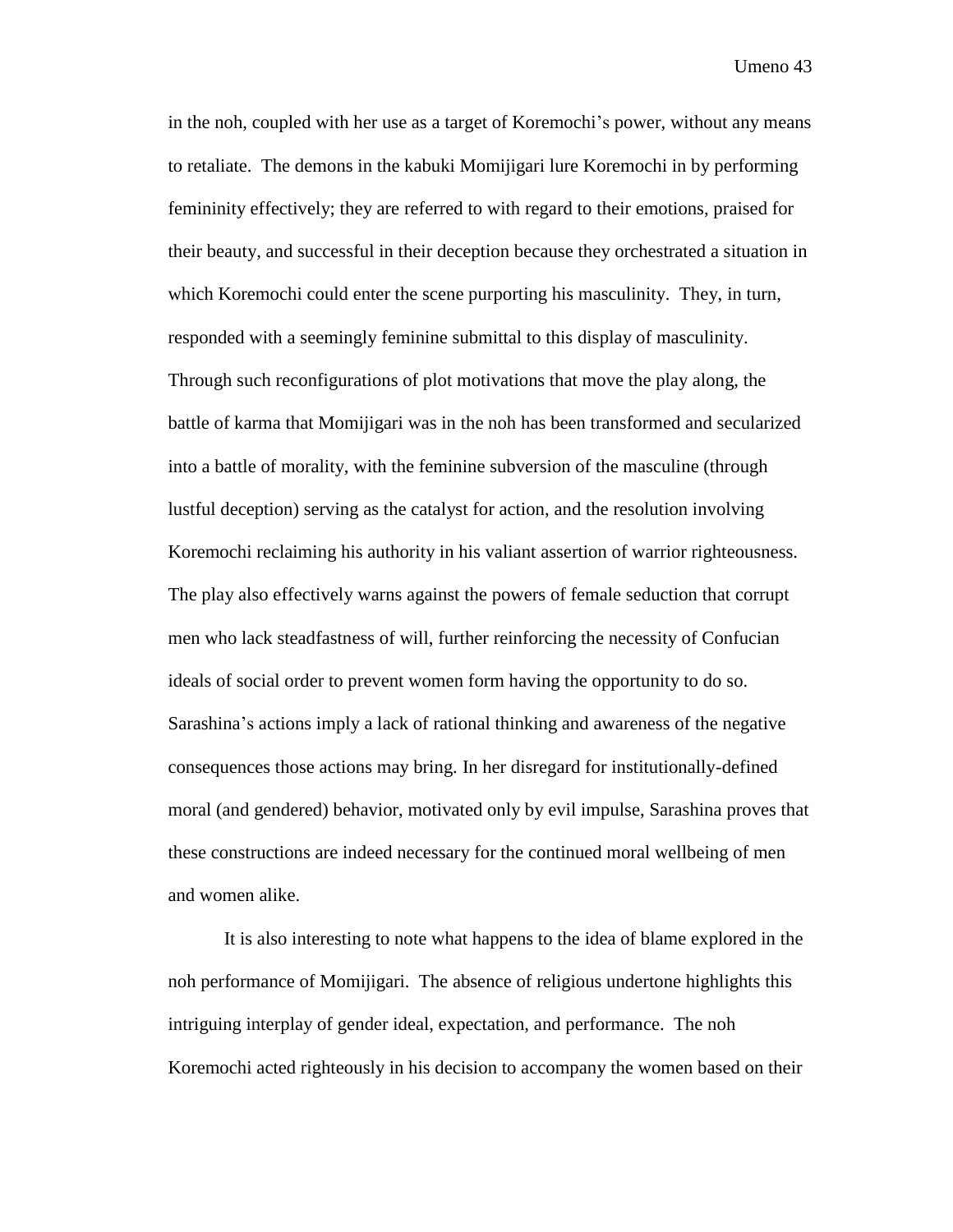in the noh, coupled with her use as a target of Koremochi's power, without any means to retaliate. The demons in the kabuki Momijigari lure Koremochi in by performing femininity effectively; they are referred to with regard to their emotions, praised for their beauty, and successful in their deception because they orchestrated a situation in which Koremochi could enter the scene purporting his masculinity. They, in turn, responded with a seemingly feminine submittal to this display of masculinity. Through such reconfigurations of plot motivations that move the play along, the battle of karma that Momijigari was in the noh has been transformed and secularized into a battle of morality, with the feminine subversion of the masculine (through lustful deception) serving as the catalyst for action, and the resolution involving Koremochi reclaiming his authority in his valiant assertion of warrior righteousness. The play also effectively warns against the powers of female seduction that corrupt men who lack steadfastness of will, further reinforcing the necessity of Confucian ideals of social order to prevent women form having the opportunity to do so. Sarashina's actions imply a lack of rational thinking and awareness of the negative consequences those actions may bring. In her disregard for institutionally-defined moral (and gendered) behavior, motivated only by evil impulse, Sarashina proves that these constructions are indeed necessary for the continued moral wellbeing of men and women alike.

It is also interesting to note what happens to the idea of blame explored in the noh performance of Momijigari. The absence of religious undertone highlights this intriguing interplay of gender ideal, expectation, and performance. The noh Koremochi acted righteously in his decision to accompany the women based on their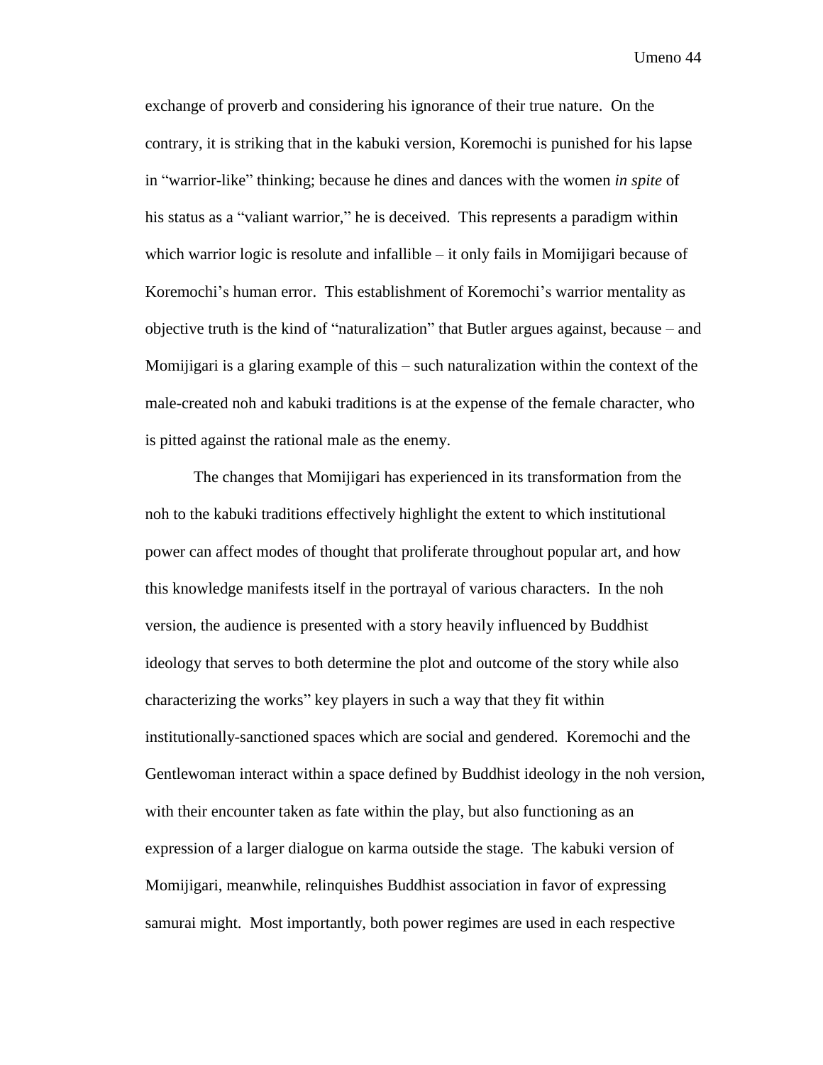exchange of proverb and considering his ignorance of their true nature. On the contrary, it is striking that in the kabuki version, Koremochi is punished for his lapse in "warrior-like" thinking; because he dines and dances with the women *in spite* of his status as a "valiant warrior," he is deceived. This represents a paradigm within which warrior logic is resolute and infallible – it only fails in Momijigari because of Koremochi's human error. This establishment of Koremochi's warrior mentality as objective truth is the kind of "naturalization" that Butler argues against, because – and Momijigari is a glaring example of this – such naturalization within the context of the male-created noh and kabuki traditions is at the expense of the female character, who is pitted against the rational male as the enemy.

The changes that Momijigari has experienced in its transformation from the noh to the kabuki traditions effectively highlight the extent to which institutional power can affect modes of thought that proliferate throughout popular art, and how this knowledge manifests itself in the portrayal of various characters. In the noh version, the audience is presented with a story heavily influenced by Buddhist ideology that serves to both determine the plot and outcome of the story while also characterizing the works" key players in such a way that they fit within institutionally-sanctioned spaces which are social and gendered. Koremochi and the Gentlewoman interact within a space defined by Buddhist ideology in the noh version, with their encounter taken as fate within the play, but also functioning as an expression of a larger dialogue on karma outside the stage. The kabuki version of Momijigari, meanwhile, relinquishes Buddhist association in favor of expressing samurai might. Most importantly, both power regimes are used in each respective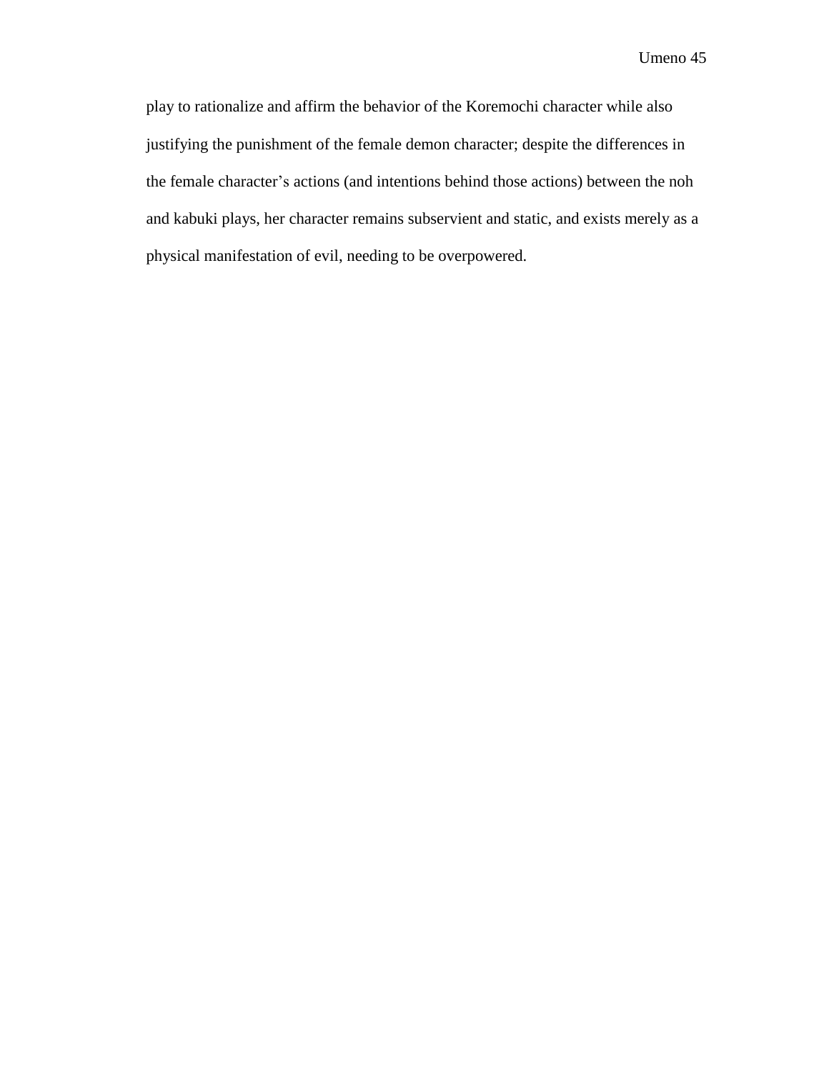play to rationalize and affirm the behavior of the Koremochi character while also justifying the punishment of the female demon character; despite the differences in the female character's actions (and intentions behind those actions) between the noh and kabuki plays, her character remains subservient and static, and exists merely as a physical manifestation of evil, needing to be overpowered.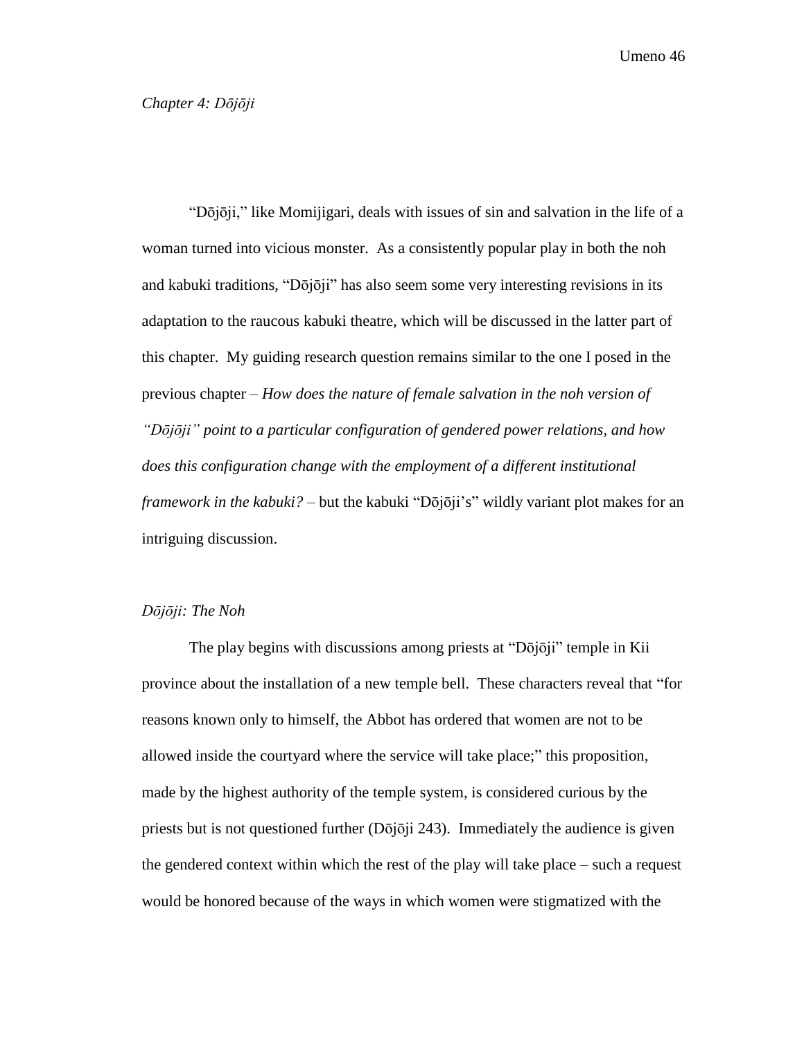*Chapter 4: Dōjōji*

"Dōjōji," like Momijigari, deals with issues of sin and salvation in the life of a woman turned into vicious monster. As a consistently popular play in both the noh and kabuki traditions, "Dōjōji" has also seem some very interesting revisions in its adaptation to the raucous kabuki theatre, which will be discussed in the latter part of this chapter. My guiding research question remains similar to the one I posed in the previous chapter – *How does the nature of female salvation in the noh version of "Dōjōji" point to a particular configuration of gendered power relations, and how does this configuration change with the employment of a different institutional framework in the kabuki?* – but the kabuki "Dōjōji's" wildly variant plot makes for an intriguing discussion.

*Dōjōji: The Noh*

The play begins with discussions among priests at "Dōjōji" temple in Kii province about the installation of a new temple bell. These characters reveal that "for reasons known only to himself, the Abbot has ordered that women are not to be allowed inside the courtyard where the service will take place;" this proposition, made by the highest authority of the temple system, is considered curious by the priests but is not questioned further (Dōjōji 243). Immediately the audience is given the gendered context within which the rest of the play will take place – such a request would be honored because of the ways in which women were stigmatized with the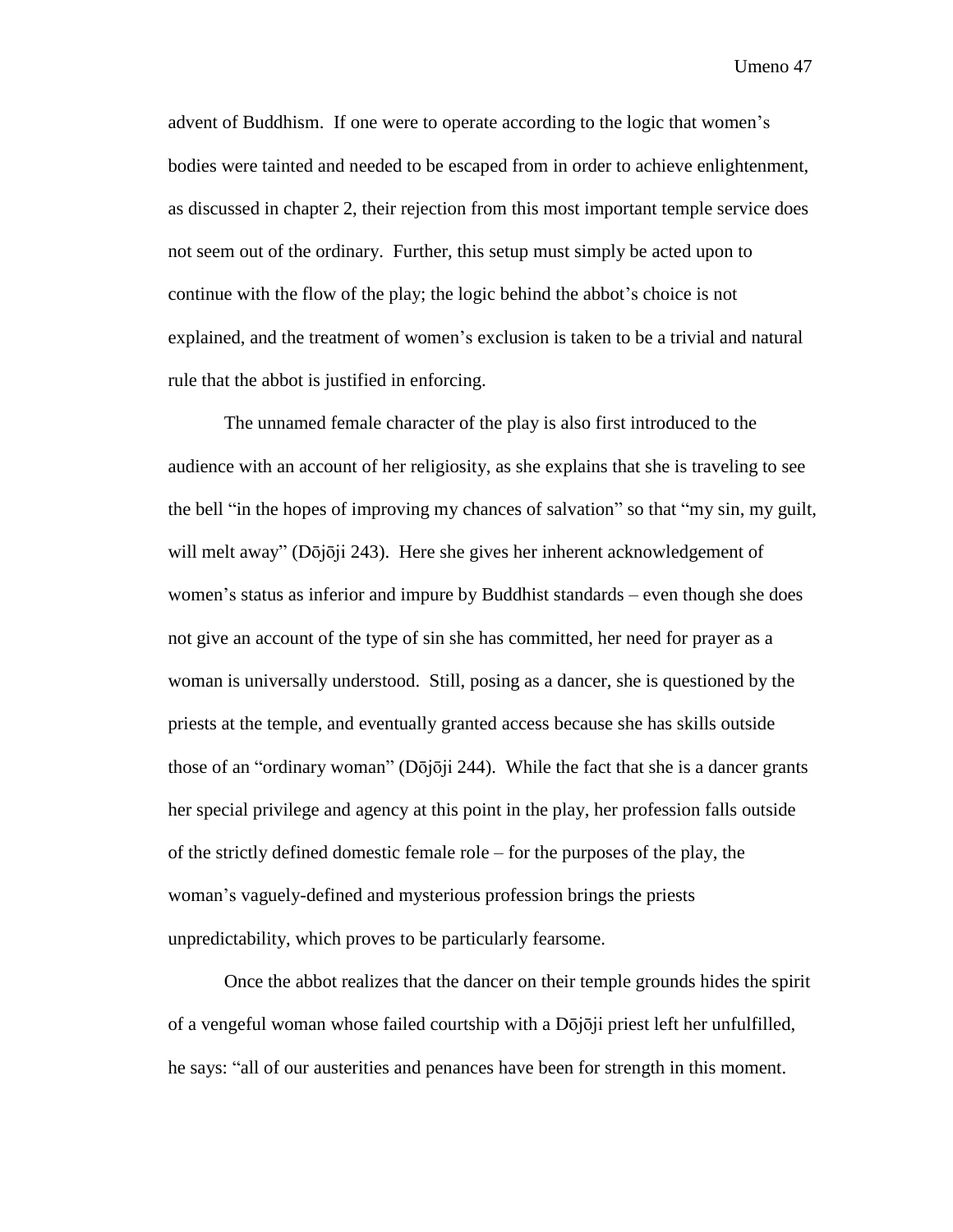advent of Buddhism. If one were to operate according to the logic that women's bodies were tainted and needed to be escaped from in order to achieve enlightenment, as discussed in chapter 2, their rejection from this most important temple service does not seem out of the ordinary. Further, this setup must simply be acted upon to continue with the flow of the play; the logic behind the abbot's choice is not explained, and the treatment of women's exclusion is taken to be a trivial and natural rule that the abbot is justified in enforcing.

The unnamed female character of the play is also first introduced to the audience with an account of her religiosity, as she explains that she is traveling to see the bell "in the hopes of improving my chances of salvation" so that "my sin, my guilt, will melt away" (Dōjōji 243). Here she gives her inherent acknowledgement of women's status as inferior and impure by Buddhist standards – even though she does not give an account of the type of sin she has committed, her need for prayer as a woman is universally understood. Still, posing as a dancer, she is questioned by the priests at the temple, and eventually granted access because she has skills outside those of an "ordinary woman" (Dōjōji 244). While the fact that she is a dancer grants her special privilege and agency at this point in the play, her profession falls outside of the strictly defined domestic female role – for the purposes of the play, the woman's vaguely-defined and mysterious profession brings the priests unpredictability, which proves to be particularly fearsome.

Once the abbot realizes that the dancer on their temple grounds hides the spirit of a vengeful woman whose failed courtship with a Dōjōji priest left her unfulfilled, he says: "all of our austerities and penances have been for strength in this moment.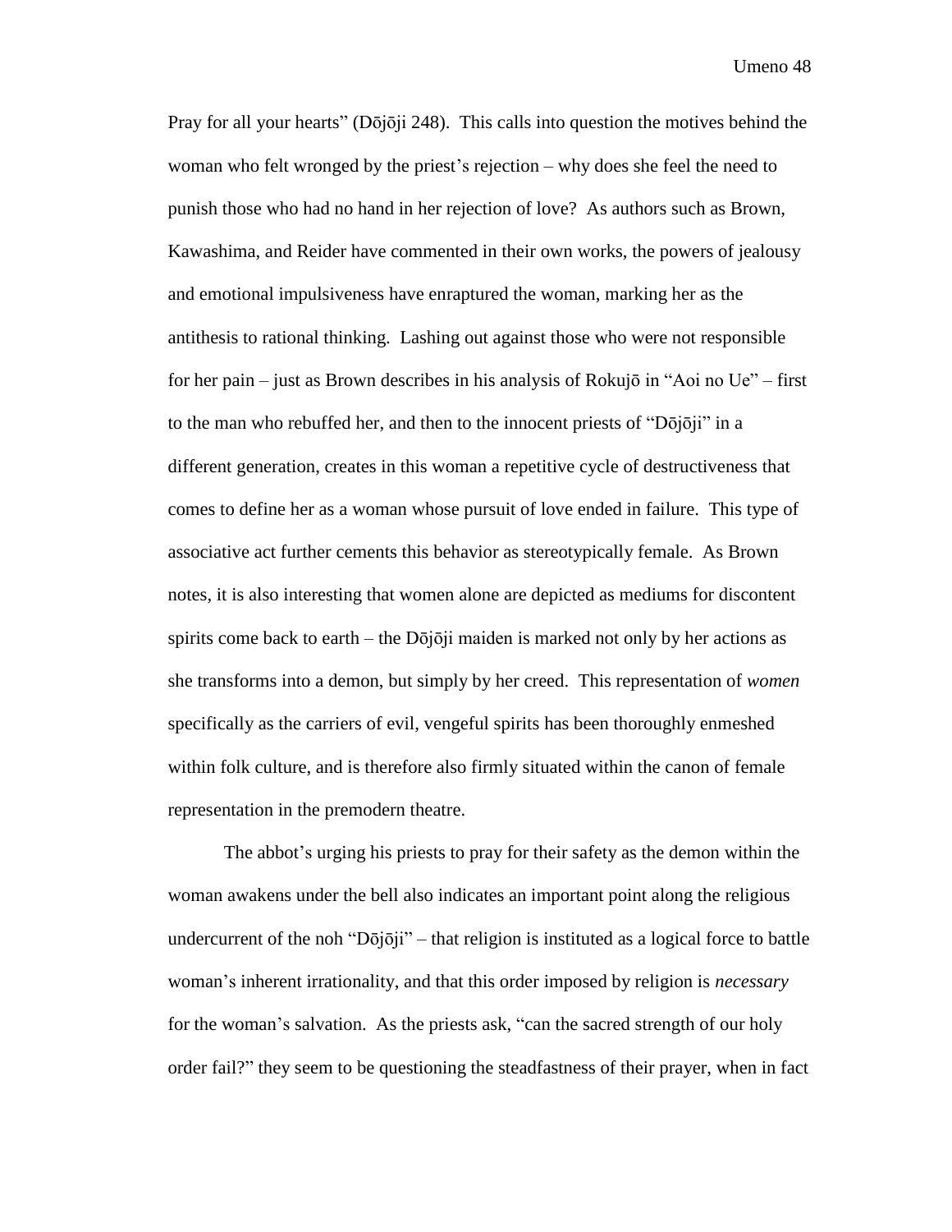Pray for all your hearts" (Dōjōji 248). This calls into question the motives behind the woman who felt wronged by the priest's rejection – why does she feel the need to punish those who had no hand in her rejection of love? As authors such as Brown, Kawashima, and Reider have commented in their own works, the powers of jealousy and emotional impulsiveness have enraptured the woman, marking her as the antithesis to rational thinking. Lashing out against those who were not responsible for her pain – just as Brown describes in his analysis of Rokujō in "Aoi no Ue" – first to the man who rebuffed her, and then to the innocent priests of "Dōjōji" in a different generation, creates in this woman a repetitive cycle of destructiveness that comes to define her as a woman whose pursuit of love ended in failure. This type of associative act further cements this behavior as stereotypically female. As Brown notes, it is also interesting that women alone are depicted as mediums for discontent spirits come back to earth – the Dōjōji maiden is marked not only by her actions as she transforms into a demon, but simply by her creed. This representation of *women* specifically as the carriers of evil, vengeful spirits has been thoroughly enmeshed within folk culture, and is therefore also firmly situated within the canon of female representation in the premodern theatre.

The abbot's urging his priests to pray for their safety as the demon within the woman awakens under the bell also indicates an important point along the religious undercurrent of the noh "Dōjōji" – that religion is instituted as a logical force to battle woman's inherent irrationality, and that this order imposed by religion is *necessary* for the woman's salvation. As the priests ask, "can the sacred strength of our holy order fail?" they seem to be questioning the steadfastness of their prayer, when in fact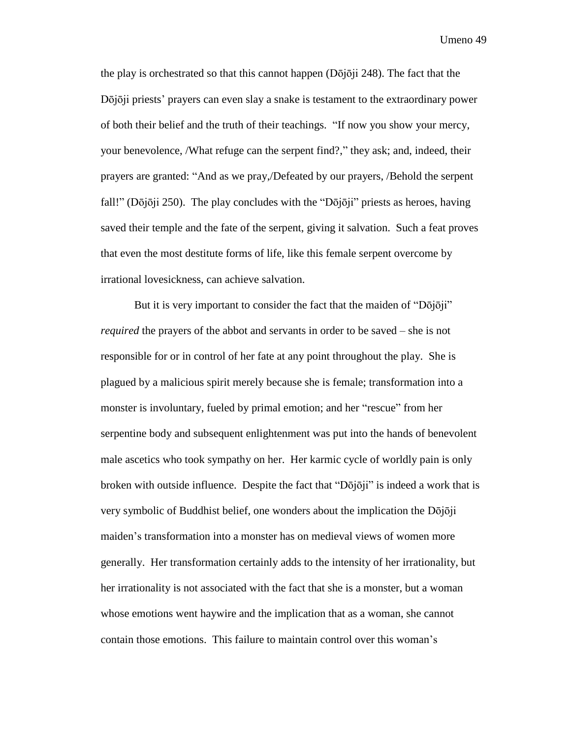the play is orchestrated so that this cannot happen (Dōjōji 248). The fact that the Dōjōji priests' prayers can even slay a snake is testament to the extraordinary power of both their belief and the truth of their teachings. "If now you show your mercy, your benevolence, /What refuge can the serpent find?," they ask; and, indeed, their prayers are granted: "And as we pray,/Defeated by our prayers, /Behold the serpent fall!" (Dōjōji 250). The play concludes with the "Dōjōji" priests as heroes, having saved their temple and the fate of the serpent, giving it salvation. Such a feat proves that even the most destitute forms of life, like this female serpent overcome by irrational lovesickness, can achieve salvation.

But it is very important to consider the fact that the maiden of "Dōjōji" *required* the prayers of the abbot and servants in order to be saved – she is not responsible for or in control of her fate at any point throughout the play. She is plagued by a malicious spirit merely because she is female; transformation into a monster is involuntary, fueled by primal emotion; and her "rescue" from her serpentine body and subsequent enlightenment was put into the hands of benevolent male ascetics who took sympathy on her. Her karmic cycle of worldly pain is only broken with outside influence. Despite the fact that "Dōjōji" is indeed a work that is very symbolic of Buddhist belief, one wonders about the implication the Dōjōji maiden's transformation into a monster has on medieval views of women more generally. Her transformation certainly adds to the intensity of her irrationality, but her irrationality is not associated with the fact that she is a monster, but a woman whose emotions went haywire and the implication that as a woman, she cannot contain those emotions. This failure to maintain control over this woman's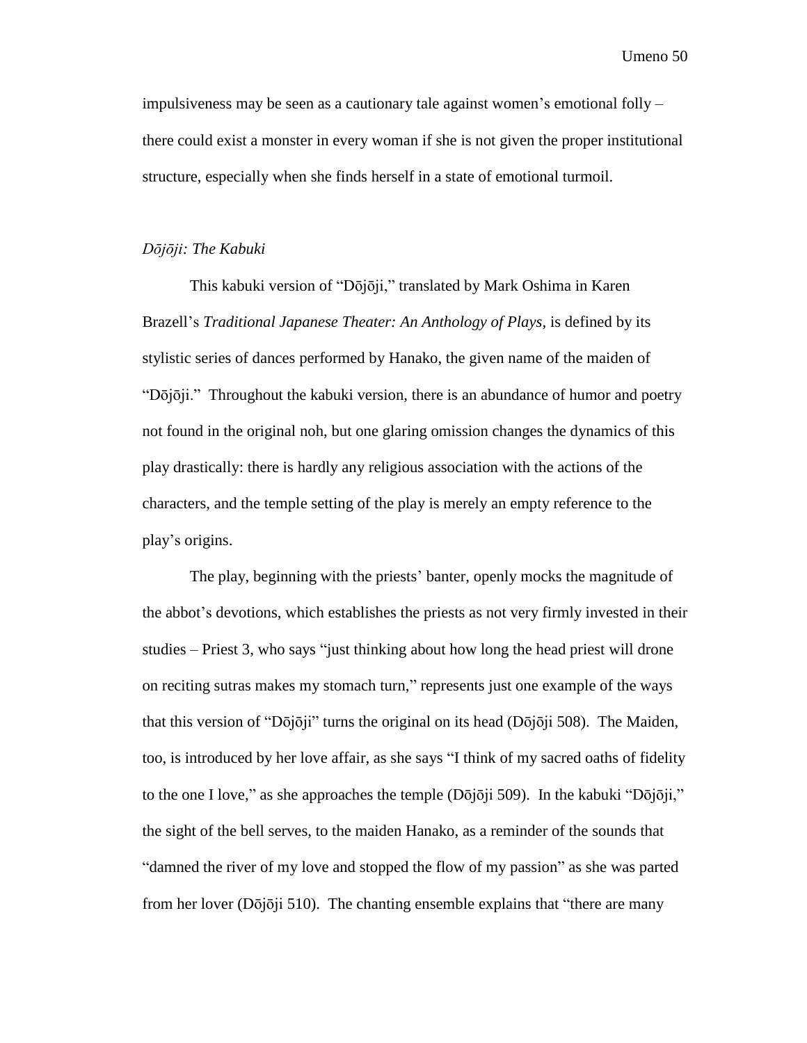impulsiveness may be seen as a cautionary tale against women's emotional folly – there could exist a monster in every woman if she is not given the proper institutional structure, especially when she finds herself in a state of emotional turmoil.

### *Dōjōji: The Kabuki*

This kabuki version of "Dōjōji," translated by Mark Oshima in Karen Brazell's *Traditional Japanese Theater: An Anthology of Plays*, is defined by its stylistic series of dances performed by Hanako, the given name of the maiden of "Dōjōji." Throughout the kabuki version, there is an abundance of humor and poetry not found in the original noh, but one glaring omission changes the dynamics of this play drastically: there is hardly any religious association with the actions of the characters, and the temple setting of the play is merely an empty reference to the play's origins.

The play, beginning with the priests' banter, openly mocks the magnitude of the abbot's devotions, which establishes the priests as not very firmly invested in their studies – Priest 3, who says "just thinking about how long the head priest will drone on reciting sutras makes my stomach turn," represents just one example of the ways that this version of "Dōjōji" turns the original on its head (Dōjōji 508). The Maiden, too, is introduced by her love affair, as she says "I think of my sacred oaths of fidelity to the one I love," as she approaches the temple (Dōjōji 509). In the kabuki "Dōjōji," the sight of the bell serves, to the maiden Hanako, as a reminder of the sounds that "damned the river of my love and stopped the flow of my passion" as she was parted from her lover (Dōjōji 510). The chanting ensemble explains that "there are many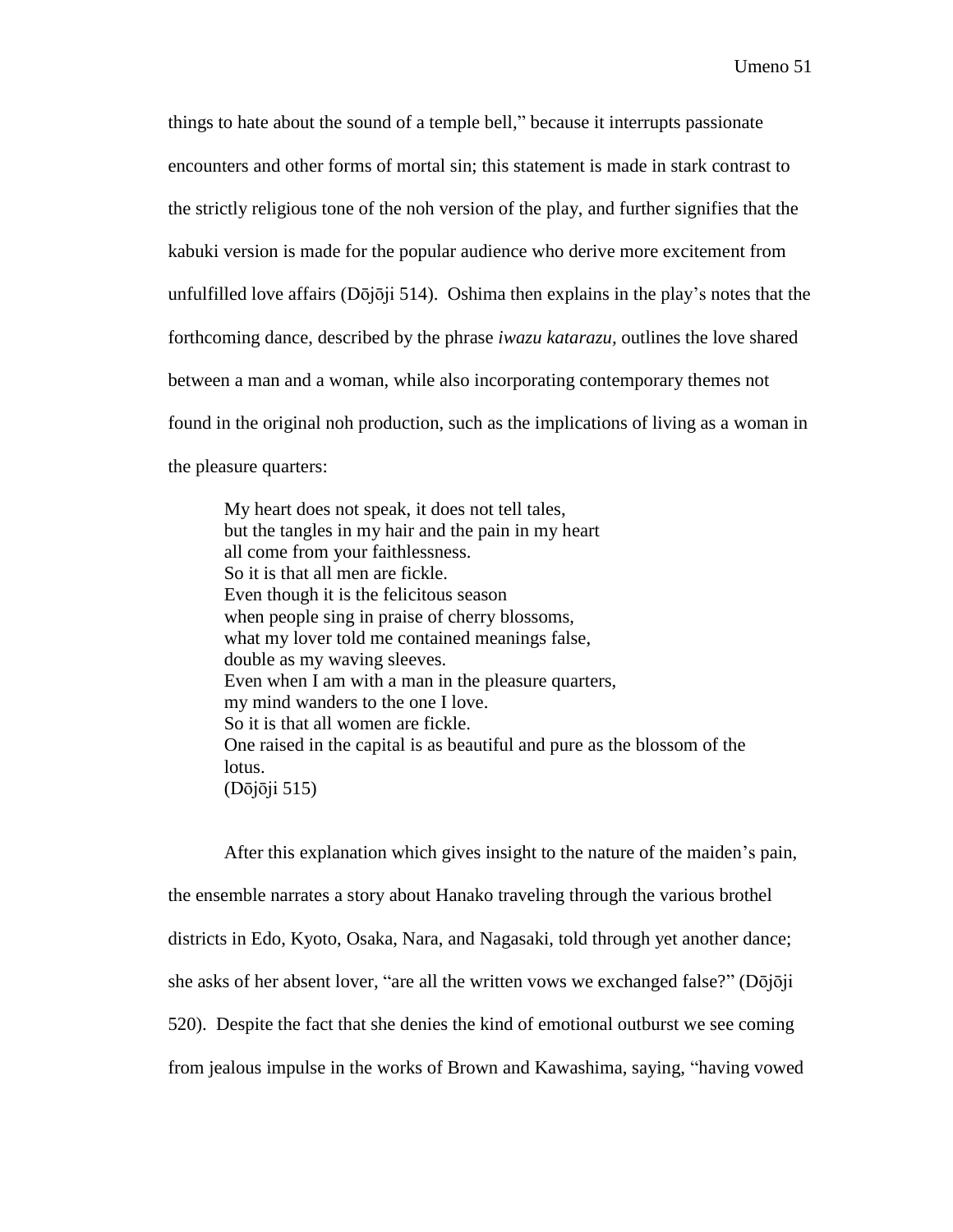things to hate about the sound of a temple bell," because it interrupts passionate encounters and other forms of mortal sin; this statement is made in stark contrast to the strictly religious tone of the noh version of the play, and further signifies that the kabuki version is made for the popular audience who derive more excitement from unfulfilled love affairs (Dōjōji 514). Oshima then explains in the play's notes that the forthcoming dance, described by the phrase *iwazu katarazu*, outlines the love shared between a man and a woman, while also incorporating contemporary themes not found in the original noh production, such as the implications of living as a woman in the pleasure quarters:

> My heart does not speak, it does not tell tales,
> but the tangles in my hair and the pain in my heart
> all come from your faithlessness.
> So it is that all men are fickle.
> Even though it is the felicitous season
> when people sing in praise of cherry blossoms,
> what my lover told me contained meanings false,
> double as my waving sleeves.
> Even when I am with a man in the pleasure quarters,
> my mind wanders to the one I love.
> So it is that all women are fickle.
> One raised in the capital is as beautiful and pure as the blossom of the lotus.
> (Dōjōji 515)

After this explanation which gives insight to the nature of the maiden's pain, the ensemble narrates a story about Hanako traveling through the various brothel districts in Edo, Kyoto, Osaka, Nara, and Nagasaki, told through yet another dance; she asks of her absent lover, "are all the written vows we exchanged false?" (Dōjōji 520). Despite the fact that she denies the kind of emotional outburst we see coming from jealous impulse in the works of Brown and Kawashima, saying, "having vowed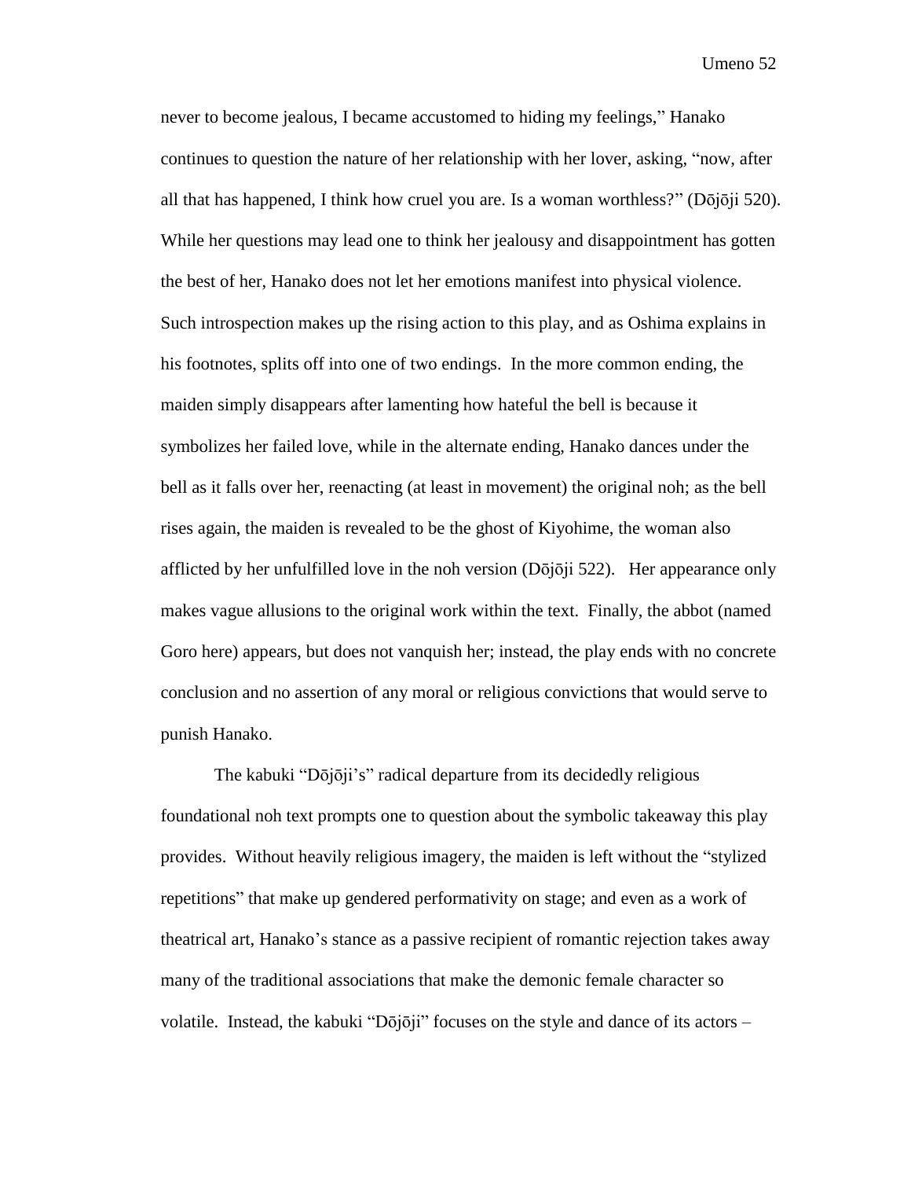never to become jealous, I became accustomed to hiding my feelings," Hanako continues to question the nature of her relationship with her lover, asking, "now, after all that has happened, I think how cruel you are. Is a woman worthless?" (Dōjōji 520). While her questions may lead one to think her jealousy and disappointment has gotten the best of her, Hanako does not let her emotions manifest into physical violence. Such introspection makes up the rising action to this play, and as Oshima explains in his footnotes, splits off into one of two endings. In the more common ending, the maiden simply disappears after lamenting how hateful the bell is because it symbolizes her failed love, while in the alternate ending, Hanako dances under the bell as it falls over her, reenacting (at least in movement) the original noh; as the bell rises again, the maiden is revealed to be the ghost of Kiyohime, the woman also afflicted by her unfulfilled love in the noh version (Dōjōji 522). Her appearance only makes vague allusions to the original work within the text. Finally, the abbot (named Goro here) appears, but does not vanquish her; instead, the play ends with no concrete conclusion and no assertion of any moral or religious convictions that would serve to punish Hanako.

The kabuki "Dōjōji's" radical departure from its decidedly religious foundational noh text prompts one to question about the symbolic takeaway this play provides. Without heavily religious imagery, the maiden is left without the "stylized repetitions" that make up gendered performativity on stage; and even as a work of theatrical art, Hanako's stance as a passive recipient of romantic rejection takes away many of the traditional associations that make the demonic female character so volatile. Instead, the kabuki "Dōjōji" focuses on the style and dance of its actors –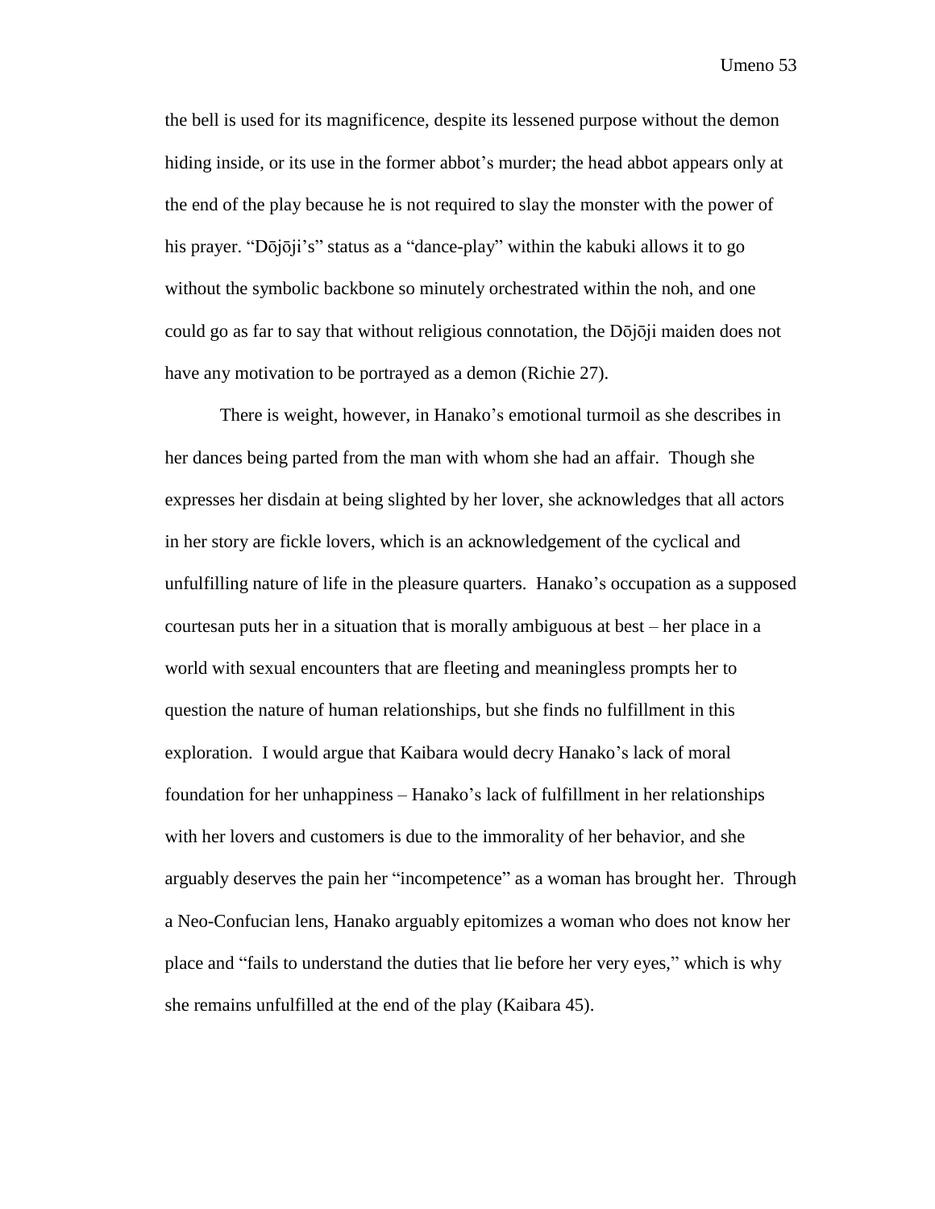the bell is used for its magnificence, despite its lessened purpose without the demon hiding inside, or its use in the former abbot's murder; the head abbot appears only at the end of the play because he is not required to slay the monster with the power of his prayer. "Dōjōji's" status as a "dance-play" within the kabuki allows it to go without the symbolic backbone so minutely orchestrated within the noh, and one could go as far to say that without religious connotation, the Dōjōji maiden does not have any motivation to be portrayed as a demon (Richie 27).

There is weight, however, in Hanako's emotional turmoil as she describes in her dances being parted from the man with whom she had an affair. Though she expresses her disdain at being slighted by her lover, she acknowledges that all actors in her story are fickle lovers, which is an acknowledgement of the cyclical and unfulfilling nature of life in the pleasure quarters. Hanako's occupation as a supposed courtesan puts her in a situation that is morally ambiguous at best – her place in a world with sexual encounters that are fleeting and meaningless prompts her to question the nature of human relationships, but she finds no fulfillment in this exploration. I would argue that Kaibara would decry Hanako's lack of moral foundation for her unhappiness – Hanako's lack of fulfillment in her relationships with her lovers and customers is due to the immorality of her behavior, and she arguably deserves the pain her "incompetence" as a woman has brought her. Through a Neo-Confucian lens, Hanako arguably epitomizes a woman who does not know her place and "fails to understand the duties that lie before her very eyes," which is why she remains unfulfilled at the end of the play (Kaibara 45).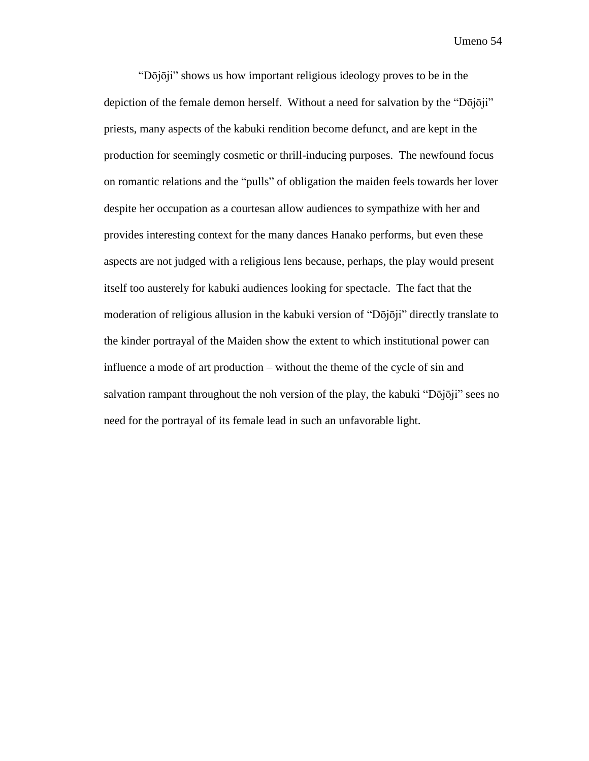"Dōjōji" shows us how important religious ideology proves to be in the depiction of the female demon herself. Without a need for salvation by the "Dōjōji" priests, many aspects of the kabuki rendition become defunct, and are kept in the production for seemingly cosmetic or thrill-inducing purposes. The newfound focus on romantic relations and the "pulls" of obligation the maiden feels towards her lover despite her occupation as a courtesan allow audiences to sympathize with her and provides interesting context for the many dances Hanako performs, but even these aspects are not judged with a religious lens because, perhaps, the play would present itself too austerely for kabuki audiences looking for spectacle. The fact that the moderation of religious allusion in the kabuki version of "Dōjōji" directly translate to the kinder portrayal of the Maiden show the extent to which institutional power can influence a mode of art production – without the theme of the cycle of sin and salvation rampant throughout the noh version of the play, the kabuki "Dōjōji" sees no need for the portrayal of its female lead in such an unfavorable light.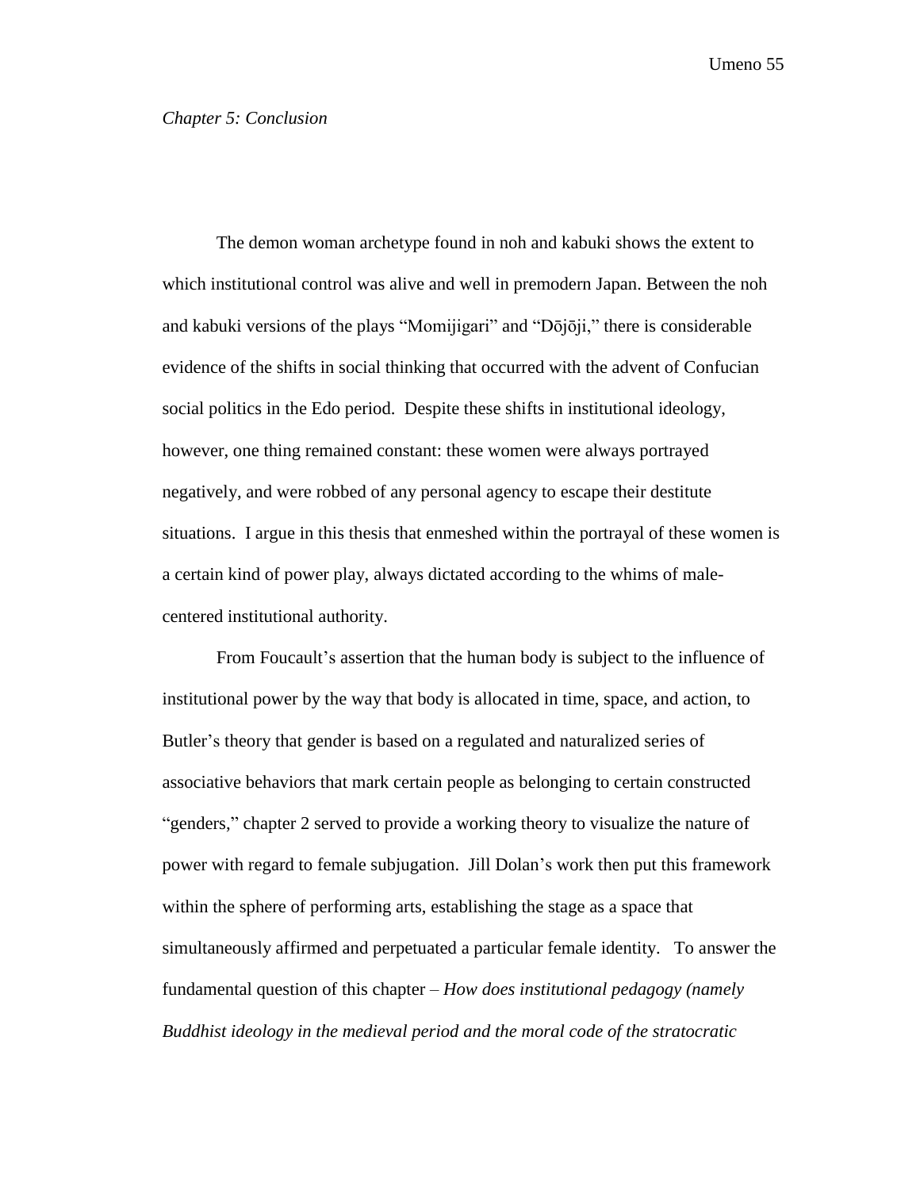*Chapter 5: Conclusion*

The demon woman archetype found in noh and kabuki shows the extent to which institutional control was alive and well in premodern Japan. Between the noh and kabuki versions of the plays "Momijigari" and "Dōjōji," there is considerable evidence of the shifts in social thinking that occurred with the advent of Confucian social politics in the Edo period. Despite these shifts in institutional ideology, however, one thing remained constant: these women were always portrayed negatively, and were robbed of any personal agency to escape their destitute situations. I argue in this thesis that enmeshed within the portrayal of these women is a certain kind of power play, always dictated according to the whims of male-centered institutional authority.

From Foucault's assertion that the human body is subject to the influence of institutional power by the way that body is allocated in time, space, and action, to Butler's theory that gender is based on a regulated and naturalized series of associative behaviors that mark certain people as belonging to certain constructed "genders," chapter 2 served to provide a working theory to visualize the nature of power with regard to female subjugation. Jill Dolan's work then put this framework within the sphere of performing arts, establishing the stage as a space that simultaneously affirmed and perpetuated a particular female identity. To answer the fundamental question of this chapter – *How does institutional pedagogy (namely Buddhist ideology in the medieval period and the moral code of the stratocratic*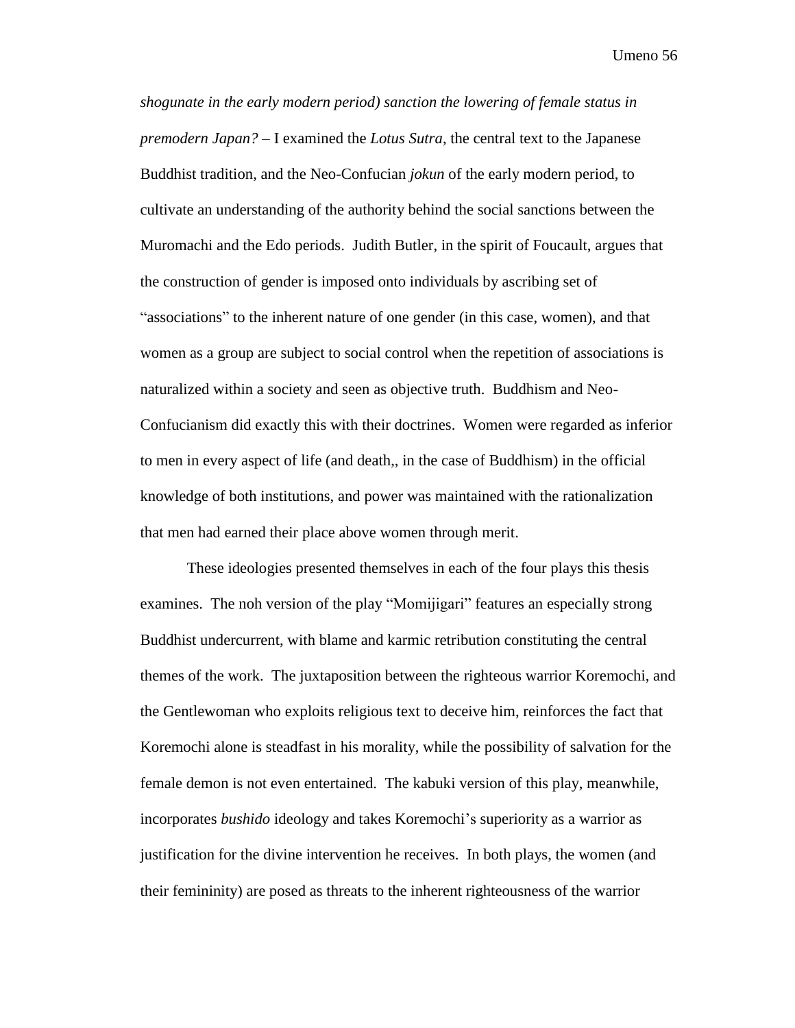*shogunate in the early modern period) sanction the lowering of female status in premodern Japan?* – I examined the *Lotus Sutra*, the central text to the Japanese Buddhist tradition, and the Neo-Confucian *jokun* of the early modern period, to cultivate an understanding of the authority behind the social sanctions between the Muromachi and the Edo periods. Judith Butler, in the spirit of Foucault, argues that the construction of gender is imposed onto individuals by ascribing set of "associations" to the inherent nature of one gender (in this case, women), and that women as a group are subject to social control when the repetition of associations is naturalized within a society and seen as objective truth. Buddhism and Neo-Confucianism did exactly this with their doctrines. Women were regarded as inferior to men in every aspect of life (and death,, in the case of Buddhism) in the official knowledge of both institutions, and power was maintained with the rationalization that men had earned their place above women through merit.

These ideologies presented themselves in each of the four plays this thesis examines. The noh version of the play "Momijigari" features an especially strong Buddhist undercurrent, with blame and karmic retribution constituting the central themes of the work. The juxtaposition between the righteous warrior Koremochi, and the Gentlewoman who exploits religious text to deceive him, reinforces the fact that Koremochi alone is steadfast in his morality, while the possibility of salvation for the female demon is not even entertained. The kabuki version of this play, meanwhile, incorporates *bushido* ideology and takes Koremochi's superiority as a warrior as justification for the divine intervention he receives. In both plays, the women (and their femininity) are posed as threats to the inherent righteousness of the warrior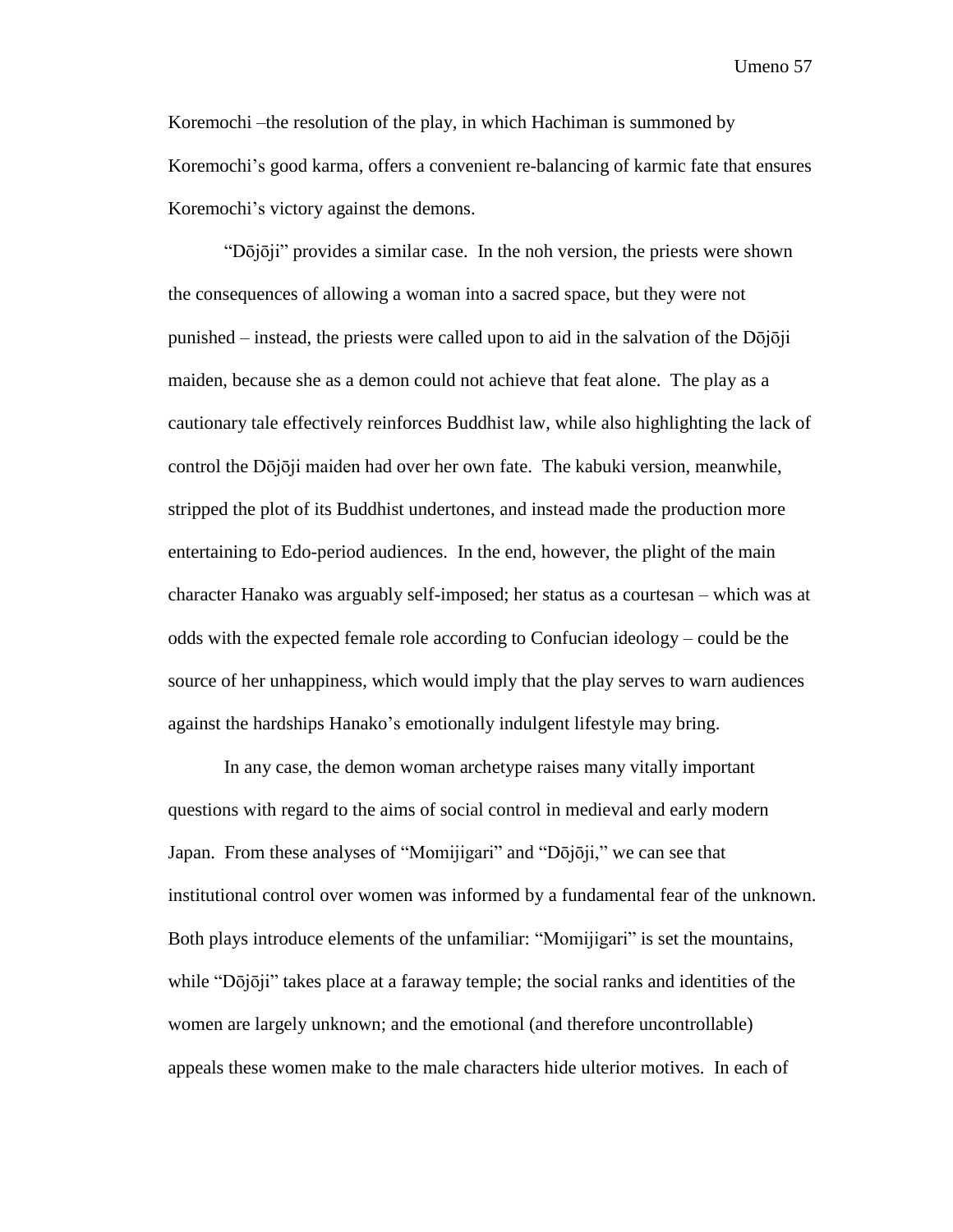Koremochi –the resolution of the play, in which Hachiman is summoned by Koremochi's good karma, offers a convenient re-balancing of karmic fate that ensures Koremochi's victory against the demons.

"Dōjōji" provides a similar case. In the noh version, the priests were shown the consequences of allowing a woman into a sacred space, but they were not punished – instead, the priests were called upon to aid in the salvation of the Dōjōji maiden, because she as a demon could not achieve that feat alone. The play as a cautionary tale effectively reinforces Buddhist law, while also highlighting the lack of control the Dōjōji maiden had over her own fate. The kabuki version, meanwhile, stripped the plot of its Buddhist undertones, and instead made the production more entertaining to Edo-period audiences. In the end, however, the plight of the main character Hanako was arguably self-imposed; her status as a courtesan – which was at odds with the expected female role according to Confucian ideology – could be the source of her unhappiness, which would imply that the play serves to warn audiences against the hardships Hanako's emotionally indulgent lifestyle may bring.

In any case, the demon woman archetype raises many vitally important questions with regard to the aims of social control in medieval and early modern Japan. From these analyses of "Momijigari" and "Dōjōji," we can see that institutional control over women was informed by a fundamental fear of the unknown. Both plays introduce elements of the unfamiliar: "Momijigari" is set the mountains, while "Dōjōji" takes place at a faraway temple; the social ranks and identities of the women are largely unknown; and the emotional (and therefore uncontrollable) appeals these women make to the male characters hide ulterior motives. In each of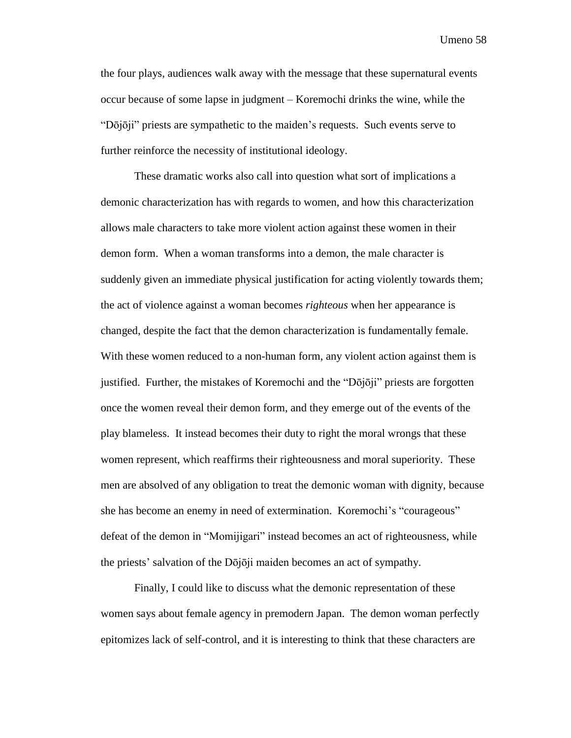the four plays, audiences walk away with the message that these supernatural events occur because of some lapse in judgment – Koremochi drinks the wine, while the "Dōjōji" priests are sympathetic to the maiden's requests. Such events serve to further reinforce the necessity of institutional ideology.

These dramatic works also call into question what sort of implications a demonic characterization has with regards to women, and how this characterization allows male characters to take more violent action against these women in their demon form. When a woman transforms into a demon, the male character is suddenly given an immediate physical justification for acting violently towards them; the act of violence against a woman becomes *righteous* when her appearance is changed, despite the fact that the demon characterization is fundamentally female. With these women reduced to a non-human form, any violent action against them is justified. Further, the mistakes of Koremochi and the "Dōjōji" priests are forgotten once the women reveal their demon form, and they emerge out of the events of the play blameless. It instead becomes their duty to right the moral wrongs that these women represent, which reaffirms their righteousness and moral superiority. These men are absolved of any obligation to treat the demonic woman with dignity, because she has become an enemy in need of extermination. Koremochi's "courageous" defeat of the demon in "Momijigari" instead becomes an act of righteousness, while the priests' salvation of the Dōjōji maiden becomes an act of sympathy.

Finally, I could like to discuss what the demonic representation of these women says about female agency in premodern Japan. The demon woman perfectly epitomizes lack of self-control, and it is interesting to think that these characters are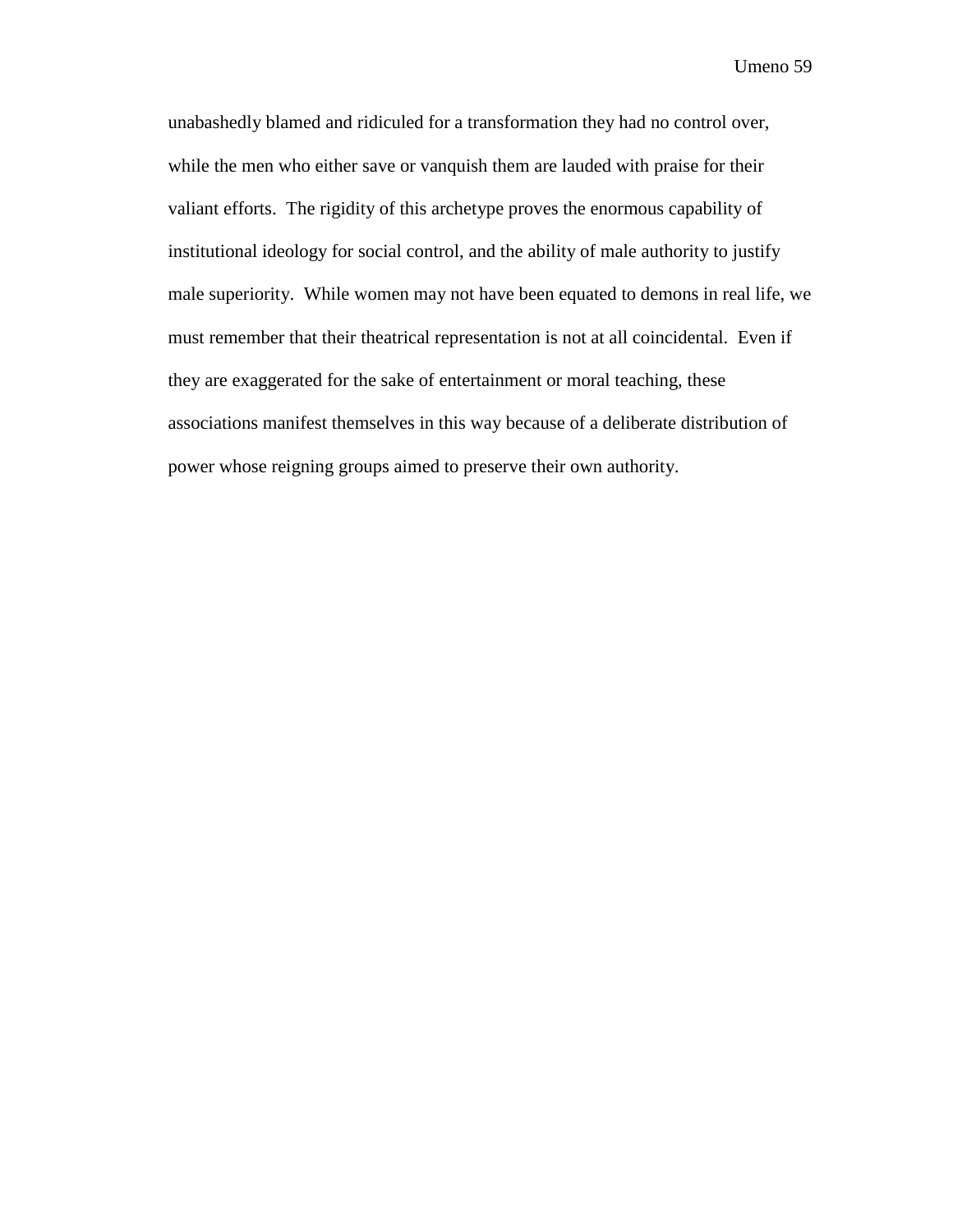unabashedly blamed and ridiculed for a transformation they had no control over, while the men who either save or vanquish them are lauded with praise for their valiant efforts. The rigidity of this archetype proves the enormous capability of institutional ideology for social control, and the ability of male authority to justify male superiority. While women may not have been equated to demons in real life, we must remember that their theatrical representation is not at all coincidental. Even if they are exaggerated for the sake of entertainment or moral teaching, these associations manifest themselves in this way because of a deliberate distribution of power whose reigning groups aimed to preserve their own authority.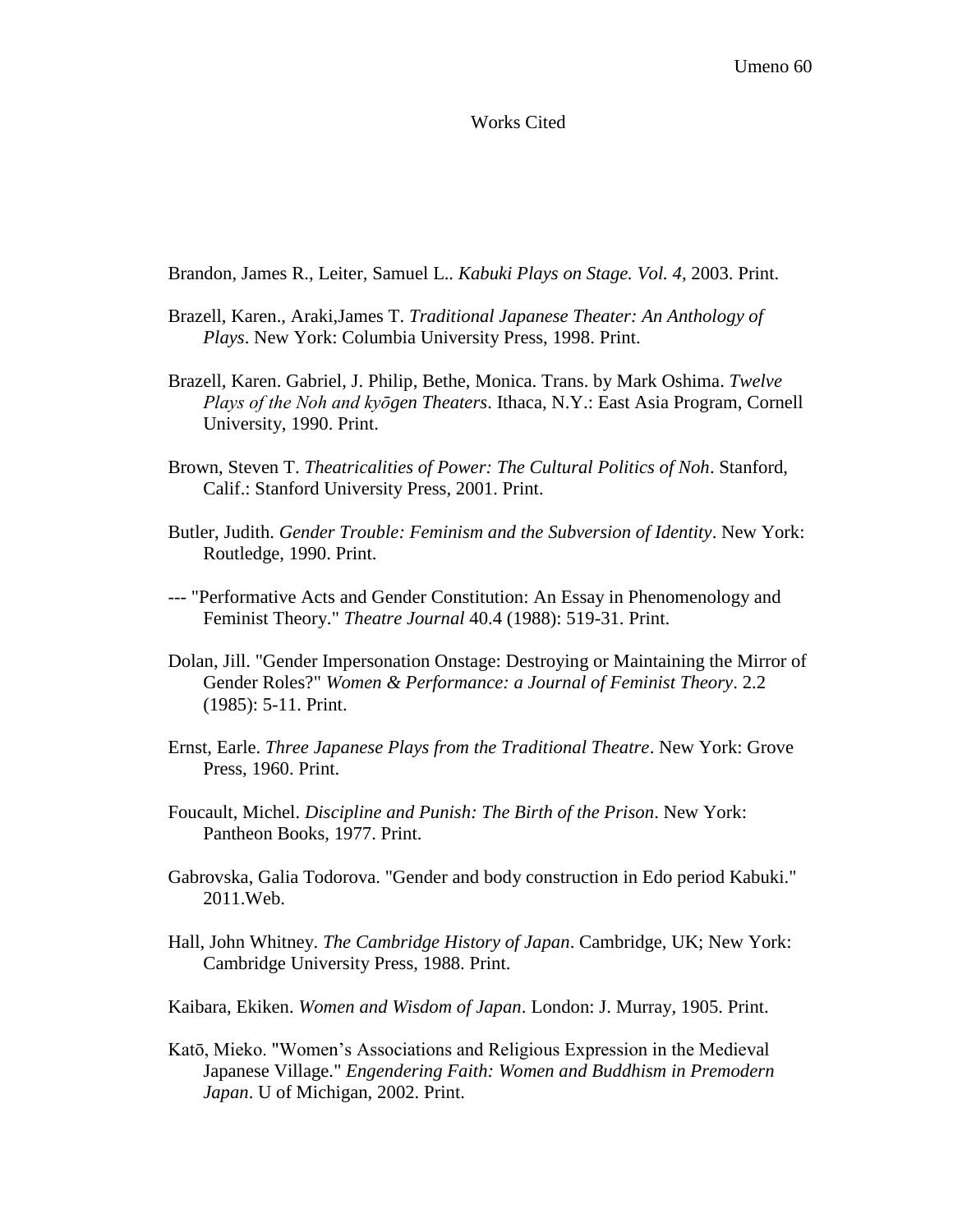# Works Cited

Brandon, James R., Leiter, Samuel L.. *Kabuki Plays on Stage. Vol. 4*, 2003. Print.

Brazell, Karen., Araki,James T. *Traditional Japanese Theater: An Anthology of Plays*. New York: Columbia University Press, 1998. Print.

Brazell, Karen. Gabriel, J. Philip, Bethe, Monica. Trans. by Mark Oshima. *Twelve Plays of the Noh and kyōgen Theaters*. Ithaca, N.Y.: East Asia Program, Cornell University, 1990. Print.

Brown, Steven T. *Theatricalities of Power: The Cultural Politics of Noh*. Stanford, Calif.: Stanford University Press, 2001. Print.

Butler, Judith. *Gender Trouble: Feminism and the Subversion of Identity*. New York: Routledge, 1990. Print.

--- "Performative Acts and Gender Constitution: An Essay in Phenomenology and Feminist Theory." *Theatre Journal* 40.4 (1988): 519-31. Print.

Dolan, Jill. "Gender Impersonation Onstage: Destroying or Maintaining the Mirror of Gender Roles?" *Women & Performance: a Journal of Feminist Theory*. 2.2 (1985): 5-11. Print.

Ernst, Earle. *Three Japanese Plays from the Traditional Theatre*. New York: Grove Press, 1960. Print.

Foucault, Michel. *Discipline and Punish: The Birth of the Prison*. New York: Pantheon Books, 1977. Print.

Gabrovska, Galia Todorova. "Gender and body construction in Edo period Kabuki." 2011.Web.

Hall, John Whitney. *The Cambridge History of Japan*. Cambridge, UK; New York: Cambridge University Press, 1988. Print.

Kaibara, Ekiken. *Women and Wisdom of Japan*. London: J. Murray, 1905. Print.

Katō, Mieko. "Women's Associations and Religious Expression in the Medieval Japanese Village." *Engendering Faith: Women and Buddhism in Premodern Japan*. U of Michigan, 2002. Print.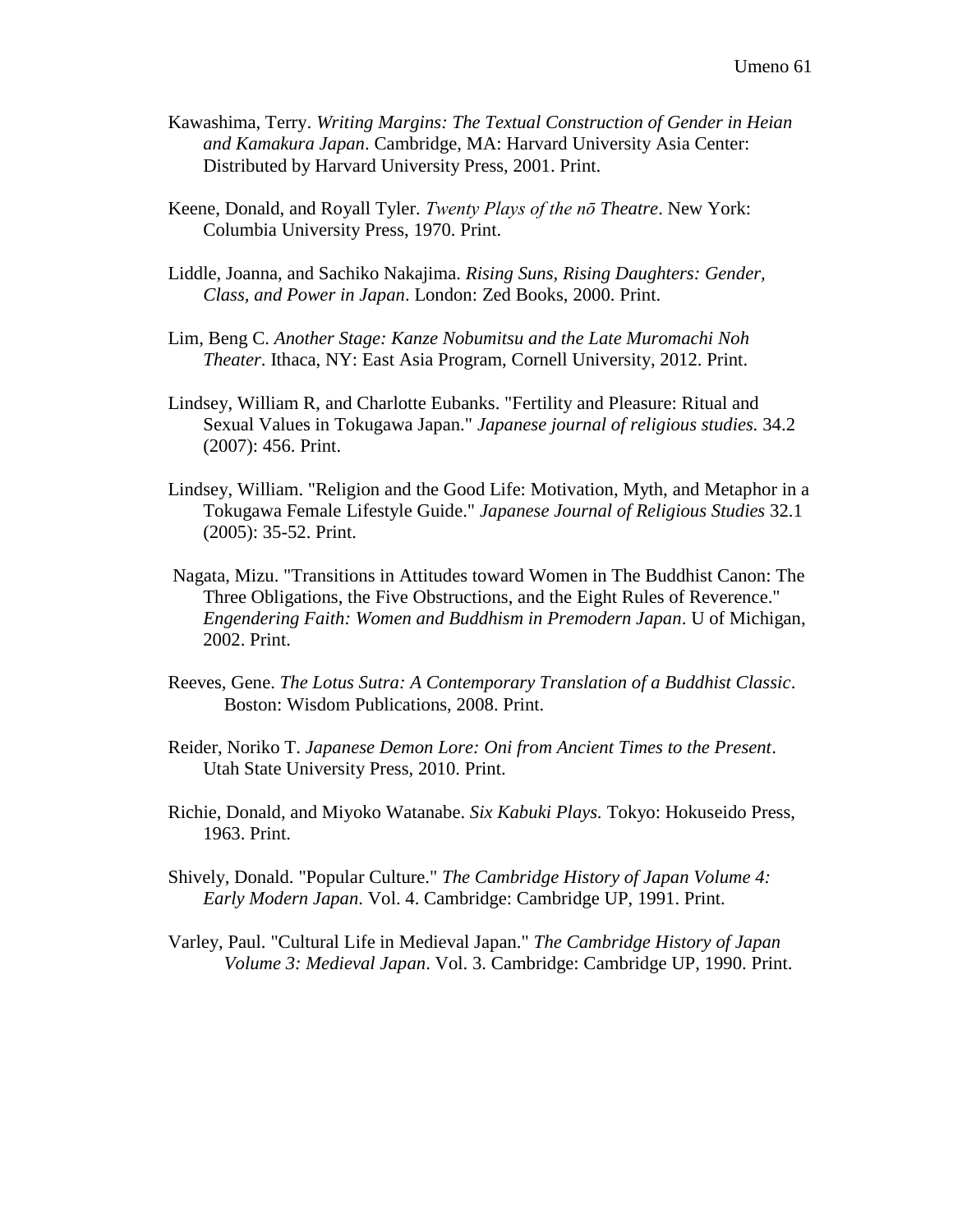Kawashima, Terry. *Writing Margins: The Textual Construction of Gender in Heian and Kamakura Japan*. Cambridge, MA: Harvard University Asia Center: Distributed by Harvard University Press, 2001. Print.

Keene, Donald, and Royall Tyler. *Twenty Plays of the nō Theatre*. New York: Columbia University Press, 1970. Print.

Liddle, Joanna, and Sachiko Nakajima. *Rising Suns, Rising Daughters: Gender, Class, and Power in Japan*. London: Zed Books, 2000. Print.

Lim, Beng C. *Another Stage: Kanze Nobumitsu and the Late Muromachi Noh Theater*. Ithaca, NY: East Asia Program, Cornell University, 2012. Print.

Lindsey, William R, and Charlotte Eubanks. "Fertility and Pleasure: Ritual and Sexual Values in Tokugawa Japan." *Japanese journal of religious studies.* 34.2 (2007): 456. Print.

Lindsey, William. "Religion and the Good Life: Motivation, Myth, and Metaphor in a Tokugawa Female Lifestyle Guide." *Japanese Journal of Religious Studies* 32.1 (2005): 35-52. Print.

Nagata, Mizu. "Transitions in Attitudes toward Women in The Buddhist Canon: The Three Obligations, the Five Obstructions, and the Eight Rules of Reverence." *Engendering Faith: Women and Buddhism in Premodern Japan*. U of Michigan, 2002. Print.

Reeves, Gene. *The Lotus Sutra: A Contemporary Translation of a Buddhist Classic*. Boston: Wisdom Publications, 2008. Print.

Reider, Noriko T. *Japanese Demon Lore: Oni from Ancient Times to the Present*. Utah State University Press, 2010. Print.

Richie, Donald, and Miyoko Watanabe. *Six Kabuki Plays.* Tokyo: Hokuseido Press, 1963. Print.

Shively, Donald. "Popular Culture." *The Cambridge History of Japan Volume 4: Early Modern Japan.* Vol. 4. Cambridge: Cambridge UP, 1991. Print.

Varley, Paul. "Cultural Life in Medieval Japan." *The Cambridge History of Japan Volume 3: Medieval Japan*. Vol. 3. Cambridge: Cambridge UP, 1990. Print.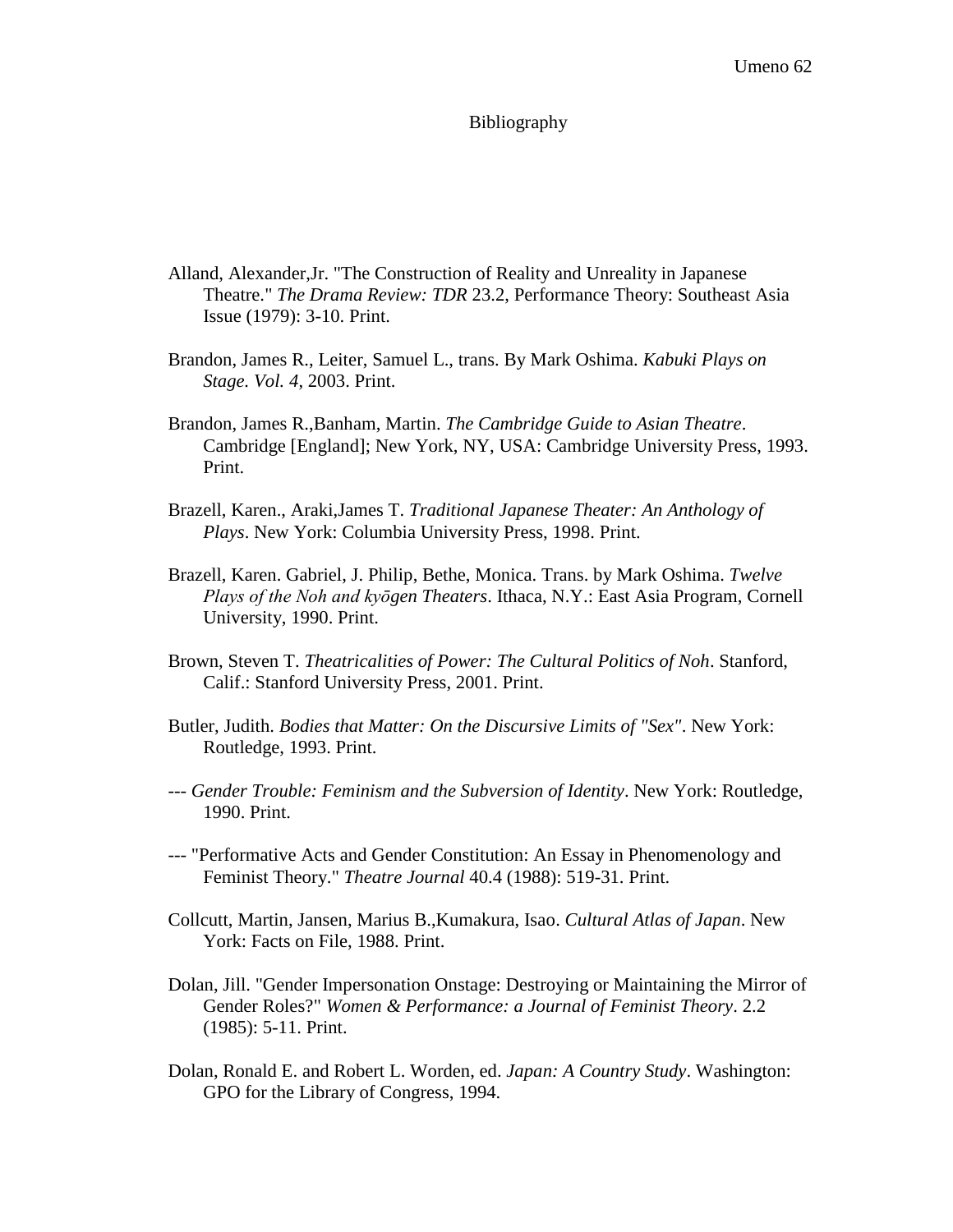# Bibliography

Alland, Alexander,Jr. "The Construction of Reality and Unreality in Japanese Theatre." *The Drama Review: TDR* 23.2, Performance Theory: Southeast Asia Issue (1979): 3-10. Print.

Brandon, James R., Leiter, Samuel L., trans. By Mark Oshima. *Kabuki Plays on Stage. Vol. 4*, 2003. Print.

Brandon, James R.,Banham, Martin. *The Cambridge Guide to Asian Theatre*. Cambridge [England]; New York, NY, USA: Cambridge University Press, 1993. Print.

Brazell, Karen., Araki,James T. *Traditional Japanese Theater: An Anthology of Plays*. New York: Columbia University Press, 1998. Print.

Brazell, Karen. Gabriel, J. Philip, Bethe, Monica. Trans. by Mark Oshima. *Twelve Plays of the Noh and kyōgen Theaters*. Ithaca, N.Y.: East Asia Program, Cornell University, 1990. Print.

Brown, Steven T. *Theatricalities of Power: The Cultural Politics of Noh*. Stanford, Calif.: Stanford University Press, 2001. Print.

Butler, Judith. *Bodies that Matter: On the Discursive Limits of "Sex"*. New York: Routledge, 1993. Print.

--- *Gender Trouble: Feminism and the Subversion of Identity*. New York: Routledge, 1990. Print.

--- "Performative Acts and Gender Constitution: An Essay in Phenomenology and Feminist Theory." *Theatre Journal* 40.4 (1988): 519-31. Print.

Collcutt, Martin, Jansen, Marius B.,Kumakura, Isao. *Cultural Atlas of Japan*. New York: Facts on File, 1988. Print.

Dolan, Jill. "Gender Impersonation Onstage: Destroying or Maintaining the Mirror of Gender Roles?" *Women & Performance: a Journal of Feminist Theory*. 2.2 (1985): 5-11. Print.

Dolan, Ronald E. and Robert L. Worden, ed. *Japan: A Country Study*. Washington: GPO for the Library of Congress, 1994.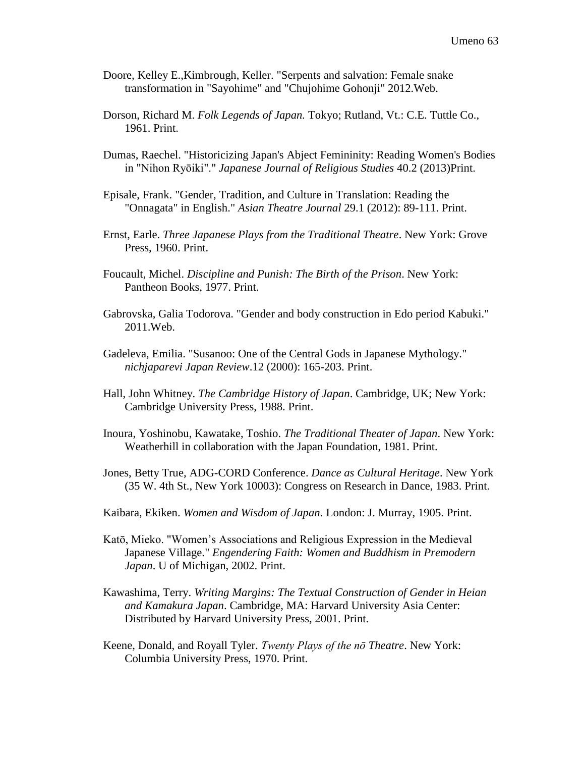Doore, Kelley E.,Kimbrough, Keller. "Serpents and salvation: Female snake transformation in "Sayohime" and "Chujohime Gohonji" 2012.Web.

Dorson, Richard M. *Folk Legends of Japan.* Tokyo; Rutland, Vt.: C.E. Tuttle Co., 1961. Print.

Dumas, Raechel. "Historicizing Japan's Abject Femininity: Reading Women's Bodies in "Nihon Ryōiki"." *Japanese Journal of Religious Studies* 40.2 (2013)Print.

Episale, Frank. "Gender, Tradition, and Culture in Translation: Reading the "Onnagata" in English." *Asian Theatre Journal* 29.1 (2012): 89-111. Print.

Ernst, Earle. *Three Japanese Plays from the Traditional Theatre*. New York: Grove Press, 1960. Print.

Foucault, Michel. *Discipline and Punish: The Birth of the Prison*. New York: Pantheon Books, 1977. Print.

Gabrovska, Galia Todorova. "Gender and body construction in Edo period Kabuki." 2011.Web.

Gadeleva, Emilia. "Susanoo: One of the Central Gods in Japanese Mythology." *nichjaparevi Japan Review*.12 (2000): 165-203. Print.

Hall, John Whitney. *The Cambridge History of Japan*. Cambridge, UK; New York: Cambridge University Press, 1988. Print.

Inoura, Yoshinobu, Kawatake, Toshio. *The Traditional Theater of Japan*. New York: Weatherhill in collaboration with the Japan Foundation, 1981. Print.

Jones, Betty True, ADG-CORD Conference. *Dance as Cultural Heritage*. New York (35 W. 4th St., New York 10003): Congress on Research in Dance, 1983. Print.

Kaibara, Ekiken. *Women and Wisdom of Japan*. London: J. Murray, 1905. Print.

Katō, Mieko. "Women's Associations and Religious Expression in the Medieval Japanese Village." *Engendering Faith: Women and Buddhism in Premodern Japan*. U of Michigan, 2002. Print.

Kawashima, Terry. *Writing Margins: The Textual Construction of Gender in Heian and Kamakura Japan*. Cambridge, MA: Harvard University Asia Center: Distributed by Harvard University Press, 2001. Print.

Keene, Donald, and Royall Tyler. *Twenty Plays of the nō Theatre*. New York: Columbia University Press, 1970. Print.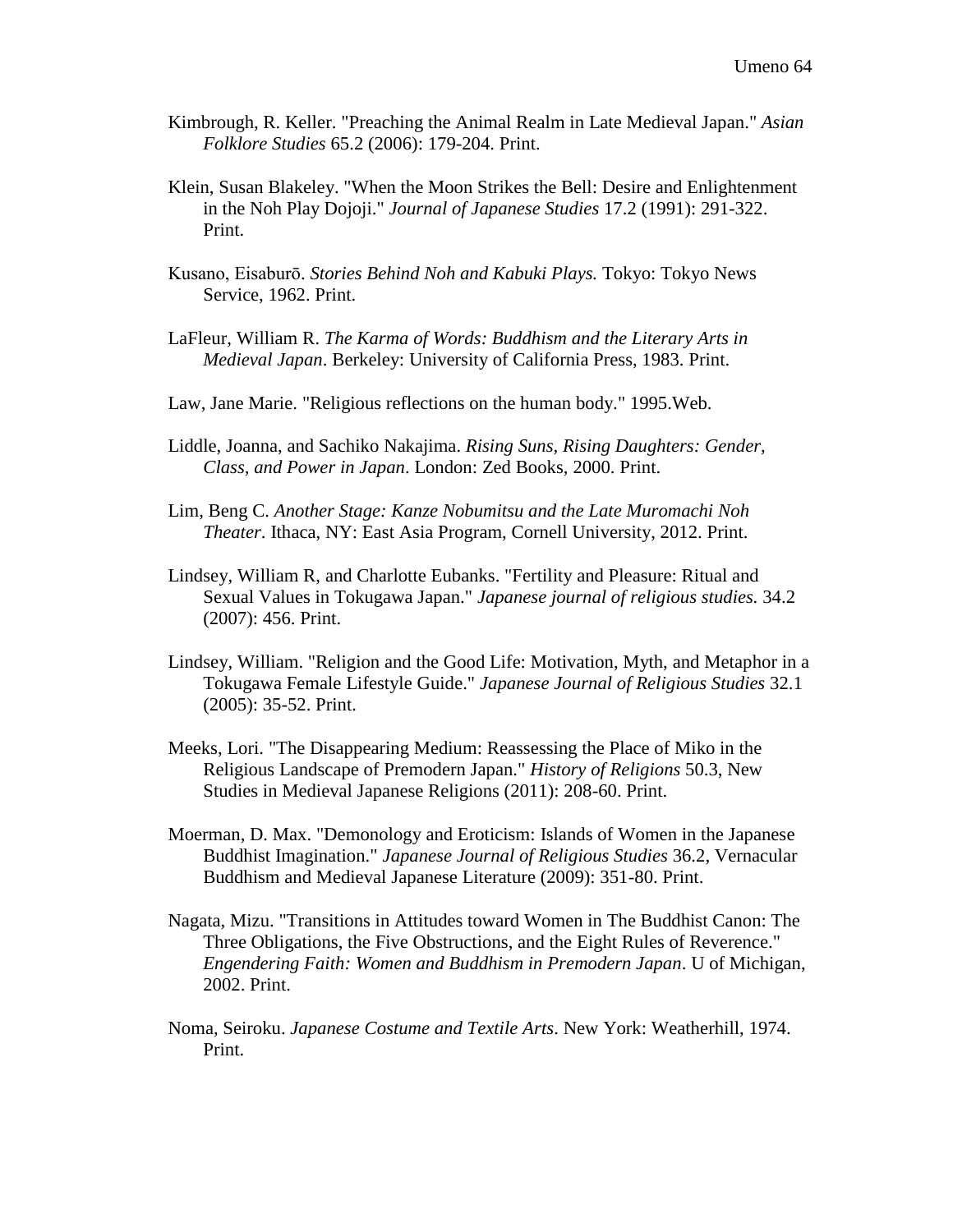Kimbrough, R. Keller. "Preaching the Animal Realm in Late Medieval Japan." *Asian Folklore Studies* 65.2 (2006): 179-204. Print.

Klein, Susan Blakeley. "When the Moon Strikes the Bell: Desire and Enlightenment in the Noh Play Dojoji." *Journal of Japanese Studies* 17.2 (1991): 291-322. Print.

Kusano, Eisaburō. *Stories Behind Noh and Kabuki Plays.* Tokyo: Tokyo News Service, 1962. Print.

LaFleur, William R. *The Karma of Words: Buddhism and the Literary Arts in Medieval Japan*. Berkeley: University of California Press, 1983. Print.

Law, Jane Marie. "Religious reflections on the human body." 1995.Web.

Liddle, Joanna, and Sachiko Nakajima. *Rising Suns, Rising Daughters: Gender, Class, and Power in Japan*. London: Zed Books, 2000. Print.

Lim, Beng C. *Another Stage: Kanze Nobumitsu and the Late Muromachi Noh Theater*. Ithaca, NY: East Asia Program, Cornell University, 2012. Print.

Lindsey, William R, and Charlotte Eubanks. "Fertility and Pleasure: Ritual and Sexual Values in Tokugawa Japan." *Japanese journal of religious studies.* 34.2 (2007): 456. Print.

Lindsey, William. "Religion and the Good Life: Motivation, Myth, and Metaphor in a Tokugawa Female Lifestyle Guide." *Japanese Journal of Religious Studies* 32.1 (2005): 35-52. Print.

Meeks, Lori. "The Disappearing Medium: Reassessing the Place of Miko in the Religious Landscape of Premodern Japan." *History of Religions* 50.3, New Studies in Medieval Japanese Religions (2011): 208-60. Print.

Moerman, D. Max. "Demonology and Eroticism: Islands of Women in the Japanese Buddhist Imagination." *Japanese Journal of Religious Studies* 36.2, Vernacular Buddhism and Medieval Japanese Literature (2009): 351-80. Print.

Nagata, Mizu. "Transitions in Attitudes toward Women in The Buddhist Canon: The Three Obligations, the Five Obstructions, and the Eight Rules of Reverence." *Engendering Faith: Women and Buddhism in Premodern Japan*. U of Michigan, 2002. Print.

Noma, Seiroku. *Japanese Costume and Textile Arts*. New York: Weatherhill, 1974. Print.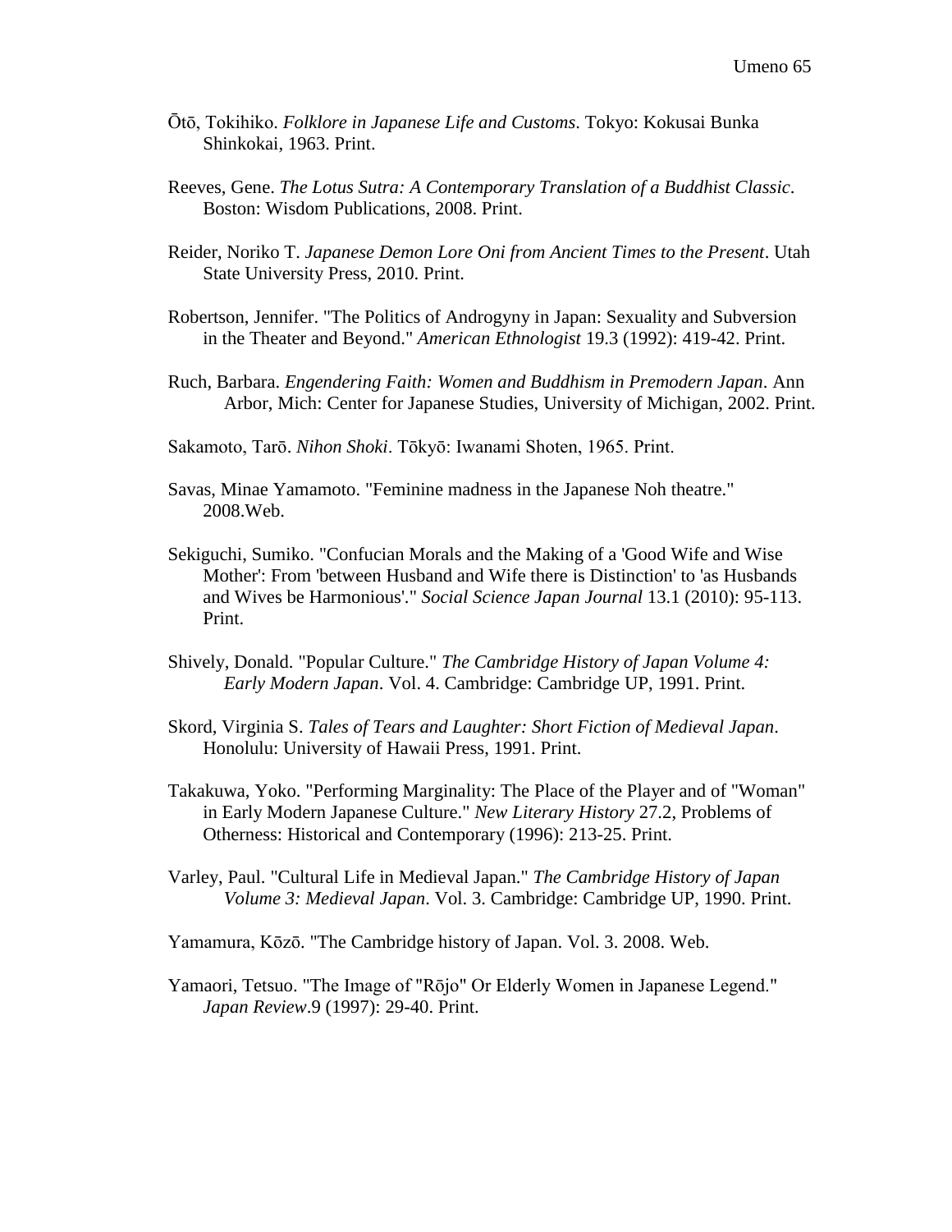Ōtō, Tokihiko. *Folklore in Japanese Life and Customs*. Tokyo: Kokusai Bunka Shinkokai, 1963. Print.

Reeves, Gene. *The Lotus Sutra: A Contemporary Translation of a Buddhist Classic*. Boston: Wisdom Publications, 2008. Print.

Reider, Noriko T. *Japanese Demon Lore Oni from Ancient Times to the Present*. Utah State University Press, 2010. Print.

Robertson, Jennifer. "The Politics of Androgyny in Japan: Sexuality and Subversion in the Theater and Beyond." *American Ethnologist* 19.3 (1992): 419-42. Print.

Ruch, Barbara. *Engendering Faith: Women and Buddhism in Premodern Japan*. Ann Arbor, Mich: Center for Japanese Studies, University of Michigan, 2002. Print.

Sakamoto, Tarō. *Nihon Shoki*. Tōkyō: Iwanami Shoten, 1965. Print.

Savas, Minae Yamamoto. "Feminine madness in the Japanese Noh theatre." 2008.Web.

Sekiguchi, Sumiko. "Confucian Morals and the Making of a 'Good Wife and Wise Mother': From 'between Husband and Wife there is Distinction' to 'as Husbands and Wives be Harmonious'." *Social Science Japan Journal* 13.1 (2010): 95-113. Print.

Shively, Donald. "Popular Culture." *The Cambridge History of Japan Volume 4: Early Modern Japan*. Vol. 4. Cambridge: Cambridge UP, 1991. Print.

Skord, Virginia S. *Tales of Tears and Laughter: Short Fiction of Medieval Japan*. Honolulu: University of Hawaii Press, 1991. Print.

Takakuwa, Yoko. "Performing Marginality: The Place of the Player and of "Woman" in Early Modern Japanese Culture." *New Literary History* 27.2, Problems of Otherness: Historical and Contemporary (1996): 213-25. Print.

Varley, Paul. "Cultural Life in Medieval Japan." *The Cambridge History of Japan Volume 3: Medieval Japan*. Vol. 3. Cambridge: Cambridge UP, 1990. Print.

Yamamura, Kōzō. "The Cambridge history of Japan. Vol. 3. 2008. Web.

Yamaori, Tetsuo. "The Image of "Rōjo" Or Elderly Women in Japanese Legend." *Japan Review*.9 (1997): 29-40. Print.